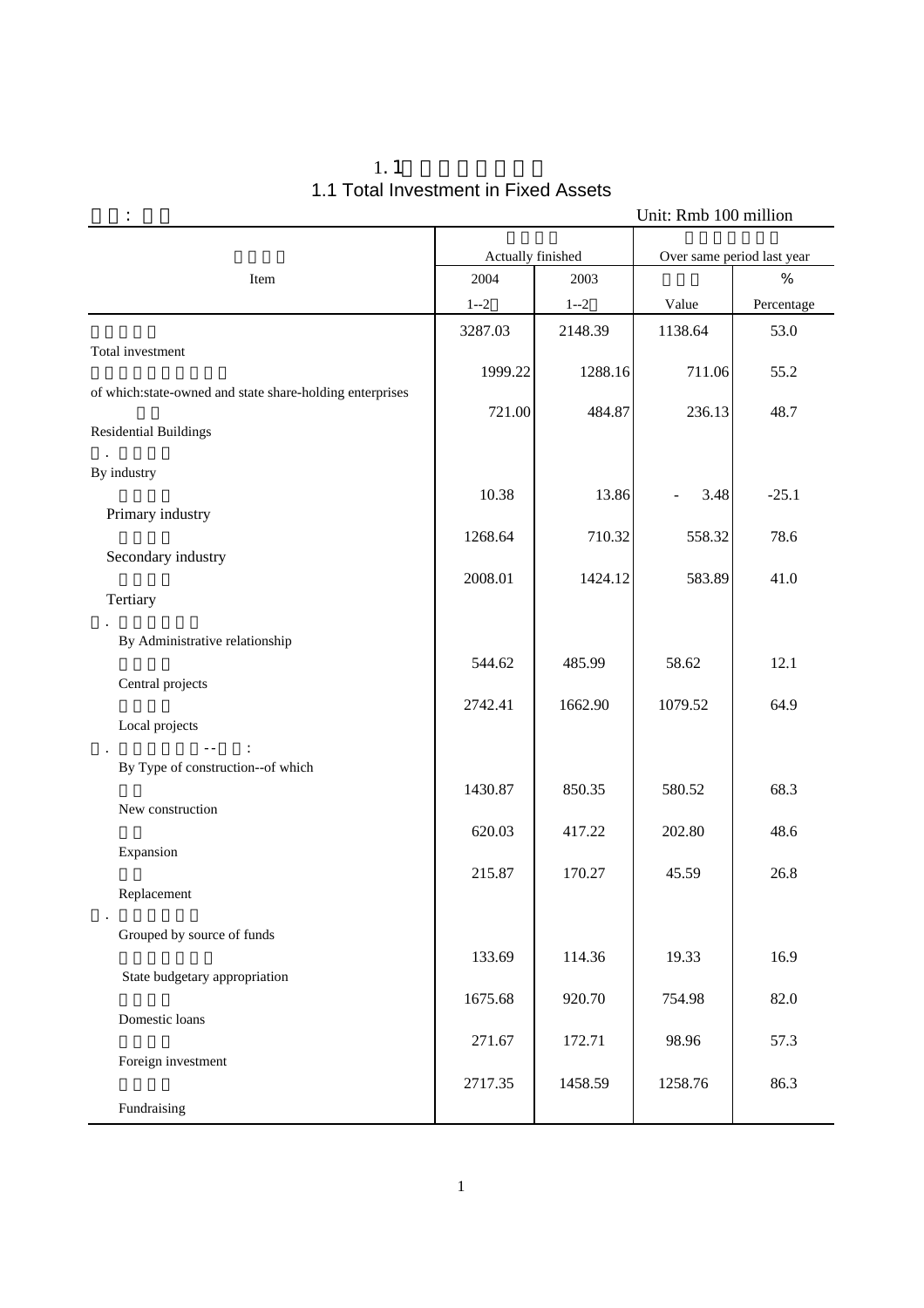# 1.1 Total Investment in Fixed Assets

Unit: Rmb 100 million

| Item | Actually finished | | Over same period last year | |
|---|---|---|---|---|
| | 2004 1--2 | 2003 1--2 | Value | % Percentage |
| Total investment | 3287.03 | 2148.39 | 1138.64 | 53.0 |
| of which:state-owned and state share-holding enterprises | 1999.22 | 1288.16 | 711.06 | 55.2 |
| Residential Buildings | 721.00 | 484.87 | 236.13 | 48.7 |
| By industry | | | | |
| Primary industry | 10.38 | 13.86 | - 3.48 | -25.1 |
| Secondary industry | 1268.64 | 710.32 | 558.32 | 78.6 |
| Tertiary | 2008.01 | 1424.12 | 583.89 | 41.0 |
| By Administrative relationship | | | | |
| Central projects | 544.62 | 485.99 | 58.62 | 12.1 |
| Local projects | 2742.41 | 1662.90 | 1079.52 | 64.9 |
| By Type of construction--of which | | | | |
| New construction | 1430.87 | 850.35 | 580.52 | 68.3 |
| Expansion | 620.03 | 417.22 | 202.80 | 48.6 |
| Replacement | 215.87 | 170.27 | 45.59 | 26.8 |
| Grouped by source of funds | | | | |
| State budgetary appropriation | 133.69 | 114.36 | 19.33 | 16.9 |
| Domestic loans | 1675.68 | 920.70 | 754.98 | 82.0 |
| Foreign investment | 271.67 | 172.71 | 98.96 | 57.3 |
| Fundraising | 2717.35 | 1458.59 | 1258.76 | 86.3 |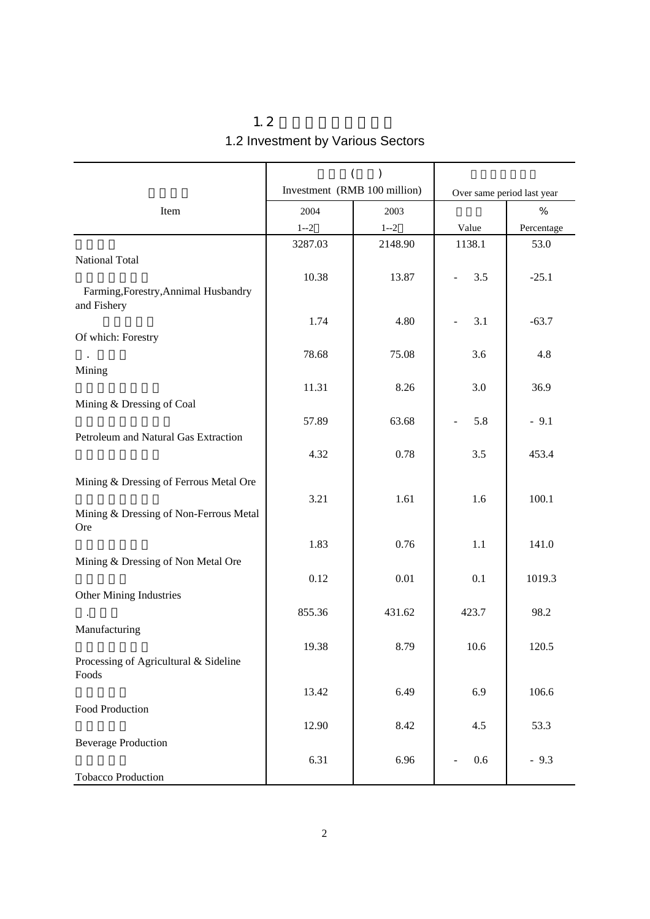# 1.2

## 1.2 Investment by Various Sectors

| Item | Investment (RMB 100 million) | | Over same period last year | |
|---|---|---|---|---|
| | 2004 1--2 | 2003 1--2 | Value | % Percentage |
| National Total | 3287.03 | 2148.90 | 1138.1 | 53.0 |
| Farming,Forestry,Annimal Husbandry and Fishery | 10.38 | 13.87 | - 3.5 | -25.1 |
| Of which: Forestry | 1.74 | 4.80 | - 3.1 | -63.7 |
| . Mining | 78.68 | 75.08 | 3.6 | 4.8 |
| Mining & Dressing of Coal | 11.31 | 8.26 | 3.0 | 36.9 |
| Petroleum and Natural Gas Extraction | 57.89 | 63.68 | - 5.8 | - 9.1 |
| Mining & Dressing of Ferrous Metal Ore | 4.32 | 0.78 | 3.5 | 453.4 |
| Mining & Dressing of Non-Ferrous Metal Ore | 3.21 | 1.61 | 1.6 | 100.1 |
| Mining & Dressing of Non Metal Ore | 1.83 | 0.76 | 1.1 | 141.0 |
| Other Mining Industries | 0.12 | 0.01 | 0.1 | 1019.3 |
| . Manufacturing | 855.36 | 431.62 | 423.7 | 98.2 |
| Processing of Agricultural & Sideline Foods | 19.38 | 8.79 | 10.6 | 120.5 |
| Food Production | 13.42 | 6.49 | 6.9 | 106.6 |
| Beverage Production | 12.90 | 8.42 | 4.5 | 53.3 |
| Tobacco Production | 6.31 | 6.96 | - 0.6 | - 9.3 |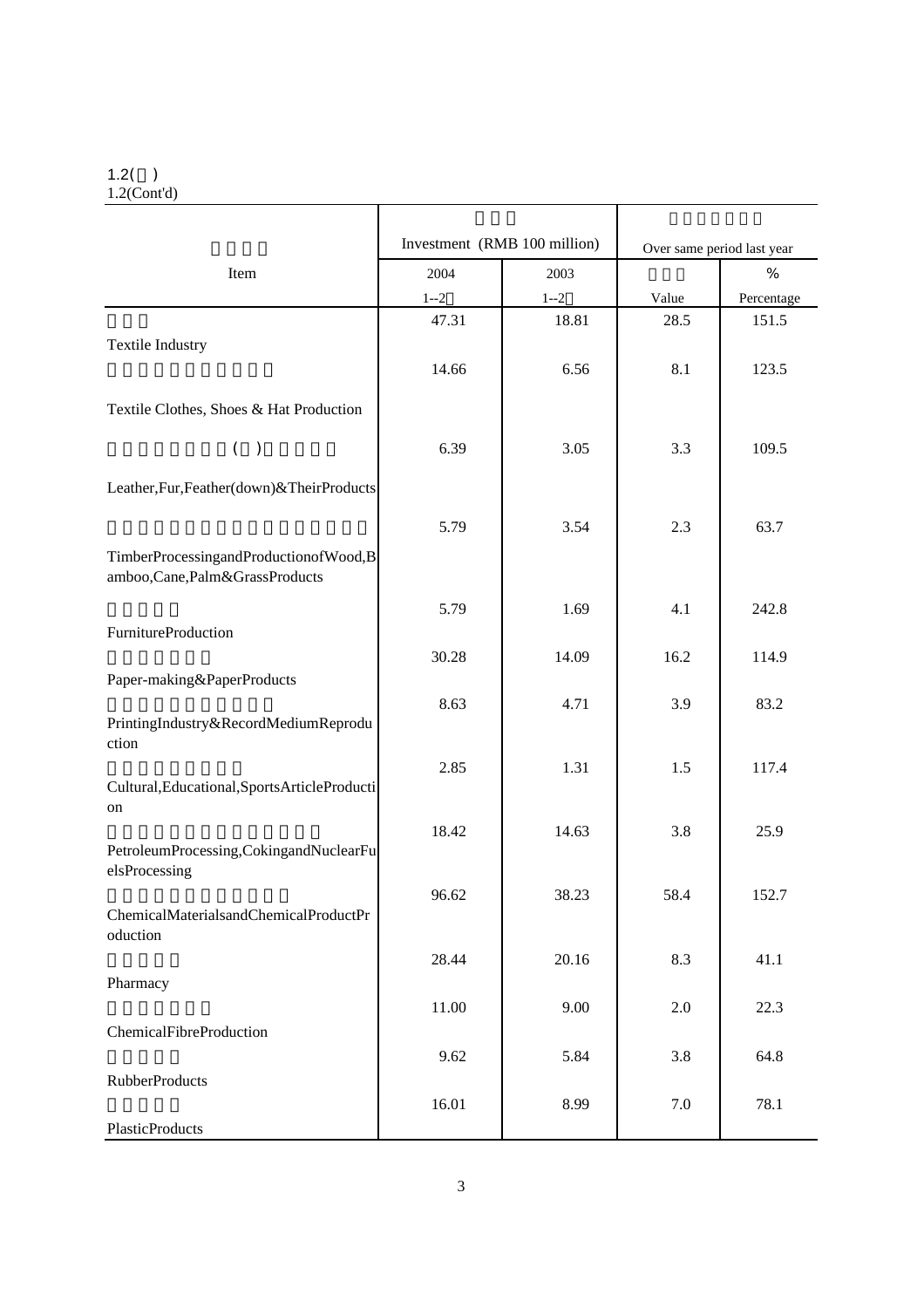1.2( )
1.2(Cont'd)

| Item | Investment (RMB 100 million) | | Over same period last year | |
|---|---|---|---|---|
| | 2004 1--2 | 2003 1--2 | Value | % Percentage |
| Textile Industry | 47.31 | 18.81 | 28.5 | 151.5 |
| Textile Clothes, Shoes & Hat Production | 14.66 | 6.56 | 8.1 | 123.5 |
| Leather,Fur,Feather(down)&TheirProducts | 6.39 | 3.05 | 3.3 | 109.5 |
| TimberProcessingandProductionofWood,Bamboo,Cane,Palm&GrassProducts | 5.79 | 3.54 | 2.3 | 63.7 |
| FurnitureProduction | 5.79 | 1.69 | 4.1 | 242.8 |
| Paper-making&PaperProducts | 30.28 | 14.09 | 16.2 | 114.9 |
| PrintingIndustry&RecordMediumReproduction | 8.63 | 4.71 | 3.9 | 83.2 |
| Cultural,Educational,SportsArticleProduction | 2.85 | 1.31 | 1.5 | 117.4 |
| PetroleumProcessing,CokingandNuclearFuelsProcessing | 18.42 | 14.63 | 3.8 | 25.9 |
| ChemicalMaterialsandChemicalProductProduction | 96.62 | 38.23 | 58.4 | 152.7 |
| Pharmacy | 28.44 | 20.16 | 8.3 | 41.1 |
| ChemicalFibreProduction | 11.00 | 9.00 | 2.0 | 22.3 |
| RubberProducts | 9.62 | 5.84 | 3.8 | 64.8 |
| PlasticProducts | 16.01 | 8.99 | 7.0 | 78.1 |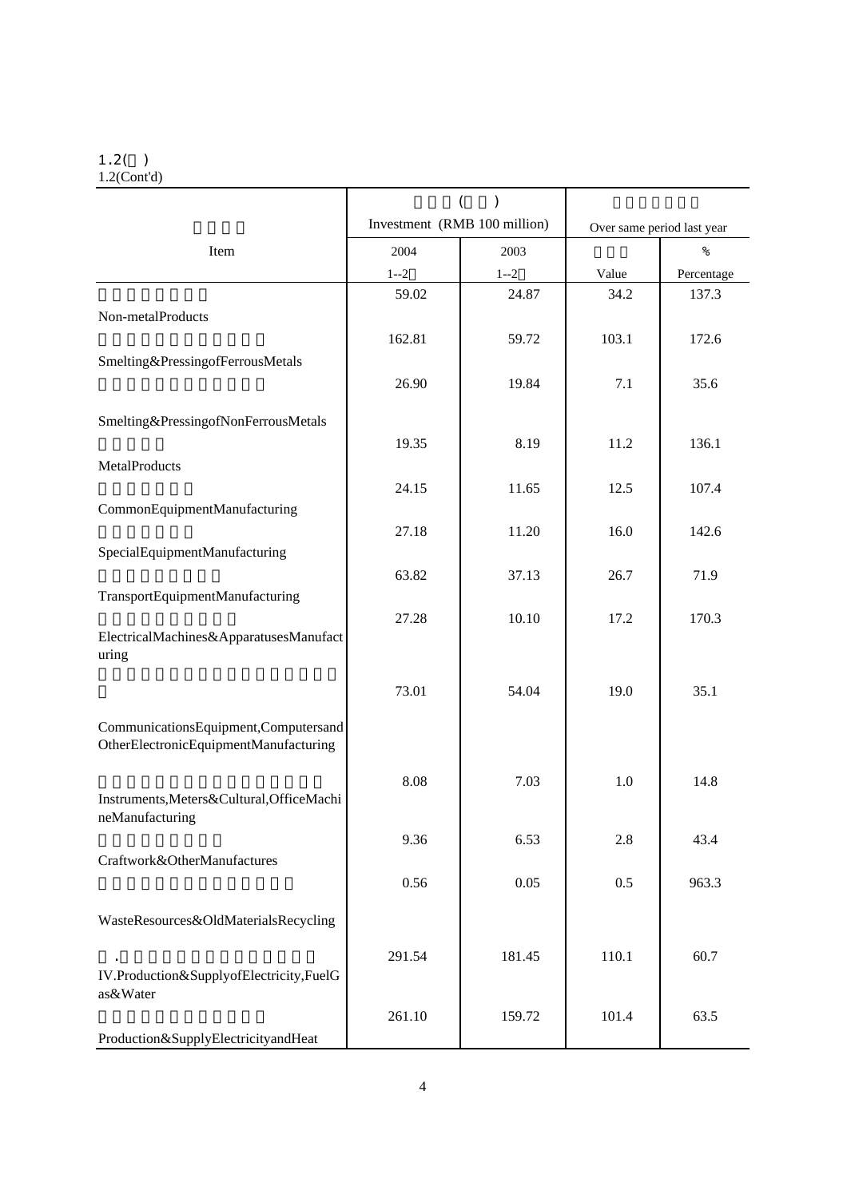1.2( )
1.2(Cont'd)

| Item | Investment (RMB 100 million) | | Over same period last year | |
|---|---|---|---|---|
| | 2004 1--2 | 2003 1--2 | Value | % Percentage |
| Non-metalProducts | 59.02 | 24.87 | 34.2 | 137.3 |
| Smelting&PressingofFerrousMetals | 162.81 | 59.72 | 103.1 | 172.6 |
| Smelting&PressingofNonFerrousMetals | 26.90 | 19.84 | 7.1 | 35.6 |
| MetalProducts | 19.35 | 8.19 | 11.2 | 136.1 |
| CommonEquipmentManufacturing | 24.15 | 11.65 | 12.5 | 107.4 |
| SpecialEquipmentManufacturing | 27.18 | 11.20 | 16.0 | 142.6 |
| TransportEquipmentManufacturing | 63.82 | 37.13 | 26.7 | 71.9 |
| ElectricalMachines&ApparatusesManufacturing | 27.28 | 10.10 | 17.2 | 170.3 |
| CommunicationsEquipment,ComputersandOtherElectronicEquipmentManufacturing | 73.01 | 54.04 | 19.0 | 35.1 |
| Instruments,Meters&Cultural,OfficeMachineManufacturing | 8.08 | 7.03 | 1.0 | 14.8 |
| Craftwork&OtherManufactures | 9.36 | 6.53 | 2.8 | 43.4 |
| WasteResources&OldMaterialsRecycling | 0.56 | 0.05 | 0.5 | 963.3 |
| IV.Production&SupplyofElectricity,FuelGas&Water | 291.54 | 181.45 | 110.1 | 60.7 |
| Production&SupplyElectricityandHeat | 261.10 | 159.72 | 101.4 | 63.5 |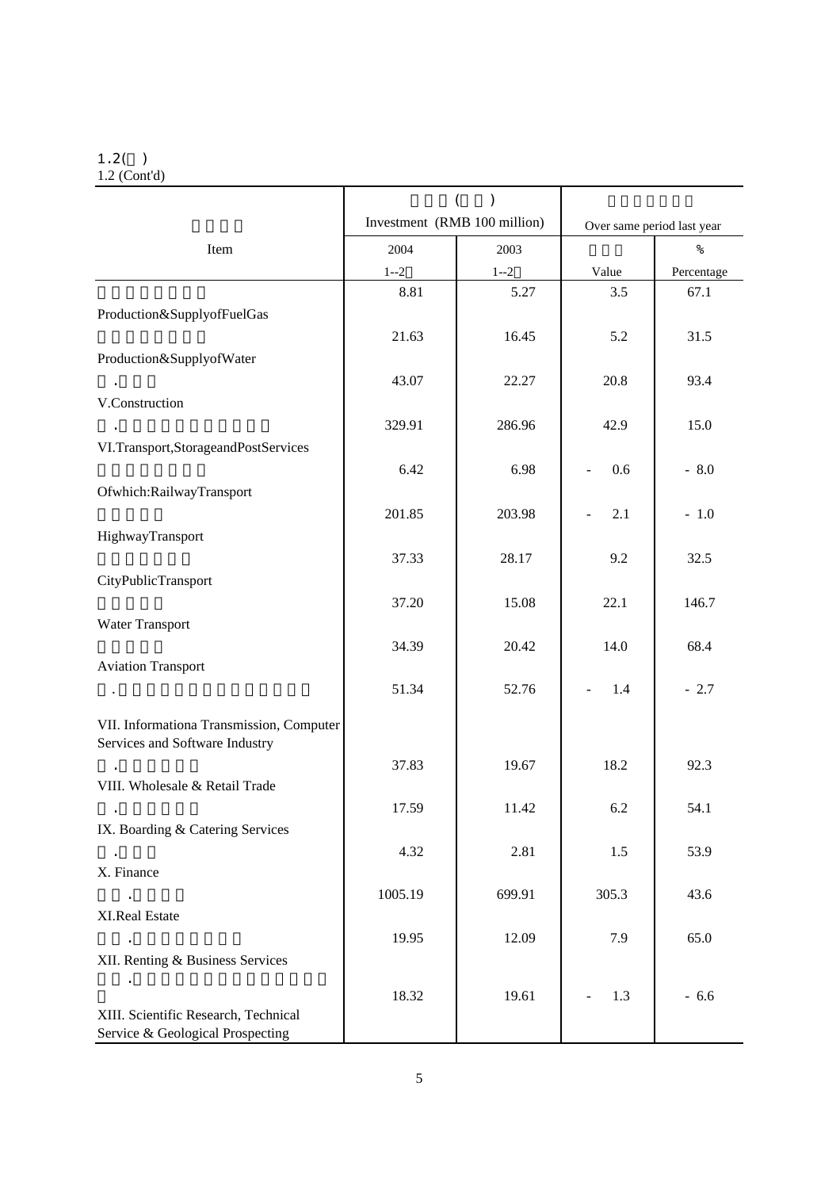1.2( )
1.2 (Cont'd)

| Item | Investment (RMB 100 million) | | Over same period last year | |
|---|---|---|---|---|
| | 2004 | 2003 | | % |
| | 1--2 | 1--2 | Value | Percentage |
| Production&SupplyofFuelGas | 8.81 | 5.27 | 3.5 | 67.1 |
| Production&SupplyofWater | 21.63 | 16.45 | 5.2 | 31.5 |
| V.Construction | 43.07 | 22.27 | 20.8 | 93.4 |
| VI.Transport,StorageandPostServices | 329.91 | 286.96 | 42.9 | 15.0 |
| Ofwhich:RailwayTransport | 6.42 | 6.98 | - 0.6 | - 8.0 |
| HighwayTransport | 201.85 | 203.98 | - 2.1 | - 1.0 |
| CityPublicTransport | 37.33 | 28.17 | 9.2 | 32.5 |
| Water Transport | 37.20 | 15.08 | 22.1 | 146.7 |
| Aviation Transport | 34.39 | 20.42 | 14.0 | 68.4 |
| VII. Informationa Transmission, Computer Services and Software Industry | 51.34 | 52.76 | - 1.4 | - 2.7 |
| VIII. Wholesale & Retail Trade | 37.83 | 19.67 | 18.2 | 92.3 |
| IX. Boarding & Catering Services | 17.59 | 11.42 | 6.2 | 54.1 |
| X. Finance | 4.32 | 2.81 | 1.5 | 53.9 |
| XI.Real Estate | 1005.19 | 699.91 | 305.3 | 43.6 |
| XII. Renting & Business Services | 19.95 | 12.09 | 7.9 | 65.0 |
| XIII. Scientific Research, Technical Service & Geological Prospecting | 18.32 | 19.61 | - 1.3 | - 6.6 |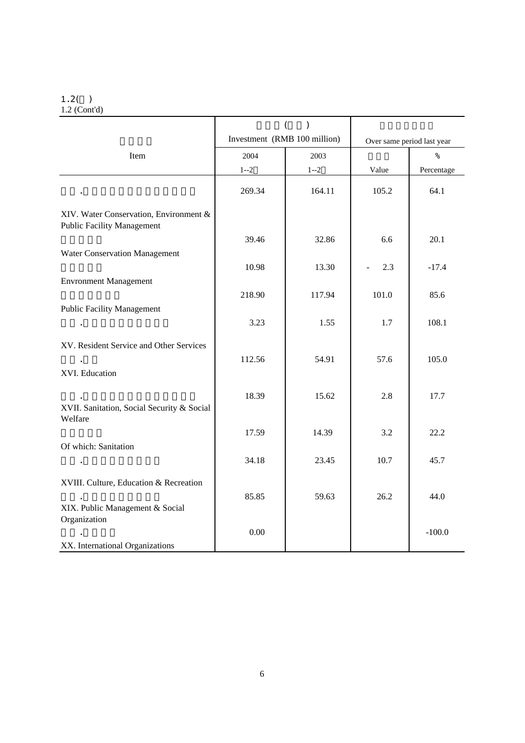1.2( )
1.2 (Cont'd)

| Item | Investment (RMB 100 million) | | Over same period last year | |
|---|---|---|---|---|
| | 2004 1--2 | 2003 1--2 | Value | % Percentage |
| XIV. Water Conservation, Environment & Public Facility Management | 269.34 | 164.11 | 105.2 | 64.1 |
| Water Conservation Management | 39.46 | 32.86 | 6.6 | 20.1 |
| Envronment Management | 10.98 | 13.30 | - 2.3 | -17.4 |
| Public Facility Management | 218.90 | 117.94 | 101.0 | 85.6 |
| XV. Resident Service and Other Services | 3.23 | 1.55 | 1.7 | 108.1 |
| XVI. Education | 112.56 | 54.91 | 57.6 | 105.0 |
| XVII. Sanitation, Social Security & Social Welfare | 18.39 | 15.62 | 2.8 | 17.7 |
| Of which: Sanitation | 17.59 | 14.39 | 3.2 | 22.2 |
| XVIII. Culture, Education & Recreation | 34.18 | 23.45 | 10.7 | 45.7 |
| XIX. Public Management & Social Organization | 85.85 | 59.63 | 26.2 | 44.0 |
| XX. International Organizations | 0.00 | | | -100.0 |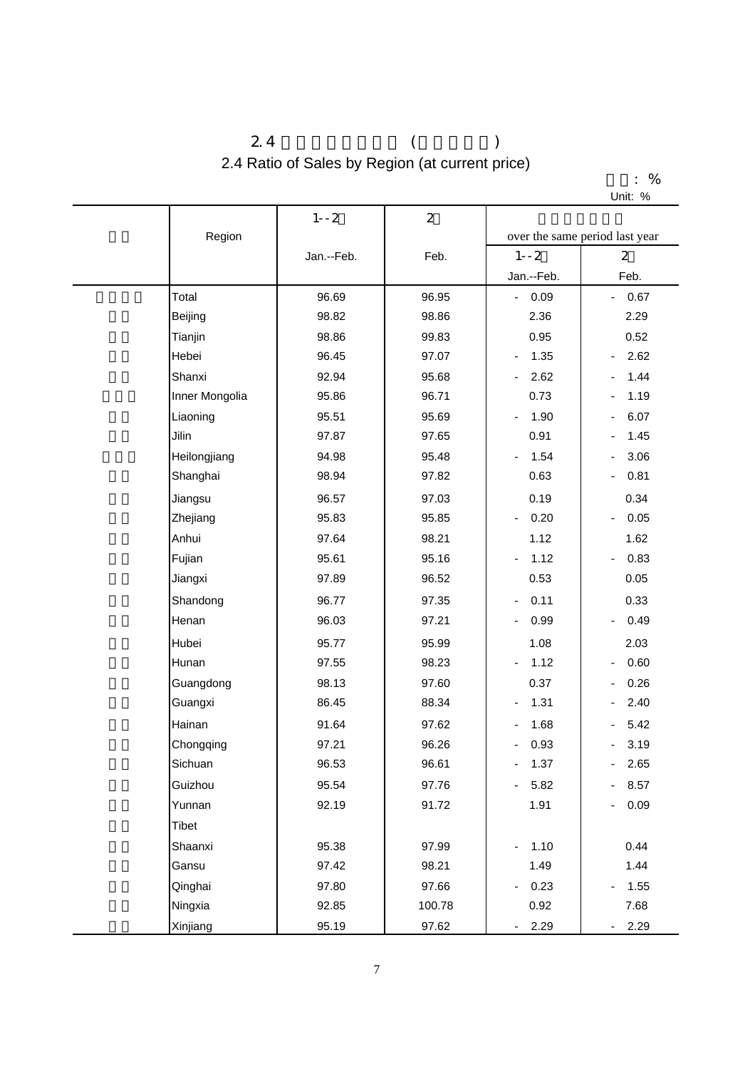## 2.4 ( )

## 2.4 Ratio of Sales by Region (at current price)

: %

Unit: %

| Region | 1--2 Jan.--Feb. | 2 Feb. | over the same period last year 1--2 Jan.--Feb. | 2 Feb. |
|---|---|---|---|---|
| Total | 96.69 | 96.95 | -0.09 | -0.67 |
| Beijing | 98.82 | 98.86 | 2.36 | 2.29 |
| Tianjin | 98.86 | 99.83 | 0.95 | 0.52 |
| Hebei | 96.45 | 97.07 | -1.35 | -2.62 |
| Shanxi | 92.94 | 95.68 | -2.62 | -1.44 |
| Inner Mongolia | 95.86 | 96.71 | 0.73 | -1.19 |
| Liaoning | 95.51 | 95.69 | -1.90 | -6.07 |
| Jilin | 97.87 | 97.65 | 0.91 | -1.45 |
| Heilongjiang | 94.98 | 95.48 | -1.54 | -3.06 |
| Shanghai | 98.94 | 97.82 | 0.63 | -0.81 |
| Jiangsu | 96.57 | 97.03 | 0.19 | 0.34 |
| Zhejiang | 95.83 | 95.85 | -0.20 | -0.05 |
| Anhui | 97.64 | 98.21 | 1.12 | 1.62 |
| Fujian | 95.61 | 95.16 | -1.12 | -0.83 |
| Jiangxi | 97.89 | 96.52 | 0.53 | 0.05 |
| Shandong | 96.77 | 97.35 | -0.11 | 0.33 |
| Henan | 96.03 | 97.21 | -0.99 | -0.49 |
| Hubei | 95.77 | 95.99 | 1.08 | 2.03 |
| Hunan | 97.55 | 98.23 | -1.12 | -0.60 |
| Guangdong | 98.13 | 97.60 | 0.37 | -0.26 |
| Guangxi | 86.45 | 88.34 | -1.31 | -2.40 |
| Hainan | 91.64 | 97.62 | -1.68 | -5.42 |
| Chongqing | 97.21 | 96.26 | -0.93 | -3.19 |
| Sichuan | 96.53 | 96.61 | -1.37 | -2.65 |
| Guizhou | 95.54 | 97.76 | -5.82 | -8.57 |
| Yunnan | 92.19 | 91.72 | 1.91 | -0.09 |
| Tibet | | | | |
| Shaanxi | 95.38 | 97.99 | -1.10 | 0.44 |
| Gansu | 97.42 | 98.21 | 1.49 | 1.44 |
| Qinghai | 97.80 | 97.66 | -0.23 | -1.55 |
| Ningxia | 92.85 | 100.78 | 0.92 | 7.68 |
| Xinjiang | 95.19 | 97.62 | -2.29 | -2.29 |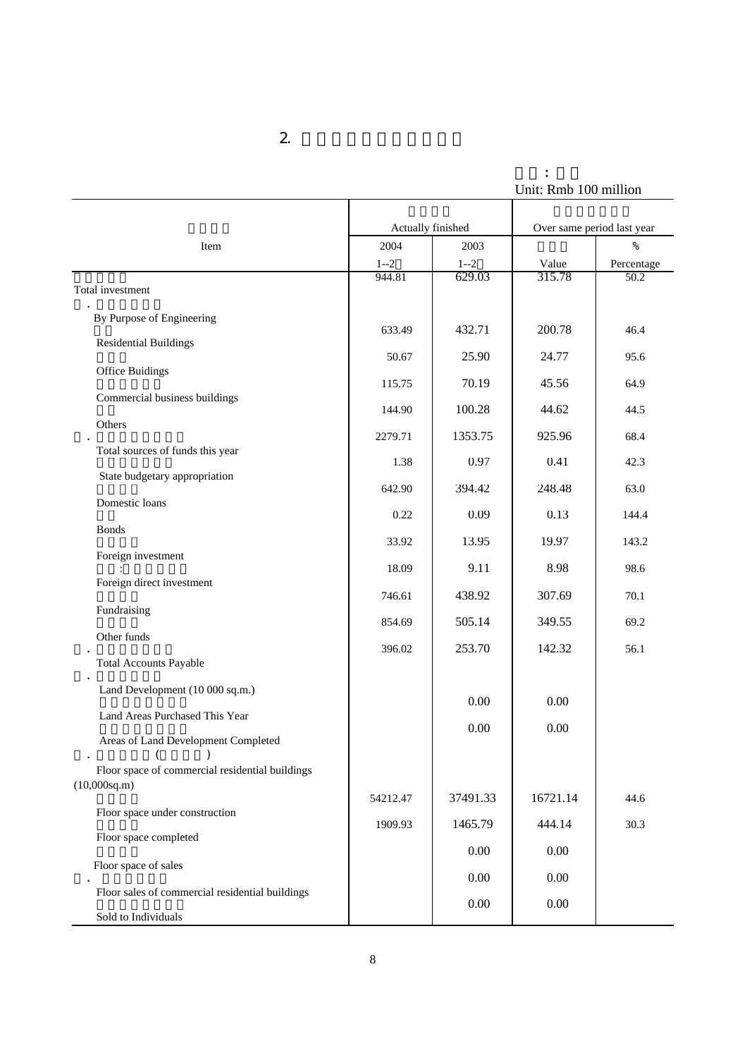# 2.

Unit: Rmb 100 million

| Item | Actually finished | | Over same period last year | |
|---|---|---|---|---|
| | 2004 1--2 | 2003 1--2 | Value | % Percentage |
| Total investment | 944.81 | 629.03 | 315.78 | 50.2 |
| By Purpose of Engineering | | | | |
| Residential Buildings | 633.49 | 432.71 | 200.78 | 46.4 |
| Office Buidings | 50.67 | 25.90 | 24.77 | 95.6 |
| Commercial business buildings | 115.75 | 70.19 | 45.56 | 64.9 |
| Others | 144.90 | 100.28 | 44.62 | 44.5 |
| Total sources of funds this year | 2279.71 | 1353.75 | 925.96 | 68.4 |
| State budgetary appropriation | 1.38 | 0.97 | 0.41 | 42.3 |
| Domestic loans | 642.90 | 394.42 | 248.48 | 63.0 |
| Bonds | 0.22 | 0.09 | 0.13 | 144.4 |
| Foreign investment | 33.92 | 13.95 | 19.97 | 143.2 |
| Foreign direct investment | 18.09 | 9.11 | 8.98 | 98.6 |
| Fundraising | 746.61 | 438.92 | 307.69 | 70.1 |
| Other funds | 854.69 | 505.14 | 349.55 | 69.2 |
| Total Accounts Payable | 396.02 | 253.70 | 142.32 | 56.1 |
| Land Development (10 000 sq.m.) | | | | |
| Land Areas Purchased This Year | | 0.00 | 0.00 | |
| Areas of Land Development Completed | | 0.00 | 0.00 | |
| Floor space of commercial residential buildings (10,000sq.m) | | | | |
| Floor space under construction | 54212.47 | 37491.33 | 16721.14 | 44.6 |
| Floor space completed | 1909.93 | 1465.79 | 444.14 | 30.3 |
| Floor space of sales | | 0.00 | 0.00 | |
| Floor sales of commercial residential buildings | | 0.00 | 0.00 | |
| Sold to Individuals | | 0.00 | 0.00 | |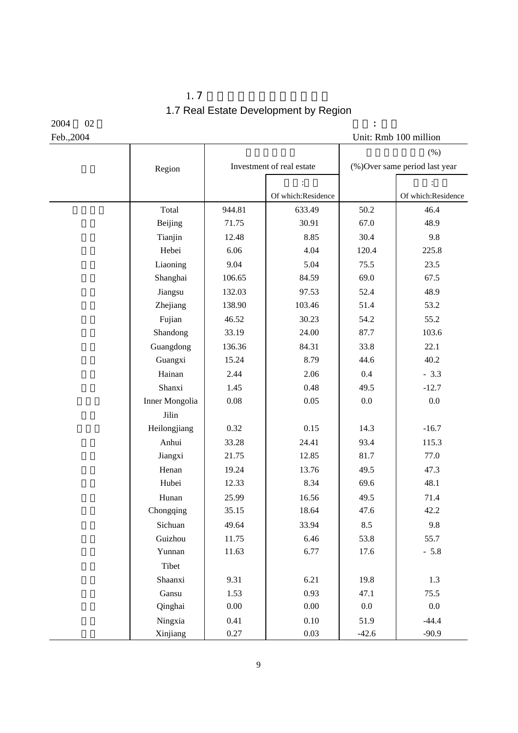# 1.7 Real Estate Development by Region

Feb.,2004

Unit: Rmb 100 million

| Region | Investment of real estate | | (%)Over same period last year | |
|---|---|---|---|---|
| | | Of which:Residence | | Of which:Residence |
| Total | 944.81 | 633.49 | 50.2 | 46.4 |
| Beijing | 71.75 | 30.91 | 67.0 | 48.9 |
| Tianjin | 12.48 | 8.85 | 30.4 | 9.8 |
| Hebei | 6.06 | 4.04 | 120.4 | 225.8 |
| Liaoning | 9.04 | 5.04 | 75.5 | 23.5 |
| Shanghai | 106.65 | 84.59 | 69.0 | 67.5 |
| Jiangsu | 132.03 | 97.53 | 52.4 | 48.9 |
| Zhejiang | 138.90 | 103.46 | 51.4 | 53.2 |
| Fujian | 46.52 | 30.23 | 54.2 | 55.2 |
| Shandong | 33.19 | 24.00 | 87.7 | 103.6 |
| Guangdong | 136.36 | 84.31 | 33.8 | 22.1 |
| Guangxi | 15.24 | 8.79 | 44.6 | 40.2 |
| Hainan | 2.44 | 2.06 | 0.4 | - 3.3 |
| Shanxi | 1.45 | 0.48 | 49.5 | -12.7 |
| Inner Mongolia | 0.08 | 0.05 | 0.0 | 0.0 |
| Jilin | | | | |
| Heilongjiang | 0.32 | 0.15 | 14.3 | -16.7 |
| Anhui | 33.28 | 24.41 | 93.4 | 115.3 |
| Jiangxi | 21.75 | 12.85 | 81.7 | 77.0 |
| Henan | 19.24 | 13.76 | 49.5 | 47.3 |
| Hubei | 12.33 | 8.34 | 69.6 | 48.1 |
| Hunan | 25.99 | 16.56 | 49.5 | 71.4 |
| Chongqing | 35.15 | 18.64 | 47.6 | 42.2 |
| Sichuan | 49.64 | 33.94 | 8.5 | 9.8 |
| Guizhou | 11.75 | 6.46 | 53.8 | 55.7 |
| Yunnan | 11.63 | 6.77 | 17.6 | - 5.8 |
| Tibet | | | | |
| Shaanxi | 9.31 | 6.21 | 19.8 | 1.3 |
| Gansu | 1.53 | 0.93 | 47.1 | 75.5 |
| Qinghai | 0.00 | 0.00 | 0.0 | 0.0 |
| Ningxia | 0.41 | 0.10 | 51.9 | -44.4 |
| Xinjiang | 0.27 | 0.03 | -42.6 | -90.9 |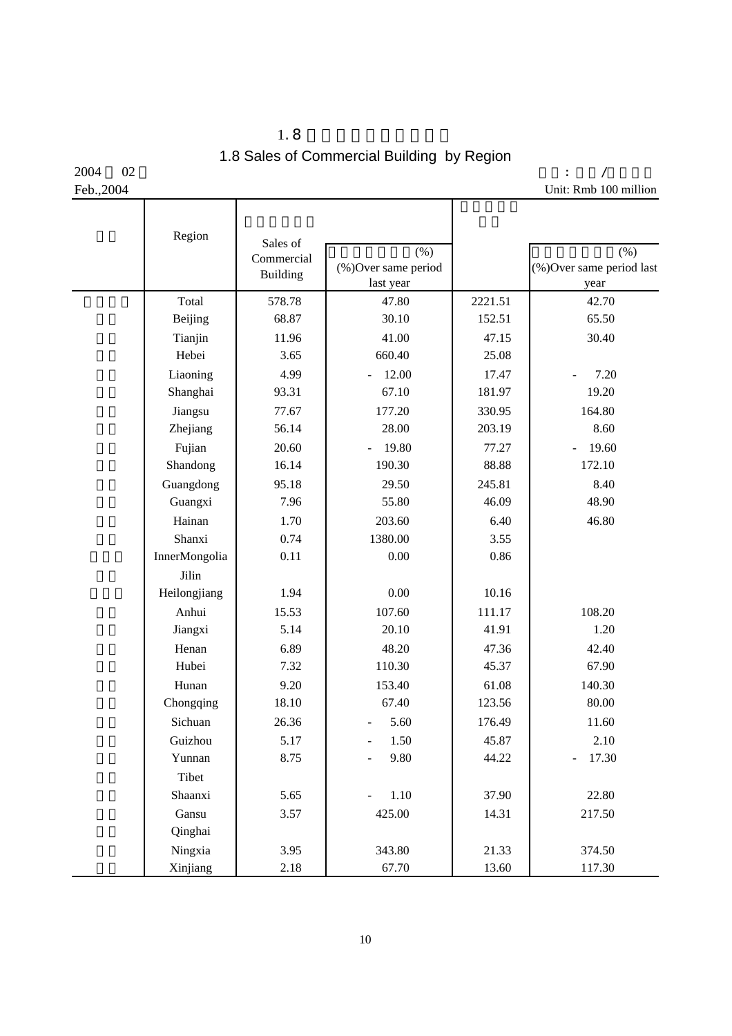## 1.8 Sales of Commercial Building by Region

2004 02
Feb.,2004

: /
Unit: Rmb 100 million

| | Region | Sales of Commercial Building | (%) (%)Over same period last year | | (%) (%)Over same period last year |
|---|---|---|---|---|---|
| | Total | 578.78 | 47.80 | 2221.51 | 42.70 |
| | Beijing | 68.87 | 30.10 | 152.51 | 65.50 |
| | Tianjin | 11.96 | 41.00 | 47.15 | 30.40 |
| | Hebei | 3.65 | 660.40 | 25.08 | |
| | Liaoning | 4.99 | - 12.00 | 17.47 | - 7.20 |
| | Shanghai | 93.31 | 67.10 | 181.97 | 19.20 |
| | Jiangsu | 77.67 | 177.20 | 330.95 | 164.80 |
| | Zhejiang | 56.14 | 28.00 | 203.19 | 8.60 |
| | Fujian | 20.60 | - 19.80 | 77.27 | - 19.60 |
| | Shandong | 16.14 | 190.30 | 88.88 | 172.10 |
| | Guangdong | 95.18 | 29.50 | 245.81 | 8.40 |
| | Guangxi | 7.96 | 55.80 | 46.09 | 48.90 |
| | Hainan | 1.70 | 203.60 | 6.40 | 46.80 |
| | Shanxi | 0.74 | 1380.00 | 3.55 | |
| | InnerMongolia | 0.11 | 0.00 | 0.86 | |
| | Jilin | | | | |
| | Heilongjiang | 1.94 | 0.00 | 10.16 | |
| | Anhui | 15.53 | 107.60 | 111.17 | 108.20 |
| | Jiangxi | 5.14 | 20.10 | 41.91 | 1.20 |
| | Henan | 6.89 | 48.20 | 47.36 | 42.40 |
| | Hubei | 7.32 | 110.30 | 45.37 | 67.90 |
| | Hunan | 9.20 | 153.40 | 61.08 | 140.30 |
| | Chongqing | 18.10 | 67.40 | 123.56 | 80.00 |
| | Sichuan | 26.36 | - 5.60 | 176.49 | 11.60 |
| | Guizhou | 5.17 | - 1.50 | 45.87 | 2.10 |
| | Yunnan | 8.75 | - 9.80 | 44.22 | - 17.30 |
| | Tibet | | | | |
| | Shaanxi | 5.65 | - 1.10 | 37.90 | 22.80 |
| | Gansu | 3.57 | 425.00 | 14.31 | 217.50 |
| | Qinghai | | | | |
| | Ningxia | 3.95 | 343.80 | 21.33 | 374.50 |
| | Xinjiang | 2.18 | 67.70 | 13.60 | 117.30 |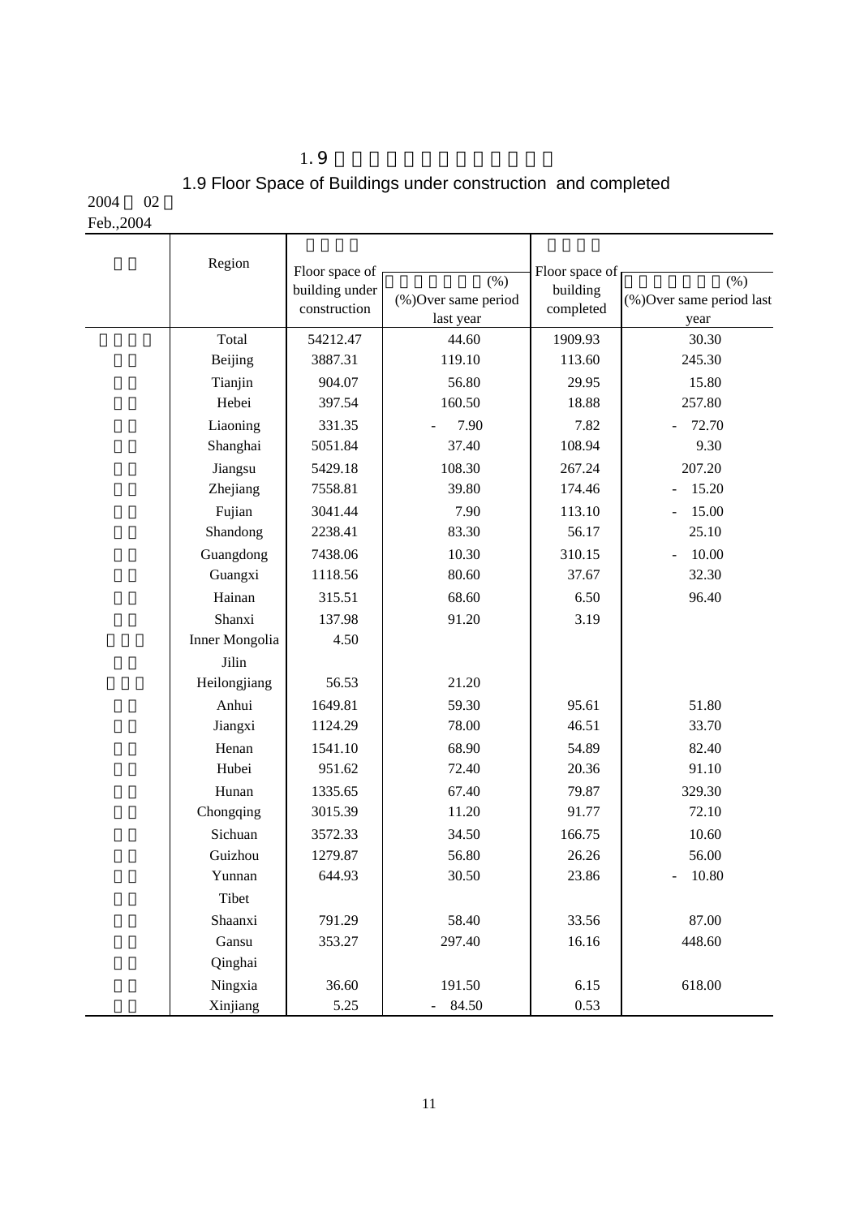# 1.9

## 1.9 Floor Space of Buildings under construction and completed

2004 02

Feb.,2004

| | Region | Floor space of building under construction | (%) (%)Over same period last year | Floor space of building completed | (%) (%)Over same period last year |
|---|---|---|---|---|---|
| | Total | 54212.47 | 44.60 | 1909.93 | 30.30 |
| | Beijing | 3887.31 | 119.10 | 113.60 | 245.30 |
| | Tianjin | 904.07 | 56.80 | 29.95 | 15.80 |
| | Hebei | 397.54 | 160.50 | 18.88 | 257.80 |
| | Liaoning | 331.35 | - 7.90 | 7.82 | - 72.70 |
| | Shanghai | 5051.84 | 37.40 | 108.94 | 9.30 |
| | Jiangsu | 5429.18 | 108.30 | 267.24 | 207.20 |
| | Zhejiang | 7558.81 | 39.80 | 174.46 | - 15.20 |
| | Fujian | 3041.44 | 7.90 | 113.10 | - 15.00 |
| | Shandong | 2238.41 | 83.30 | 56.17 | 25.10 |
| | Guangdong | 7438.06 | 10.30 | 310.15 | - 10.00 |
| | Guangxi | 1118.56 | 80.60 | 37.67 | 32.30 |
| | Hainan | 315.51 | 68.60 | 6.50 | 96.40 |
| | Shanxi | 137.98 | 91.20 | 3.19 | |
| | Inner Mongolia | 4.50 | | | |
| | Jilin | | | | |
| | Heilongjiang | 56.53 | 21.20 | | |
| | Anhui | 1649.81 | 59.30 | 95.61 | 51.80 |
| | Jiangxi | 1124.29 | 78.00 | 46.51 | 33.70 |
| | Henan | 1541.10 | 68.90 | 54.89 | 82.40 |
| | Hubei | 951.62 | 72.40 | 20.36 | 91.10 |
| | Hunan | 1335.65 | 67.40 | 79.87 | 329.30 |
| | Chongqing | 3015.39 | 11.20 | 91.77 | 72.10 |
| | Sichuan | 3572.33 | 34.50 | 166.75 | 10.60 |
| | Guizhou | 1279.87 | 56.80 | 26.26 | 56.00 |
| | Yunnan | 644.93 | 30.50 | 23.86 | - 10.80 |
| | Tibet | | | | |
| | Shaanxi | 791.29 | 58.40 | 33.56 | 87.00 |
| | Gansu | 353.27 | 297.40 | 16.16 | 448.60 |
| | Qinghai | | | | |
| | Ningxia | 36.60 | 191.50 | 6.15 | 618.00 |
| | Xinjiang | 5.25 | - 84.50 | 0.53 | |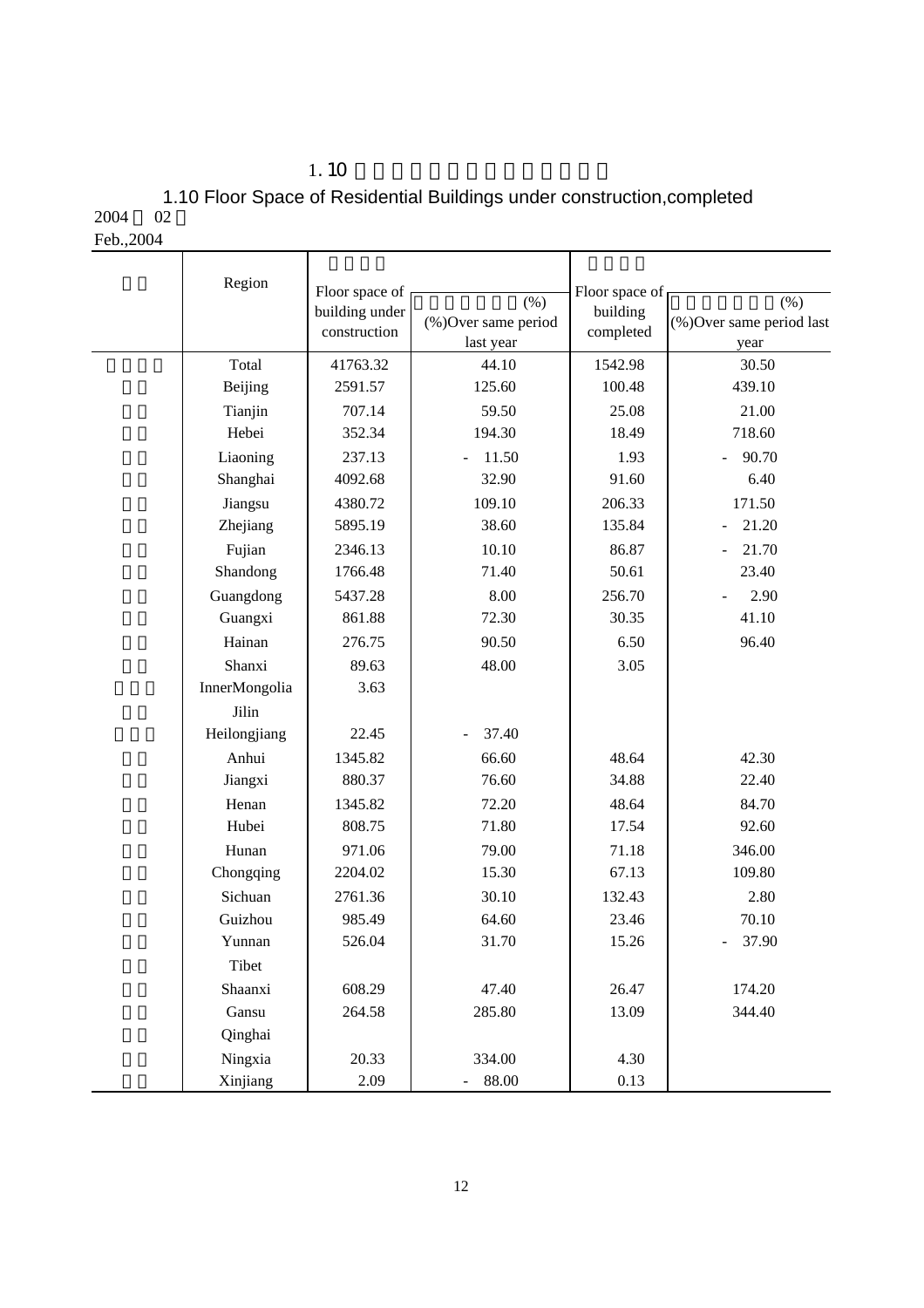1.10

## 1.10 Floor Space of Residential Buildings under construction,completed

2004 02

Feb.,2004

| | Region | Floor space of building under construction | (%) (%)Over same period last year | Floor space of building completed | (%) (%)Over same period last year |
|---|---|---|---|---|---|
| | Total | 41763.32 | 44.10 | 1542.98 | 30.50 |
| | Beijing | 2591.57 | 125.60 | 100.48 | 439.10 |
| | Tianjin | 707.14 | 59.50 | 25.08 | 21.00 |
| | Hebei | 352.34 | 194.30 | 18.49 | 718.60 |
| | Liaoning | 237.13 | - 11.50 | 1.93 | - 90.70 |
| | Shanghai | 4092.68 | 32.90 | 91.60 | 6.40 |
| | Jiangsu | 4380.72 | 109.10 | 206.33 | 171.50 |
| | Zhejiang | 5895.19 | 38.60 | 135.84 | - 21.20 |
| | Fujian | 2346.13 | 10.10 | 86.87 | - 21.70 |
| | Shandong | 1766.48 | 71.40 | 50.61 | 23.40 |
| | Guangdong | 5437.28 | 8.00 | 256.70 | - 2.90 |
| | Guangxi | 861.88 | 72.30 | 30.35 | 41.10 |
| | Hainan | 276.75 | 90.50 | 6.50 | 96.40 |
| | Shanxi | 89.63 | 48.00 | 3.05 | |
| | InnerMongolia | 3.63 | | | |
| | Jilin | | | | |
| | Heilongjiang | 22.45 | - 37.40 | | |
| | Anhui | 1345.82 | 66.60 | 48.64 | 42.30 |
| | Jiangxi | 880.37 | 76.60 | 34.88 | 22.40 |
| | Henan | 1345.82 | 72.20 | 48.64 | 84.70 |
| | Hubei | 808.75 | 71.80 | 17.54 | 92.60 |
| | Hunan | 971.06 | 79.00 | 71.18 | 346.00 |
| | Chongqing | 2204.02 | 15.30 | 67.13 | 109.80 |
| | Sichuan | 2761.36 | 30.10 | 132.43 | 2.80 |
| | Guizhou | 985.49 | 64.60 | 23.46 | 70.10 |
| | Yunnan | 526.04 | 31.70 | 15.26 | - 37.90 |
| | Tibet | | | | |
| | Shaanxi | 608.29 | 47.40 | 26.47 | 174.20 |
| | Gansu | 264.58 | 285.80 | 13.09 | 344.40 |
| | Qinghai | | | | |
| | Ningxia | 20.33 | 334.00 | 4.30 | |
| | Xinjiang | 2.09 | - 88.00 | 0.13 | |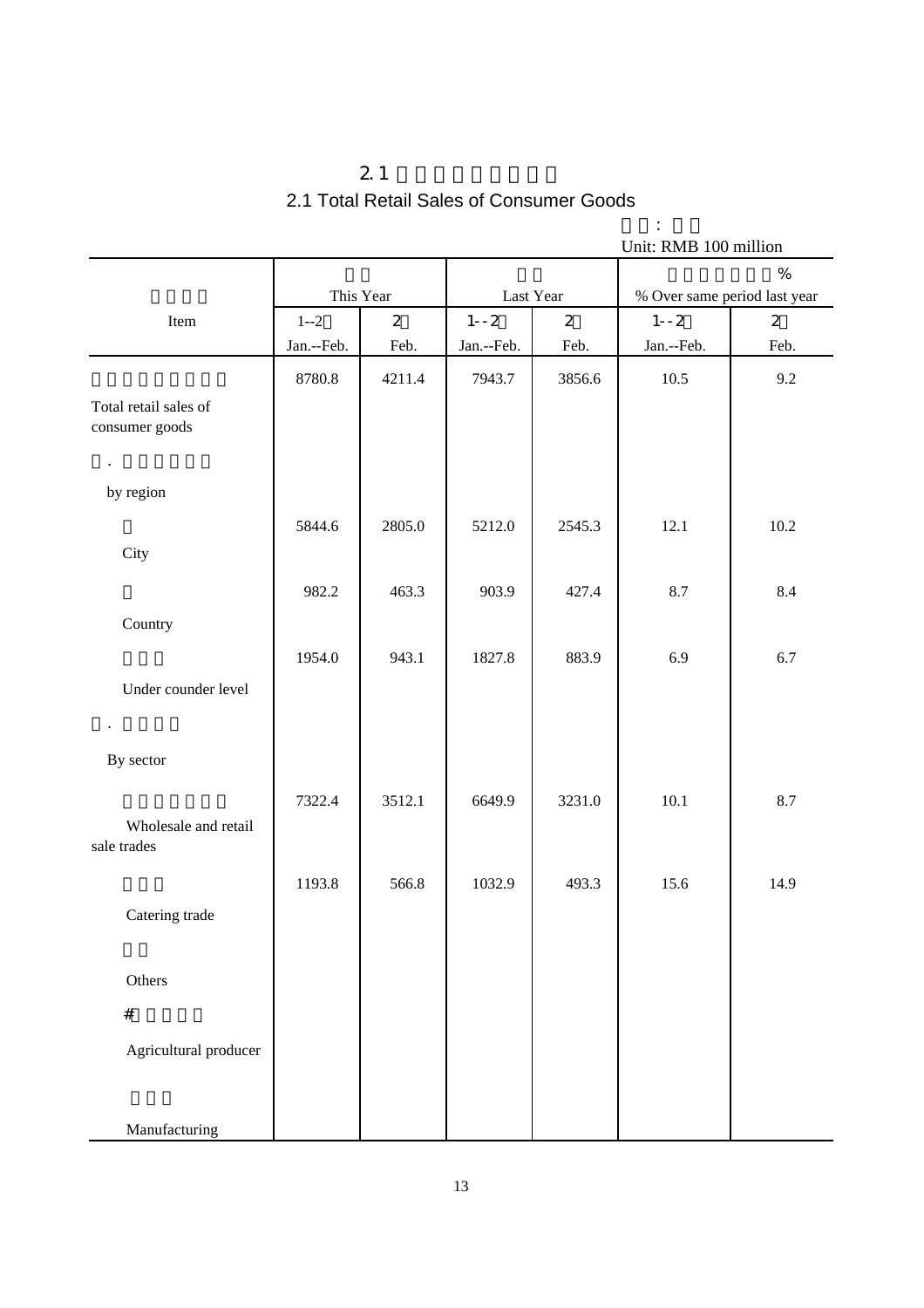## 2.1 Total Retail Sales of Consumer Goods

Unit: RMB 100 million

| Item | This Year | | Last Year | | % Over same period last year | |
|---|---|---|---|---|---|---|
| | 1--2 Jan.--Feb. | 2 Feb. | 1--2 Jan.--Feb. | 2 Feb. | 1--2 Jan.--Feb. | 2 Feb. |
| Total retail sales of consumer goods | 8780.8 | 4211.4 | 7943.7 | 3856.6 | 10.5 | 9.2 |
| by region | | | | | | |
| City | 5844.6 | 2805.0 | 5212.0 | 2545.3 | 12.1 | 10.2 |
| Country | 982.2 | 463.3 | 903.9 | 427.4 | 8.7 | 8.4 |
| Under counder level | 1954.0 | 943.1 | 1827.8 | 883.9 | 6.9 | 6.7 |
| By sector | | | | | | |
| Wholesale and retail sale trades | 7322.4 | 3512.1 | 6649.9 | 3231.0 | 10.1 | 8.7 |
| Catering trade | 1193.8 | 566.8 | 1032.9 | 493.3 | 15.6 | 14.9 |
| Others | | | | | | |
| # Agricultural producer | | | | | | |
| Manufacturing | | | | | | |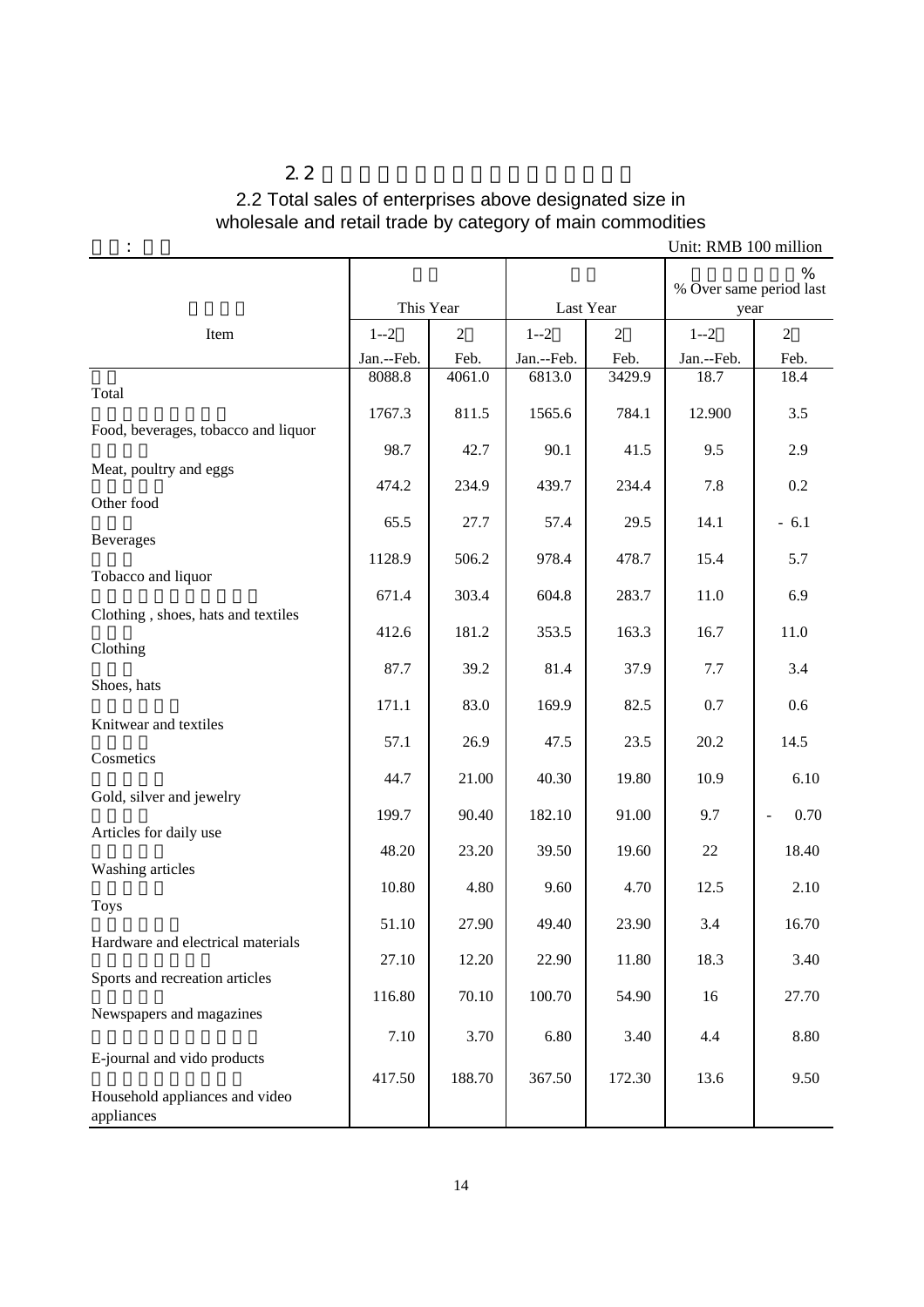## 2.2

## 2.2 Total sales of enterprises above designated size in wholesale and retail trade by category of main commodities

:　　　　　　　　　　　　　　　　　　　　　　　　　　　　Unit: RMB 100 million

| Item | This Year | | Last Year | | % Over same period last year | |
|---|---|---|---|---|---|---|
| | 1--2 Jan.--Feb. | 2 Feb. | 1--2 Jan.--Feb. | 2 Feb. | 1--2 Jan.--Feb. | 2 Feb. |
| Total | 8088.8 | 4061.0 | 6813.0 | 3429.9 | 18.7 | 18.4 |
| Food, beverages, tobacco and liquor | 1767.3 | 811.5 | 1565.6 | 784.1 | 12.900 | 3.5 |
| Meat, poultry and eggs | 98.7 | 42.7 | 90.1 | 41.5 | 9.5 | 2.9 |
| Other food | 474.2 | 234.9 | 439.7 | 234.4 | 7.8 | 0.2 |
| Beverages | 65.5 | 27.7 | 57.4 | 29.5 | 14.1 | - 6.1 |
| Tobacco and liquor | 1128.9 | 506.2 | 978.4 | 478.7 | 15.4 | 5.7 |
| Clothing , shoes, hats and textiles | 671.4 | 303.4 | 604.8 | 283.7 | 11.0 | 6.9 |
| Clothing | 412.6 | 181.2 | 353.5 | 163.3 | 16.7 | 11.0 |
| Shoes, hats | 87.7 | 39.2 | 81.4 | 37.9 | 7.7 | 3.4 |
| Knitwear and textiles | 171.1 | 83.0 | 169.9 | 82.5 | 0.7 | 0.6 |
| Cosmetics | 57.1 | 26.9 | 47.5 | 23.5 | 20.2 | 14.5 |
| Gold, silver and jewelry | 44.7 | 21.00 | 40.30 | 19.80 | 10.9 | 6.10 |
| Articles for daily use | 199.7 | 90.40 | 182.10 | 91.00 | 9.7 | - 0.70 |
| Washing articles | 48.20 | 23.20 | 39.50 | 19.60 | 22 | 18.40 |
| Toys | 10.80 | 4.80 | 9.60 | 4.70 | 12.5 | 2.10 |
| Hardware and electrical materials | 51.10 | 27.90 | 49.40 | 23.90 | 3.4 | 16.70 |
| Sports and recreation articles | 27.10 | 12.20 | 22.90 | 11.80 | 18.3 | 3.40 |
| Newspapers and magazines | 116.80 | 70.10 | 100.70 | 54.90 | 16 | 27.70 |
| E-journal and vido products | 7.10 | 3.70 | 6.80 | 3.40 | 4.4 | 8.80 |
| Household appliances and video appliances | 417.50 | 188.70 | 367.50 | 172.30 | 13.6 | 9.50 |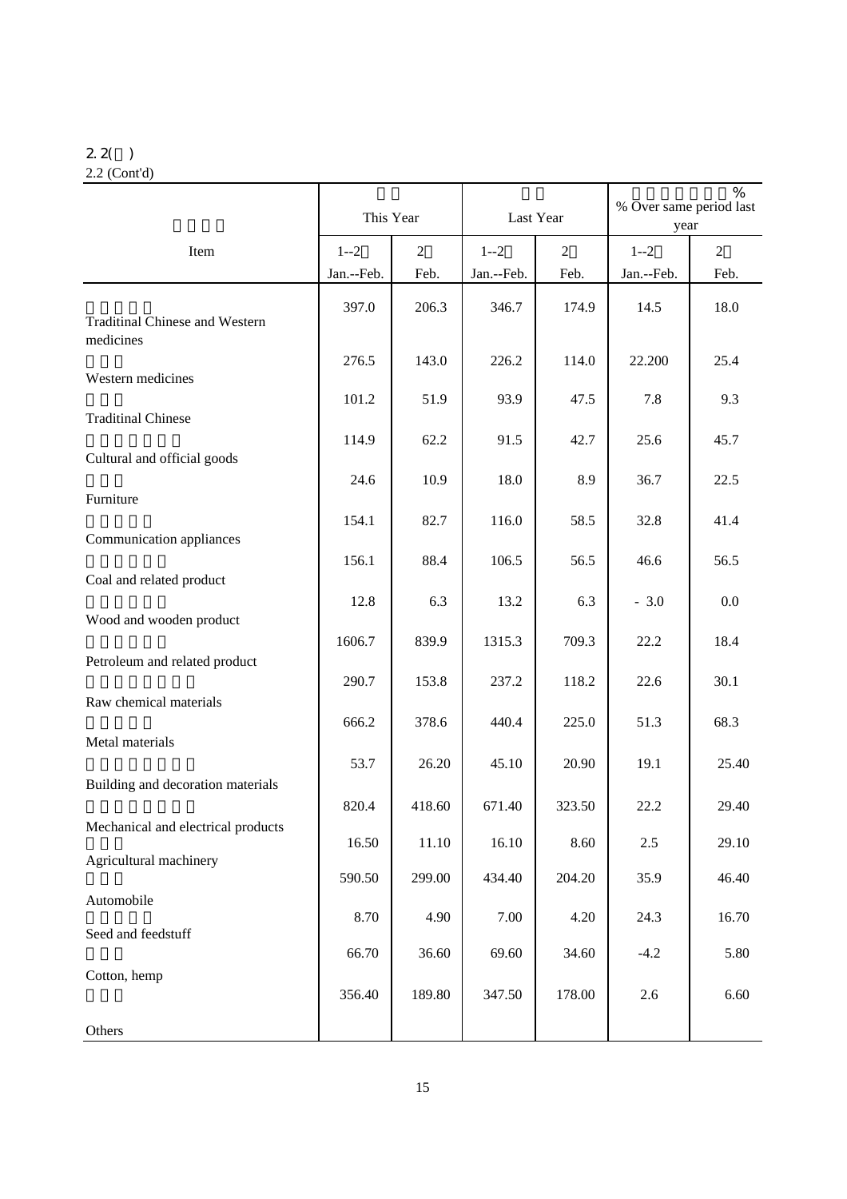2.2( )

2.2 (Cont'd)

| Item | This Year | | Last Year | | % Over same period last year | |
|---|---|---|---|---|---|---|
| | 1--2 Jan.--Feb. | 2 Feb. | 1--2 Jan.--Feb. | 2 Feb. | 1--2 Jan.--Feb. | 2 Feb. |
| Traditinal Chinese and Western medicines | 397.0 | 206.3 | 346.7 | 174.9 | 14.5 | 18.0 |
| Western medicines | 276.5 | 143.0 | 226.2 | 114.0 | 22.200 | 25.4 |
| Traditinal Chinese | 101.2 | 51.9 | 93.9 | 47.5 | 7.8 | 9.3 |
| Cultural and official goods | 114.9 | 62.2 | 91.5 | 42.7 | 25.6 | 45.7 |
| Furniture | 24.6 | 10.9 | 18.0 | 8.9 | 36.7 | 22.5 |
| Communication appliances | 154.1 | 82.7 | 116.0 | 58.5 | 32.8 | 41.4 |
| Coal and related product | 156.1 | 88.4 | 106.5 | 56.5 | 46.6 | 56.5 |
| Wood and wooden product | 12.8 | 6.3 | 13.2 | 6.3 | - 3.0 | 0.0 |
| Petroleum and related product | 1606.7 | 839.9 | 1315.3 | 709.3 | 22.2 | 18.4 |
| Raw chemical materials | 290.7 | 153.8 | 237.2 | 118.2 | 22.6 | 30.1 |
| Metal materials | 666.2 | 378.6 | 440.4 | 225.0 | 51.3 | 68.3 |
| Building and decoration materials | 53.7 | 26.20 | 45.10 | 20.90 | 19.1 | 25.40 |
| Mechanical and electrical products | 820.4 | 418.60 | 671.40 | 323.50 | 22.2 | 29.40 |
| Agricultural machinery | 16.50 | 11.10 | 16.10 | 8.60 | 2.5 | 29.10 |
| Automobile | 590.50 | 299.00 | 434.40 | 204.20 | 35.9 | 46.40 |
| Seed and feedstuff | 8.70 | 4.90 | 7.00 | 4.20 | 24.3 | 16.70 |
| Cotton, hemp | 66.70 | 36.60 | 69.60 | 34.60 | -4.2 | 5.80 |
| Others | 356.40 | 189.80 | 347.50 | 178.00 | 2.6 | 6.60 |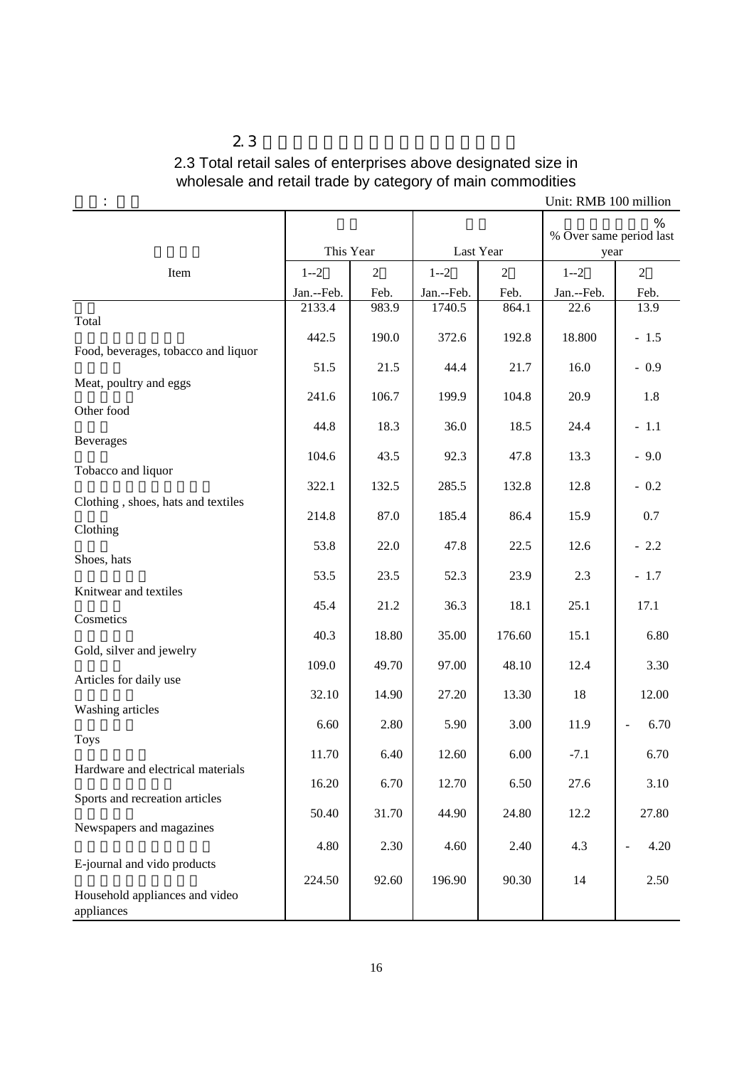## 2.3

## 2.3 Total retail sales of enterprises above designated size in wholesale and retail trade by category of main commodities

:  Unit: RMB 100 million

| Item | This Year | | Last Year | | % Over same period last year | |
|---|---|---|---|---|---|---|
| | 1--2 Jan.--Feb. | 2 Feb. | 1--2 Jan.--Feb. | 2 Feb. | 1--2 Jan.--Feb. | 2 Feb. |
| Total | 2133.4 | 983.9 | 1740.5 | 864.1 | 22.6 | 13.9 |
| Food, beverages, tobacco and liquor | 442.5 | 190.0 | 372.6 | 192.8 | 18.800 | - 1.5 |
| Meat, poultry and eggs | 51.5 | 21.5 | 44.4 | 21.7 | 16.0 | - 0.9 |
| Other food | 241.6 | 106.7 | 199.9 | 104.8 | 20.9 | 1.8 |
| Beverages | 44.8 | 18.3 | 36.0 | 18.5 | 24.4 | - 1.1 |
| Tobacco and liquor | 104.6 | 43.5 | 92.3 | 47.8 | 13.3 | - 9.0 |
| Clothing , shoes, hats and textiles | 322.1 | 132.5 | 285.5 | 132.8 | 12.8 | - 0.2 |
| Clothing | 214.8 | 87.0 | 185.4 | 86.4 | 15.9 | 0.7 |
| Shoes, hats | 53.8 | 22.0 | 47.8 | 22.5 | 12.6 | - 2.2 |
| Knitwear and textiles | 53.5 | 23.5 | 52.3 | 23.9 | 2.3 | - 1.7 |
| Cosmetics | 45.4 | 21.2 | 36.3 | 18.1 | 25.1 | 17.1 |
| Gold, silver and jewelry | 40.3 | 18.80 | 35.00 | 176.60 | 15.1 | 6.80 |
| Articles for daily use | 109.0 | 49.70 | 97.00 | 48.10 | 12.4 | 3.30 |
| Washing articles | 32.10 | 14.90 | 27.20 | 13.30 | 18 | 12.00 |
| Toys | 6.60 | 2.80 | 5.90 | 3.00 | 11.9 | - 6.70 |
| Hardware and electrical materials | 11.70 | 6.40 | 12.60 | 6.00 | -7.1 | 6.70 |
| Sports and recreation articles | 16.20 | 6.70 | 12.70 | 6.50 | 27.6 | 3.10 |
| Newspapers and magazines | 50.40 | 31.70 | 44.90 | 24.80 | 12.2 | 27.80 |
| E-journal and vido products | 4.80 | 2.30 | 4.60 | 2.40 | 4.3 | - 4.20 |
| Household appliances and video appliances | 224.50 | 92.60 | 196.90 | 90.30 | 14 | 2.50 |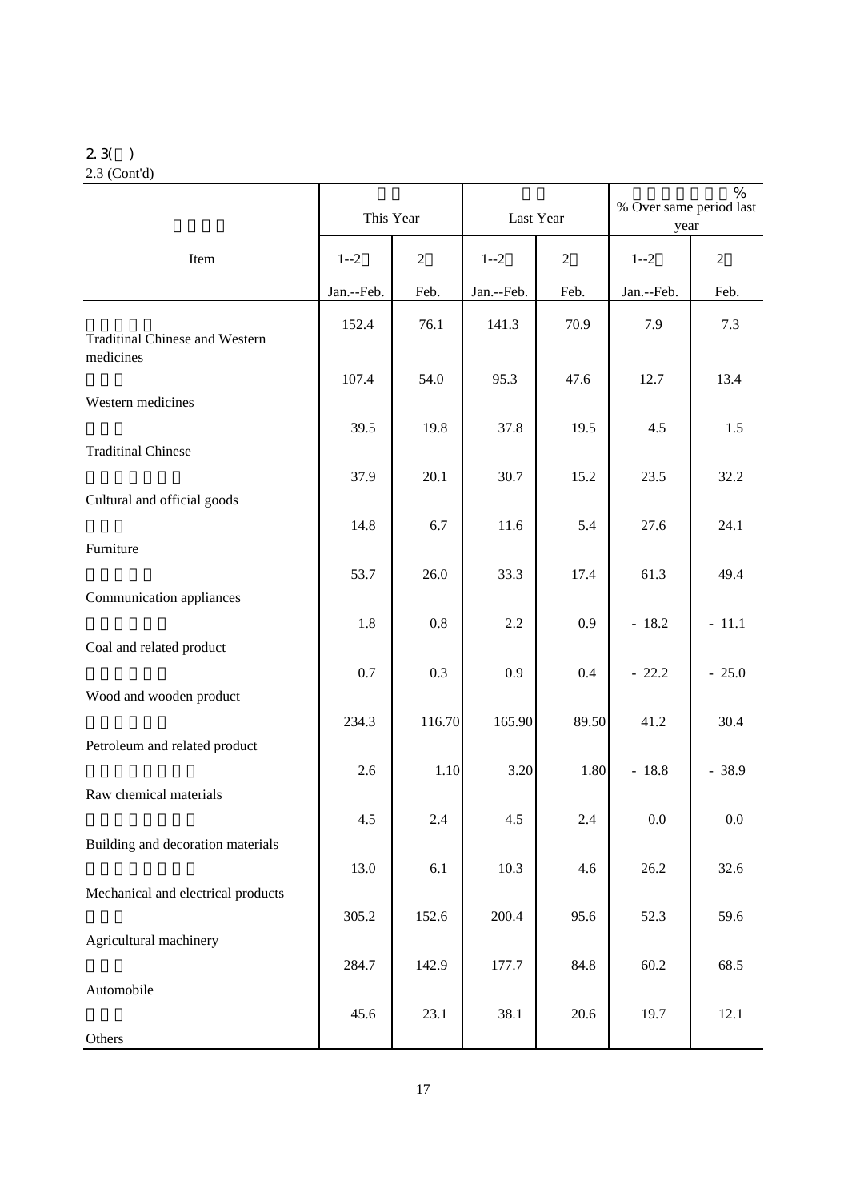2.3( )
2.3 (Cont'd)

| Item | This Year | | Last Year | | % Over same period last year % | |
|---|---|---|---|---|---|---|
| | 1--2 Jan.--Feb. | 2 Feb. | 1--2 Jan.--Feb. | 2 Feb. | 1--2 Jan.--Feb. | 2 Feb. |
| Traditinal Chinese and Western medicines | 152.4 | 76.1 | 141.3 | 70.9 | 7.9 | 7.3 |
| Western medicines | 107.4 | 54.0 | 95.3 | 47.6 | 12.7 | 13.4 |
| Traditinal Chinese | 39.5 | 19.8 | 37.8 | 19.5 | 4.5 | 1.5 |
| Cultural and official goods | 37.9 | 20.1 | 30.7 | 15.2 | 23.5 | 32.2 |
| Furniture | 14.8 | 6.7 | 11.6 | 5.4 | 27.6 | 24.1 |
| Communication appliances | 53.7 | 26.0 | 33.3 | 17.4 | 61.3 | 49.4 |
| Coal and related product | 1.8 | 0.8 | 2.2 | 0.9 | - 18.2 | - 11.1 |
| Wood and wooden product | 0.7 | 0.3 | 0.9 | 0.4 | - 22.2 | - 25.0 |
| Petroleum and related product | 234.3 | 116.70 | 165.90 | 89.50 | 41.2 | 30.4 |
| Raw chemical materials | 2.6 | 1.10 | 3.20 | 1.80 | - 18.8 | - 38.9 |
| Building and decoration materials | 4.5 | 2.4 | 4.5 | 2.4 | 0.0 | 0.0 |
| Mechanical and electrical products | 13.0 | 6.1 | 10.3 | 4.6 | 26.2 | 32.6 |
| Agricultural machinery | 305.2 | 152.6 | 200.4 | 95.6 | 52.3 | 59.6 |
| Automobile | 284.7 | 142.9 | 177.7 | 84.8 | 60.2 | 68.5 |
| Others | 45.6 | 23.1 | 38.1 | 20.6 | 19.7 | 12.1 |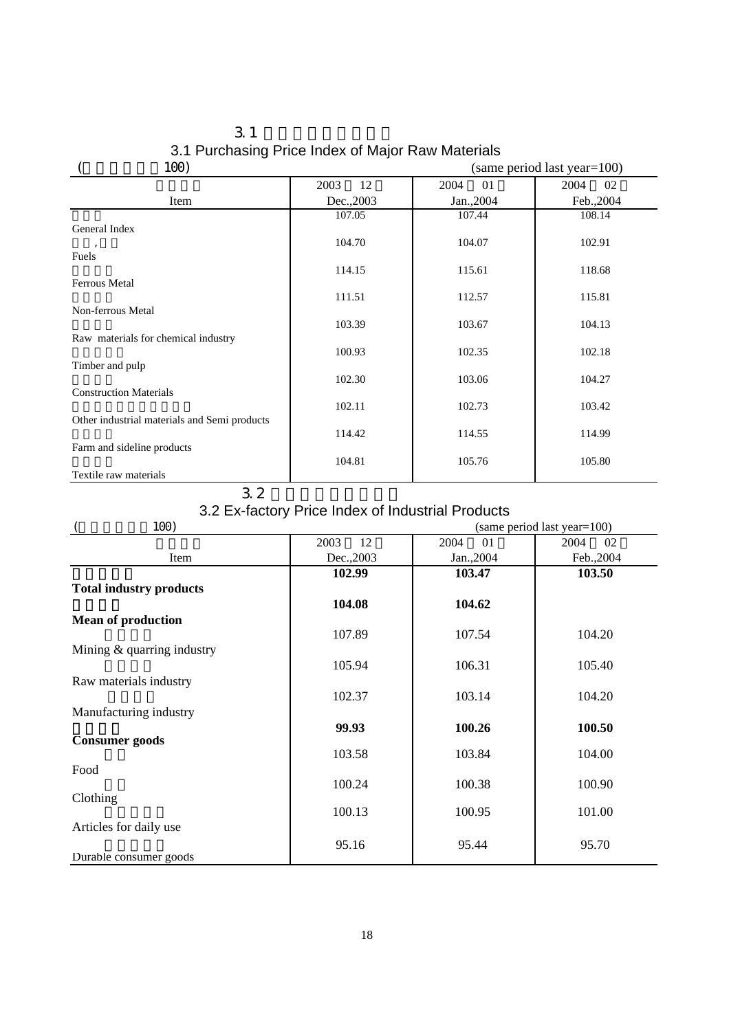## 3.1

## 3.1 Purchasing Price Index of Major Raw Materials

( 100) (same period last year=100)

| Item | 2003 12 Dec.,2003 | 2004 01 Jan.,2004 | 2004 02 Feb.,2004 |
|---|---|---|---|
| General Index | 107.05 | 107.44 | 108.14 |
| , Fuels | 104.70 | 104.07 | 102.91 |
| Ferrous Metal | 114.15 | 115.61 | 118.68 |
| Non-ferrous Metal | 111.51 | 112.57 | 115.81 |
| Raw materials for chemical industry | 103.39 | 103.67 | 104.13 |
| Timber and pulp | 100.93 | 102.35 | 102.18 |
| Construction Materials | 102.30 | 103.06 | 104.27 |
| Other industrial materials and Semi products | 102.11 | 102.73 | 103.42 |
| Farm and sideline products | 114.42 | 114.55 | 114.99 |
| Textile raw materials | 104.81 | 105.76 | 105.80 |

## 3.2

## 3.2 Ex-factory Price Index of Industrial Products

( 100) (same period last year=100)

| Item | 2003 12 Dec.,2003 | 2004 01 Jan.,2004 | 2004 02 Feb.,2004 |
|---|---|---|---|
| **Total industry products** | **102.99** | **103.47** | **103.50** |
| **Mean of production** | **104.08** | **104.62** | |
| Mining & quarring industry | 107.89 | 107.54 | 104.20 |
| Raw materials industry | 105.94 | 106.31 | 105.40 |
| Manufacturing industry | 102.37 | 103.14 | 104.20 |
| **Consumer goods** | **99.93** | **100.26** | **100.50** |
| Food | 103.58 | 103.84 | 104.00 |
| Clothing | 100.24 | 100.38 | 100.90 |
| Articles for daily use | 100.13 | 100.95 | 101.00 |
| Durable consumer goods | 95.16 | 95.44 | 95.70 |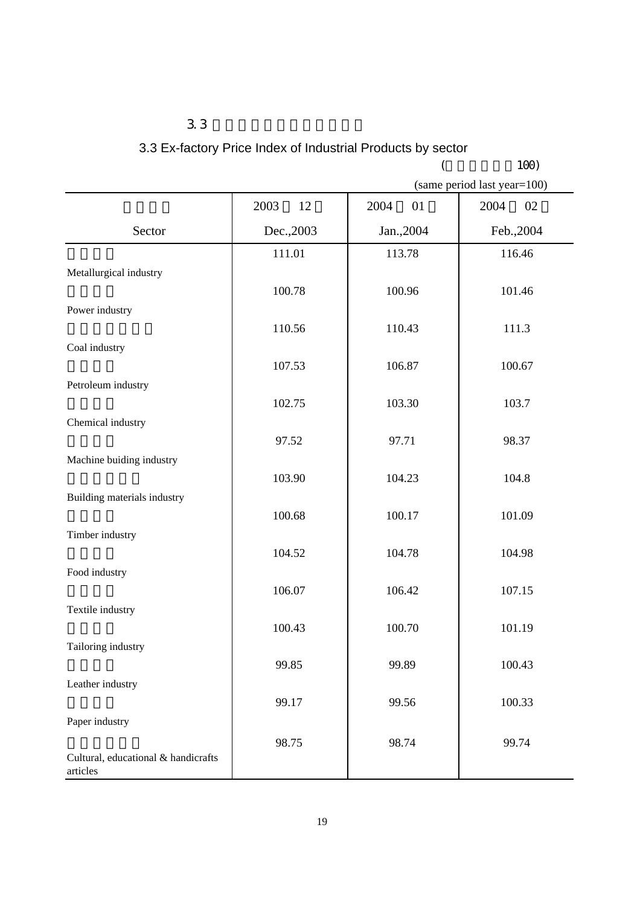## 3.3

## 3.3 Ex-factory Price Index of Industrial Products by sector

( 100)

(same period last year=100)

| Sector | 2003 12 Dec.,2003 | 2004 01 Jan.,2004 | 2004 02 Feb.,2004 |
|---|---|---|---|
| Metallurgical industry | 111.01 | 113.78 | 116.46 |
| Power industry | 100.78 | 100.96 | 101.46 |
| Coal industry | 110.56 | 110.43 | 111.3 |
| Petroleum industry | 107.53 | 106.87 | 100.67 |
| Chemical industry | 102.75 | 103.30 | 103.7 |
| Machine buiding industry | 97.52 | 97.71 | 98.37 |
| Building materials industry | 103.90 | 104.23 | 104.8 |
| Timber industry | 100.68 | 100.17 | 101.09 |
| Food industry | 104.52 | 104.78 | 104.98 |
| Textile industry | 106.07 | 106.42 | 107.15 |
| Tailoring industry | 100.43 | 100.70 | 101.19 |
| Leather industry | 99.85 | 99.89 | 100.43 |
| Paper industry | 99.17 | 99.56 | 100.33 |
| Cultural, educational & handicrafts articles | 98.75 | 98.74 | 99.74 |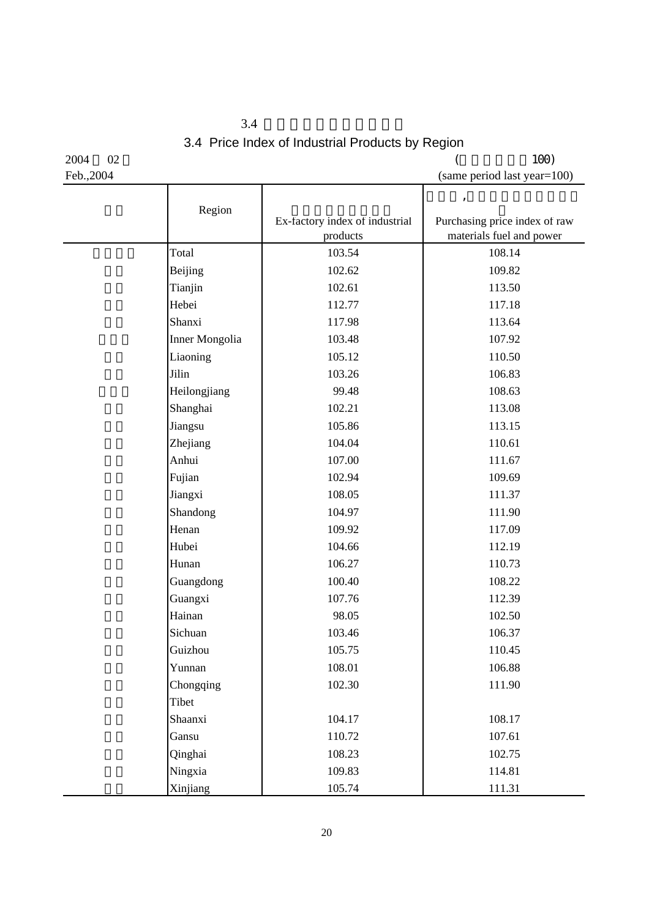## 3.4

## 3.4 Price Index of Industrial Products by Region

2004 02
Feb.,2004

( 100)
(same period last year=100)

| | Region | Ex-factory index of industrial products | , Purchasing price index of raw materials fuel and power |
|---|---|---|---|
| | Total | 103.54 | 108.14 |
| | Beijing | 102.62 | 109.82 |
| | Tianjin | 102.61 | 113.50 |
| | Hebei | 112.77 | 117.18 |
| | Shanxi | 117.98 | 113.64 |
| | Inner Mongolia | 103.48 | 107.92 |
| | Liaoning | 105.12 | 110.50 |
| | Jilin | 103.26 | 106.83 |
| | Heilongjiang | 99.48 | 108.63 |
| | Shanghai | 102.21 | 113.08 |
| | Jiangsu | 105.86 | 113.15 |
| | Zhejiang | 104.04 | 110.61 |
| | Anhui | 107.00 | 111.67 |
| | Fujian | 102.94 | 109.69 |
| | Jiangxi | 108.05 | 111.37 |
| | Shandong | 104.97 | 111.90 |
| | Henan | 109.92 | 117.09 |
| | Hubei | 104.66 | 112.19 |
| | Hunan | 106.27 | 110.73 |
| | Guangdong | 100.40 | 108.22 |
| | Guangxi | 107.76 | 112.39 |
| | Hainan | 98.05 | 102.50 |
| | Sichuan | 103.46 | 106.37 |
| | Guizhou | 105.75 | 110.45 |
| | Yunnan | 108.01 | 106.88 |
| | Chongqing | 102.30 | 111.90 |
| | Tibet | | |
| | Shaanxi | 104.17 | 108.17 |
| | Gansu | 110.72 | 107.61 |
| | Qinghai | 108.23 | 102.75 |
| | Ningxia | 109.83 | 114.81 |
| | Xinjiang | 105.74 | 111.31 |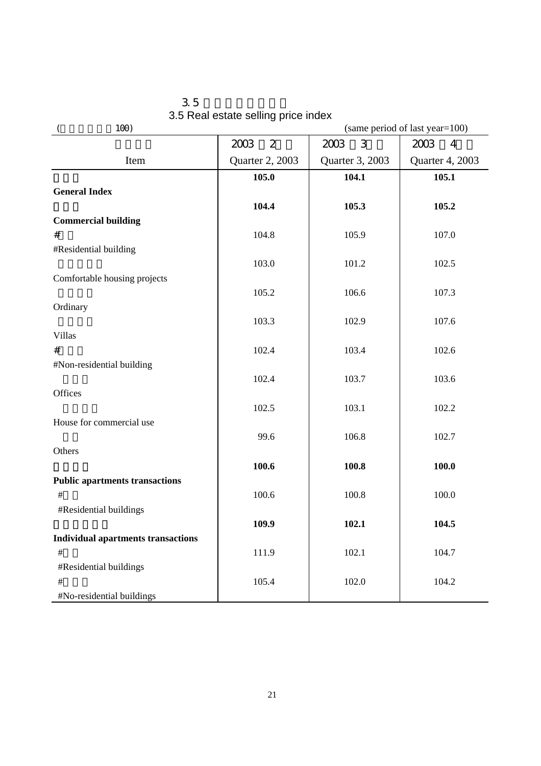## 3.5

## 3.5 Real estate selling price index

( 100) (same period of last year=100)

| Item | 2003 2 Quarter 2, 2003 | 2003 3 Quarter 3, 2003 | 2003 4 Quarter 4, 2003 |
|---|---|---|---|
| **General Index** | **105.0** | **104.1** | **105.1** |
| **Commercial building** | **104.4** | **105.3** | **105.2** |
| #Residential building | 104.8 | 105.9 | 107.0 |
| Comfortable housing projects | 103.0 | 101.2 | 102.5 |
| Ordinary | 105.2 | 106.6 | 107.3 |
| Villas | 103.3 | 102.9 | 107.6 |
| #Non-residential building | 102.4 | 103.4 | 102.6 |
| Offices | 102.4 | 103.7 | 103.6 |
| House for commercial use | 102.5 | 103.1 | 102.2 |
| Others | 99.6 | 106.8 | 102.7 |
| **Public apartments transactions** | **100.6** | **100.8** | **100.0** |
| #Residential buildings | 100.6 | 100.8 | 100.0 |
| **Individual apartments transactions** | **109.9** | **102.1** | **104.5** |
| #Residential buildings | 111.9 | 102.1 | 104.7 |
| #No-residential buildings | 105.4 | 102.0 | 104.2 |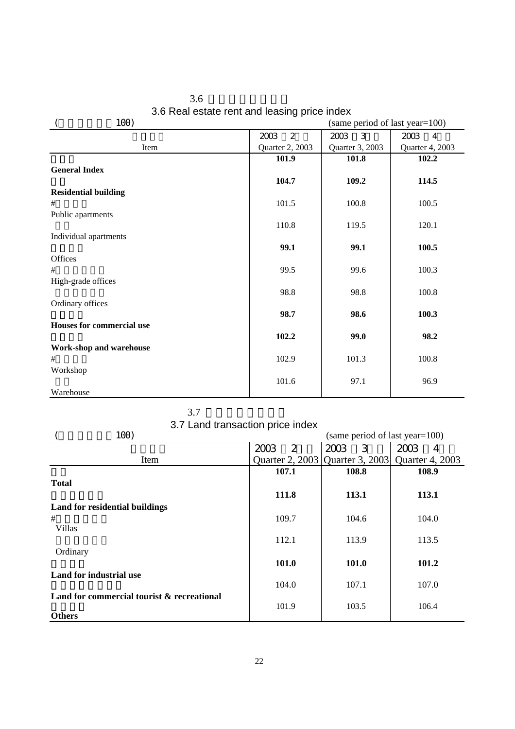## 3.6 Real estate rent and leasing price index

(same period of last year=100)

| Item | Quarter 2, 2003 | Quarter 3, 2003 | Quarter 4, 2003 |
|---|---|---|---|
| **General Index** | **101.9** | **101.8** | **102.2** |
| **Residential building** | **104.7** | **109.2** | **114.5** |
| # Public apartments | 101.5 | 100.8 | 100.5 |
| Individual apartments | 110.8 | 119.5 | 120.1 |
| Offices | **99.1** | **99.1** | **100.5** |
| # High-grade offices | 99.5 | 99.6 | 100.3 |
| Ordinary offices | 98.8 | 98.8 | 100.8 |
| **Houses for commercial use** | **98.7** | **98.6** | **100.3** |
| **Work-shop and warehouse** | **102.2** | **99.0** | **98.2** |
| # Workshop | 102.9 | 101.3 | 100.8 |
| Warehouse | 101.6 | 97.1 | 96.9 |

## 3.7 Land transaction price index

(same period of last year=100)

| Item | Quarter 2, 2003 | Quarter 3, 2003 | Quarter 4, 2003 |
|---|---|---|---|
| **Total** | **107.1** | **108.8** | **108.9** |
| **Land for residential buildings** | **111.8** | **113.1** | **113.1** |
| # Villas | 109.7 | 104.6 | 104.0 |
| Ordinary | 112.1 | 113.9 | 113.5 |
| **Land for industrial use** | **101.0** | **101.0** | **101.2** |
| **Land for commercial tourist & recreational** | 104.0 | 107.1 | 107.0 |
| **Others** | 101.9 | 103.5 | 106.4 |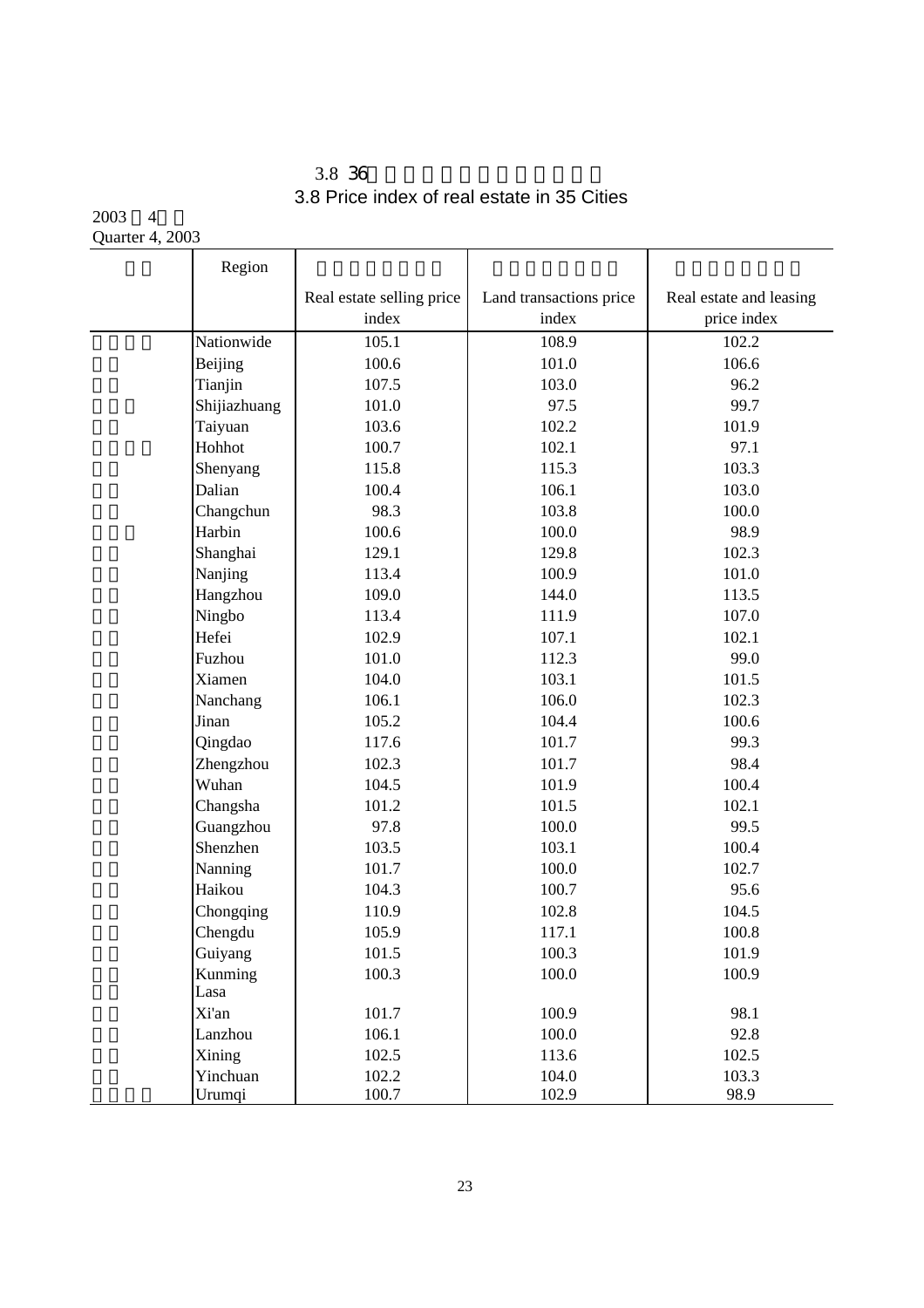# 3.8 36

# 3.8 Price index of real estate in 35 Cities

2003 4

Quarter 4, 2003

| | Region | Real estate selling price index | Land transactions price index | Real estate and leasing price index |
|---|---|---|---|---|
| | Nationwide | 105.1 | 108.9 | 102.2 |
| | Beijing | 100.6 | 101.0 | 106.6 |
| | Tianjin | 107.5 | 103.0 | 96.2 |
| | Shijiazhuang | 101.0 | 97.5 | 99.7 |
| | Taiyuan | 103.6 | 102.2 | 101.9 |
| | Hohhot | 100.7 | 102.1 | 97.1 |
| | Shenyang | 115.8 | 115.3 | 103.3 |
| | Dalian | 100.4 | 106.1 | 103.0 |
| | Changchun | 98.3 | 103.8 | 100.0 |
| | Harbin | 100.6 | 100.0 | 98.9 |
| | Shanghai | 129.1 | 129.8 | 102.3 |
| | Nanjing | 113.4 | 100.9 | 101.0 |
| | Hangzhou | 109.0 | 144.0 | 113.5 |
| | Ningbo | 113.4 | 111.9 | 107.0 |
| | Hefei | 102.9 | 107.1 | 102.1 |
| | Fuzhou | 101.0 | 112.3 | 99.0 |
| | Xiamen | 104.0 | 103.1 | 101.5 |
| | Nanchang | 106.1 | 106.0 | 102.3 |
| | Jinan | 105.2 | 104.4 | 100.6 |
| | Qingdao | 117.6 | 101.7 | 99.3 |
| | Zhengzhou | 102.3 | 101.7 | 98.4 |
| | Wuhan | 104.5 | 101.9 | 100.4 |
| | Changsha | 101.2 | 101.5 | 102.1 |
| | Guangzhou | 97.8 | 100.0 | 99.5 |
| | Shenzhen | 103.5 | 103.1 | 100.4 |
| | Nanning | 101.7 | 100.0 | 102.7 |
| | Haikou | 104.3 | 100.7 | 95.6 |
| | Chongqing | 110.9 | 102.8 | 104.5 |
| | Chengdu | 105.9 | 117.1 | 100.8 |
| | Guiyang | 101.5 | 100.3 | 101.9 |
| | Kunming | 100.3 | 100.0 | 100.9 |
| | Lasa | | | |
| | Xi'an | 101.7 | 100.9 | 98.1 |
| | Lanzhou | 106.1 | 100.0 | 92.8 |
| | Xining | 102.5 | 113.6 | 102.5 |
| | Yinchuan | 102.2 | 104.0 | 103.3 |
| | Urumqi | 100.7 | 102.9 | 98.9 |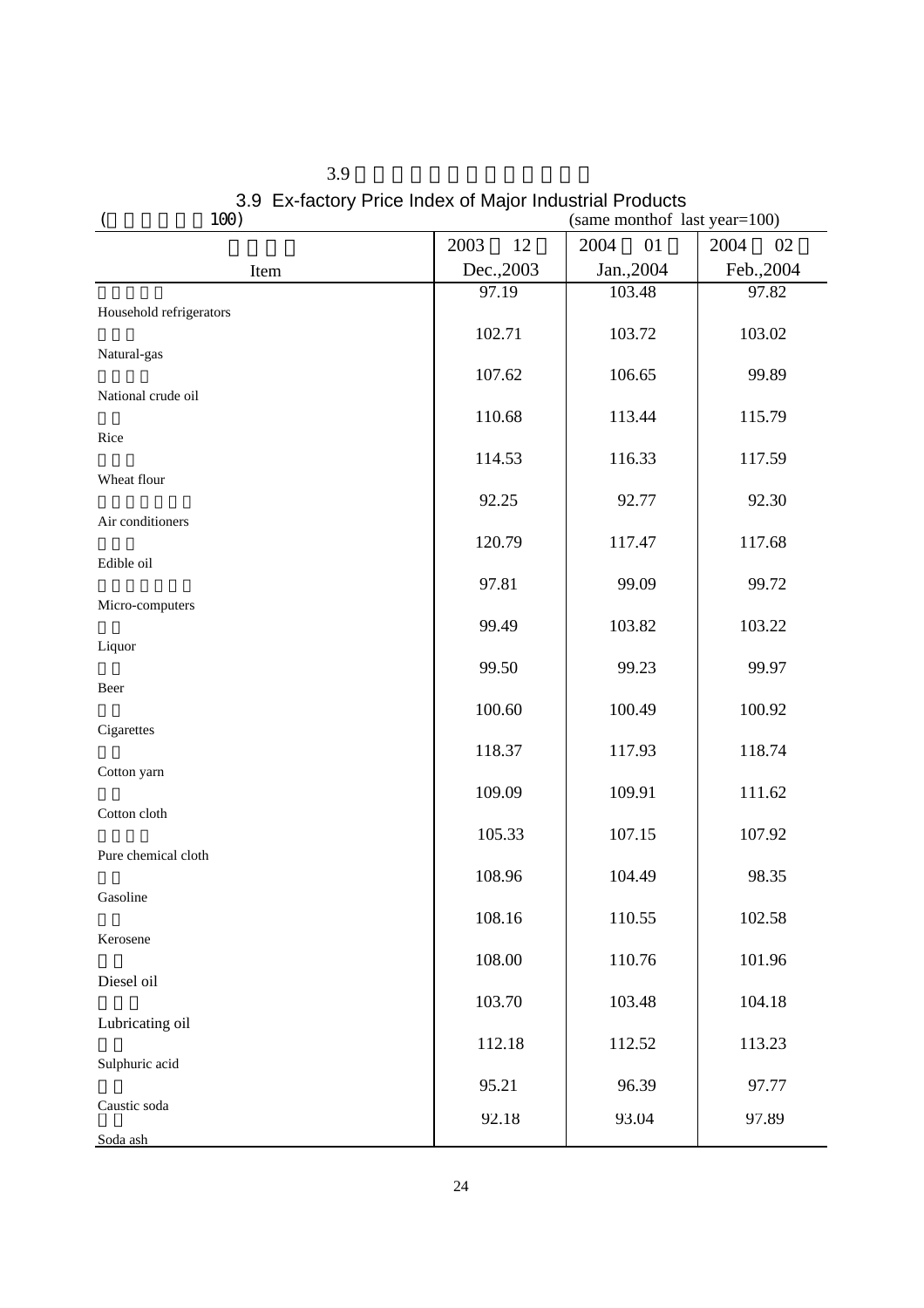## 3.9 Ex-factory Price Index of Major Industrial Products

(100) (same monthof last year=100)

| Item | 2003 12 Dec.,2003 | 2004 01 Jan.,2004 | 2004 02 Feb.,2004 |
|---|---|---|---|
| Household refrigerators | 97.19 | 103.48 | 97.82 |
| Natural-gas | 102.71 | 103.72 | 103.02 |
| National crude oil | 107.62 | 106.65 | 99.89 |
| Rice | 110.68 | 113.44 | 115.79 |
| Wheat flour | 114.53 | 116.33 | 117.59 |
| Air conditioners | 92.25 | 92.77 | 92.30 |
| Edible oil | 120.79 | 117.47 | 117.68 |
| Micro-computers | 97.81 | 99.09 | 99.72 |
| Liquor | 99.49 | 103.82 | 103.22 |
| Beer | 99.50 | 99.23 | 99.97 |
| Cigarettes | 100.60 | 100.49 | 100.92 |
| Cotton yarn | 118.37 | 117.93 | 118.74 |
| Cotton cloth | 109.09 | 109.91 | 111.62 |
| Pure chemical cloth | 105.33 | 107.15 | 107.92 |
| Gasoline | 108.96 | 104.49 | 98.35 |
| Kerosene | 108.16 | 110.55 | 102.58 |
| Diesel oil | 108.00 | 110.76 | 101.96 |
| Lubricating oil | 103.70 | 103.48 | 104.18 |
| Sulphuric acid | 112.18 | 112.52 | 113.23 |
| Caustic soda | 95.21 | 96.39 | 97.77 |
| Soda ash | 92.18 | 93.04 | 97.89 |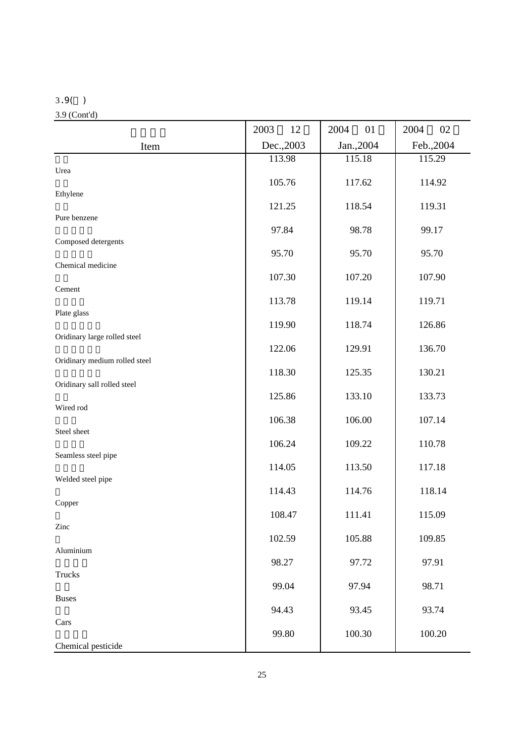3.9( )

3.9 (Cont'd)

| Item | 2003 12 Dec.,2003 | 2004 01 Jan.,2004 | 2004 02 Feb.,2004 |
|---|---|---|---|
| Urea | 113.98 | 115.18 | 115.29 |
| Ethylene | 105.76 | 117.62 | 114.92 |
| Pure benzene | 121.25 | 118.54 | 119.31 |
| Composed detergents | 97.84 | 98.78 | 99.17 |
| Chemical medicine | 95.70 | 95.70 | 95.70 |
| Cement | 107.30 | 107.20 | 107.90 |
| Plate glass | 113.78 | 119.14 | 119.71 |
| Oridinary large rolled steel | 119.90 | 118.74 | 126.86 |
| Oridinary medium rolled steel | 122.06 | 129.91 | 136.70 |
| Oridinary sall rolled steel | 118.30 | 125.35 | 130.21 |
| Wired rod | 125.86 | 133.10 | 133.73 |
| Steel sheet | 106.38 | 106.00 | 107.14 |
| Seamless steel pipe | 106.24 | 109.22 | 110.78 |
| Welded steel pipe | 114.05 | 113.50 | 117.18 |
| Copper | 114.43 | 114.76 | 118.14 |
| Zinc | 108.47 | 111.41 | 115.09 |
| Aluminium | 102.59 | 105.88 | 109.85 |
| Trucks | 98.27 | 97.72 | 97.91 |
| Buses | 99.04 | 97.94 | 98.71 |
| Cars | 94.43 | 93.45 | 93.74 |
| Chemical pesticide | 99.80 | 100.30 | 100.20 |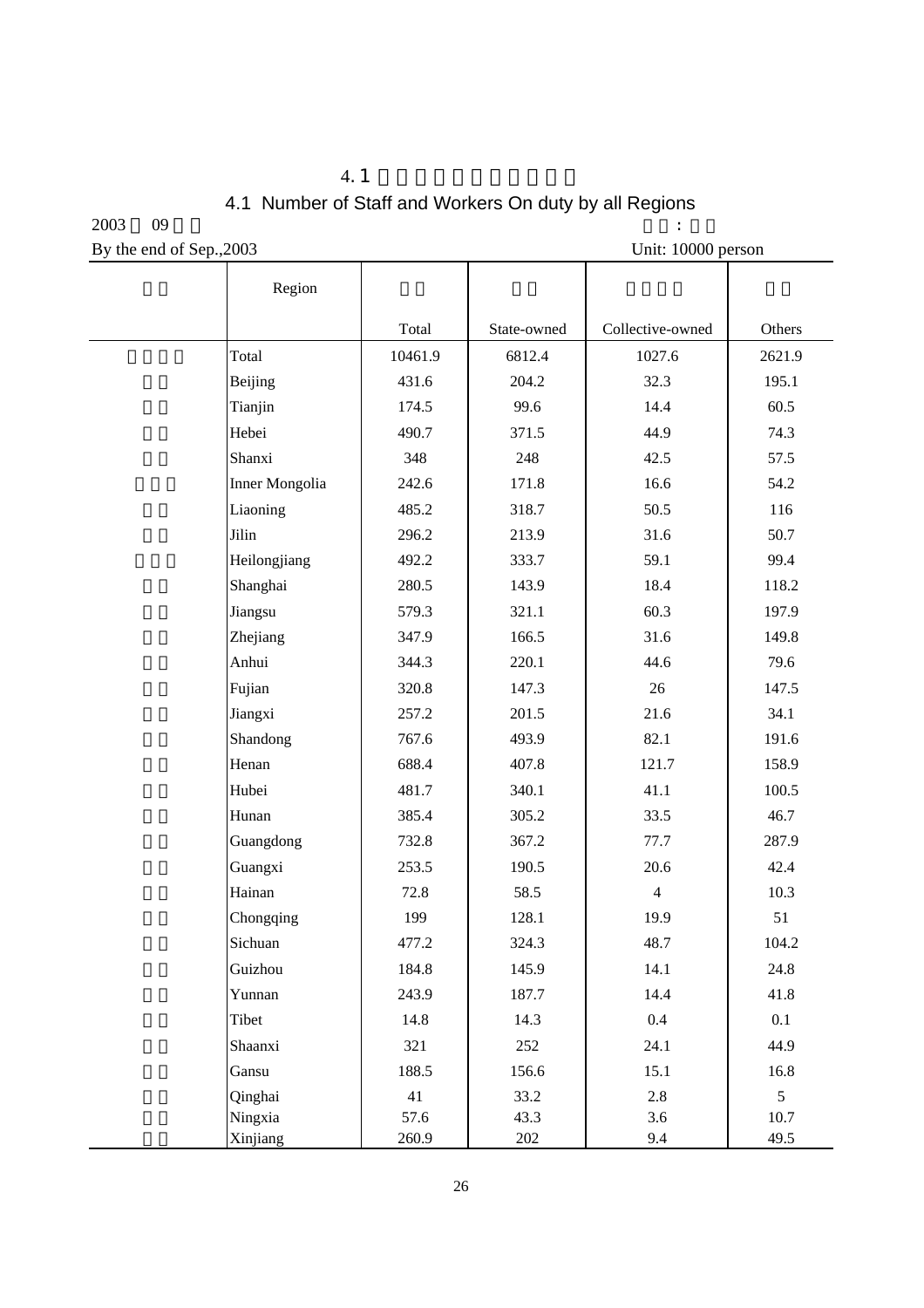# 4.1

## 4.1 Number of Staff and Workers On duty by all Regions

2003 09

By the end of Sep.,2003 　　　　　　　　　　　　　　Unit: 10000 person

| | Region | Total | State-owned | Collective-owned | Others |
|---|---|---|---|---|---|
| | Total | 10461.9 | 6812.4 | 1027.6 | 2621.9 |
| | Beijing | 431.6 | 204.2 | 32.3 | 195.1 |
| | Tianjin | 174.5 | 99.6 | 14.4 | 60.5 |
| | Hebei | 490.7 | 371.5 | 44.9 | 74.3 |
| | Shanxi | 348 | 248 | 42.5 | 57.5 |
| | Inner Mongolia | 242.6 | 171.8 | 16.6 | 54.2 |
| | Liaoning | 485.2 | 318.7 | 50.5 | 116 |
| | Jilin | 296.2 | 213.9 | 31.6 | 50.7 |
| | Heilongjiang | 492.2 | 333.7 | 59.1 | 99.4 |
| | Shanghai | 280.5 | 143.9 | 18.4 | 118.2 |
| | Jiangsu | 579.3 | 321.1 | 60.3 | 197.9 |
| | Zhejiang | 347.9 | 166.5 | 31.6 | 149.8 |
| | Anhui | 344.3 | 220.1 | 44.6 | 79.6 |
| | Fujian | 320.8 | 147.3 | 26 | 147.5 |
| | Jiangxi | 257.2 | 201.5 | 21.6 | 34.1 |
| | Shandong | 767.6 | 493.9 | 82.1 | 191.6 |
| | Henan | 688.4 | 407.8 | 121.7 | 158.9 |
| | Hubei | 481.7 | 340.1 | 41.1 | 100.5 |
| | Hunan | 385.4 | 305.2 | 33.5 | 46.7 |
| | Guangdong | 732.8 | 367.2 | 77.7 | 287.9 |
| | Guangxi | 253.5 | 190.5 | 20.6 | 42.4 |
| | Hainan | 72.8 | 58.5 | 4 | 10.3 |
| | Chongqing | 199 | 128.1 | 19.9 | 51 |
| | Sichuan | 477.2 | 324.3 | 48.7 | 104.2 |
| | Guizhou | 184.8 | 145.9 | 14.1 | 24.8 |
| | Yunnan | 243.9 | 187.7 | 14.4 | 41.8 |
| | Tibet | 14.8 | 14.3 | 0.4 | 0.1 |
| | Shaanxi | 321 | 252 | 24.1 | 44.9 |
| | Gansu | 188.5 | 156.6 | 15.1 | 16.8 |
| | Qinghai | 41 | 33.2 | 2.8 | 5 |
| | Ningxia | 57.6 | 43.3 | 3.6 | 10.7 |
| | Xinjiang | 260.9 | 202 | 9.4 | 49.5 |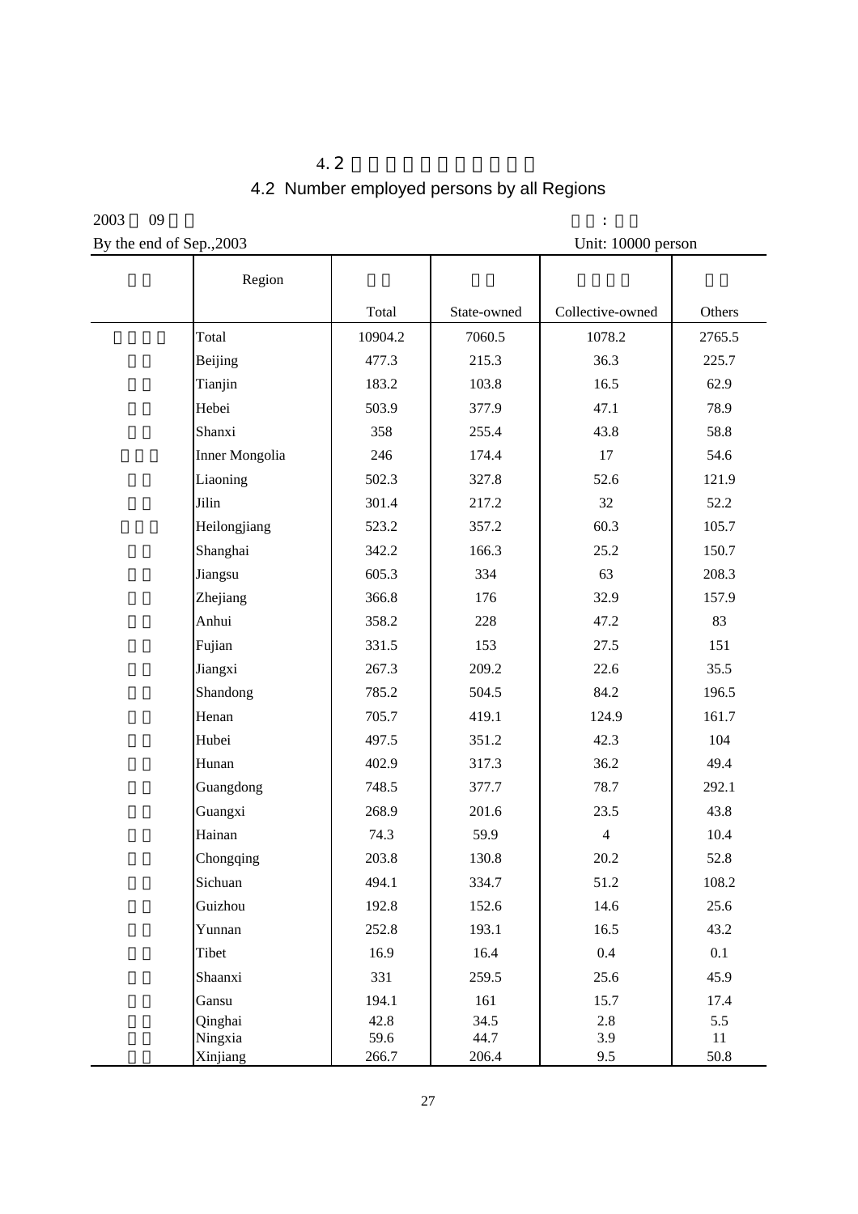# 4.2

## 4.2 Number employed persons by all Regions

2003 09

By the end of Sep.,2003 　　　　　　　　　　　　　　　　　　　　　　Unit: 10000 person

| Region | Total | State-owned | Collective-owned | Others |
|---|---|---|---|---|
| Total | 10904.2 | 7060.5 | 1078.2 | 2765.5 |
| Beijing | 477.3 | 215.3 | 36.3 | 225.7 |
| Tianjin | 183.2 | 103.8 | 16.5 | 62.9 |
| Hebei | 503.9 | 377.9 | 47.1 | 78.9 |
| Shanxi | 358 | 255.4 | 43.8 | 58.8 |
| Inner Mongolia | 246 | 174.4 | 17 | 54.6 |
| Liaoning | 502.3 | 327.8 | 52.6 | 121.9 |
| Jilin | 301.4 | 217.2 | 32 | 52.2 |
| Heilongjiang | 523.2 | 357.2 | 60.3 | 105.7 |
| Shanghai | 342.2 | 166.3 | 25.2 | 150.7 |
| Jiangsu | 605.3 | 334 | 63 | 208.3 |
| Zhejiang | 366.8 | 176 | 32.9 | 157.9 |
| Anhui | 358.2 | 228 | 47.2 | 83 |
| Fujian | 331.5 | 153 | 27.5 | 151 |
| Jiangxi | 267.3 | 209.2 | 22.6 | 35.5 |
| Shandong | 785.2 | 504.5 | 84.2 | 196.5 |
| Henan | 705.7 | 419.1 | 124.9 | 161.7 |
| Hubei | 497.5 | 351.2 | 42.3 | 104 |
| Hunan | 402.9 | 317.3 | 36.2 | 49.4 |
| Guangdong | 748.5 | 377.7 | 78.7 | 292.1 |
| Guangxi | 268.9 | 201.6 | 23.5 | 43.8 |
| Hainan | 74.3 | 59.9 | 4 | 10.4 |
| Chongqing | 203.8 | 130.8 | 20.2 | 52.8 |
| Sichuan | 494.1 | 334.7 | 51.2 | 108.2 |
| Guizhou | 192.8 | 152.6 | 14.6 | 25.6 |
| Yunnan | 252.8 | 193.1 | 16.5 | 43.2 |
| Tibet | 16.9 | 16.4 | 0.4 | 0.1 |
| Shaanxi | 331 | 259.5 | 25.6 | 45.9 |
| Gansu | 194.1 | 161 | 15.7 | 17.4 |
| Qinghai | 42.8 | 34.5 | 2.8 | 5.5 |
| Ningxia | 59.6 | 44.7 | 3.9 | 11 |
| Xinjiang | 266.7 | 206.4 | 9.5 | 50.8 |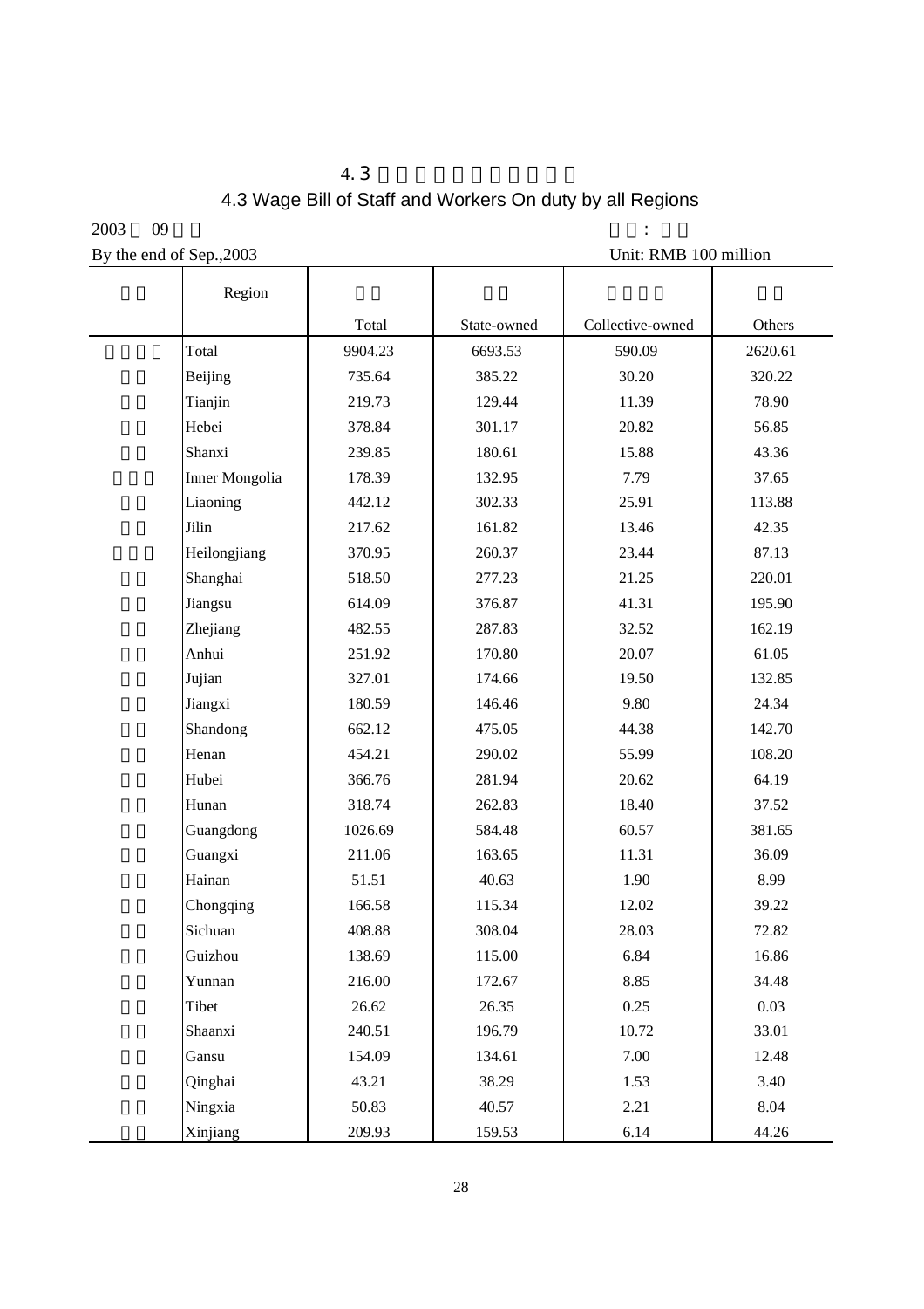# 4.3

## 4.3 Wage Bill of Staff and Workers On duty by all Regions

2003 09 :

By the end of Sep.,2003 Unit: RMB 100 million

| | Region | Total | State-owned | Collective-owned | Others |
|---|---|---|---|---|---|
| | Total | 9904.23 | 6693.53 | 590.09 | 2620.61 |
| | Beijing | 735.64 | 385.22 | 30.20 | 320.22 |
| | Tianjin | 219.73 | 129.44 | 11.39 | 78.90 |
| | Hebei | 378.84 | 301.17 | 20.82 | 56.85 |
| | Shanxi | 239.85 | 180.61 | 15.88 | 43.36 |
| | Inner Mongolia | 178.39 | 132.95 | 7.79 | 37.65 |
| | Liaoning | 442.12 | 302.33 | 25.91 | 113.88 |
| | Jilin | 217.62 | 161.82 | 13.46 | 42.35 |
| | Heilongjiang | 370.95 | 260.37 | 23.44 | 87.13 |
| | Shanghai | 518.50 | 277.23 | 21.25 | 220.01 |
| | Jiangsu | 614.09 | 376.87 | 41.31 | 195.90 |
| | Zhejiang | 482.55 | 287.83 | 32.52 | 162.19 |
| | Anhui | 251.92 | 170.80 | 20.07 | 61.05 |
| | Jujian | 327.01 | 174.66 | 19.50 | 132.85 |
| | Jiangxi | 180.59 | 146.46 | 9.80 | 24.34 |
| | Shandong | 662.12 | 475.05 | 44.38 | 142.70 |
| | Henan | 454.21 | 290.02 | 55.99 | 108.20 |
| | Hubei | 366.76 | 281.94 | 20.62 | 64.19 |
| | Hunan | 318.74 | 262.83 | 18.40 | 37.52 |
| | Guangdong | 1026.69 | 584.48 | 60.57 | 381.65 |
| | Guangxi | 211.06 | 163.65 | 11.31 | 36.09 |
| | Hainan | 51.51 | 40.63 | 1.90 | 8.99 |
| | Chongqing | 166.58 | 115.34 | 12.02 | 39.22 |
| | Sichuan | 408.88 | 308.04 | 28.03 | 72.82 |
| | Guizhou | 138.69 | 115.00 | 6.84 | 16.86 |
| | Yunnan | 216.00 | 172.67 | 8.85 | 34.48 |
| | Tibet | 26.62 | 26.35 | 0.25 | 0.03 |
| | Shaanxi | 240.51 | 196.79 | 10.72 | 33.01 |
| | Gansu | 154.09 | 134.61 | 7.00 | 12.48 |
| | Qinghai | 43.21 | 38.29 | 1.53 | 3.40 |
| | Ningxia | 50.83 | 40.57 | 2.21 | 8.04 |
| | Xinjiang | 209.93 | 159.53 | 6.14 | 44.26 |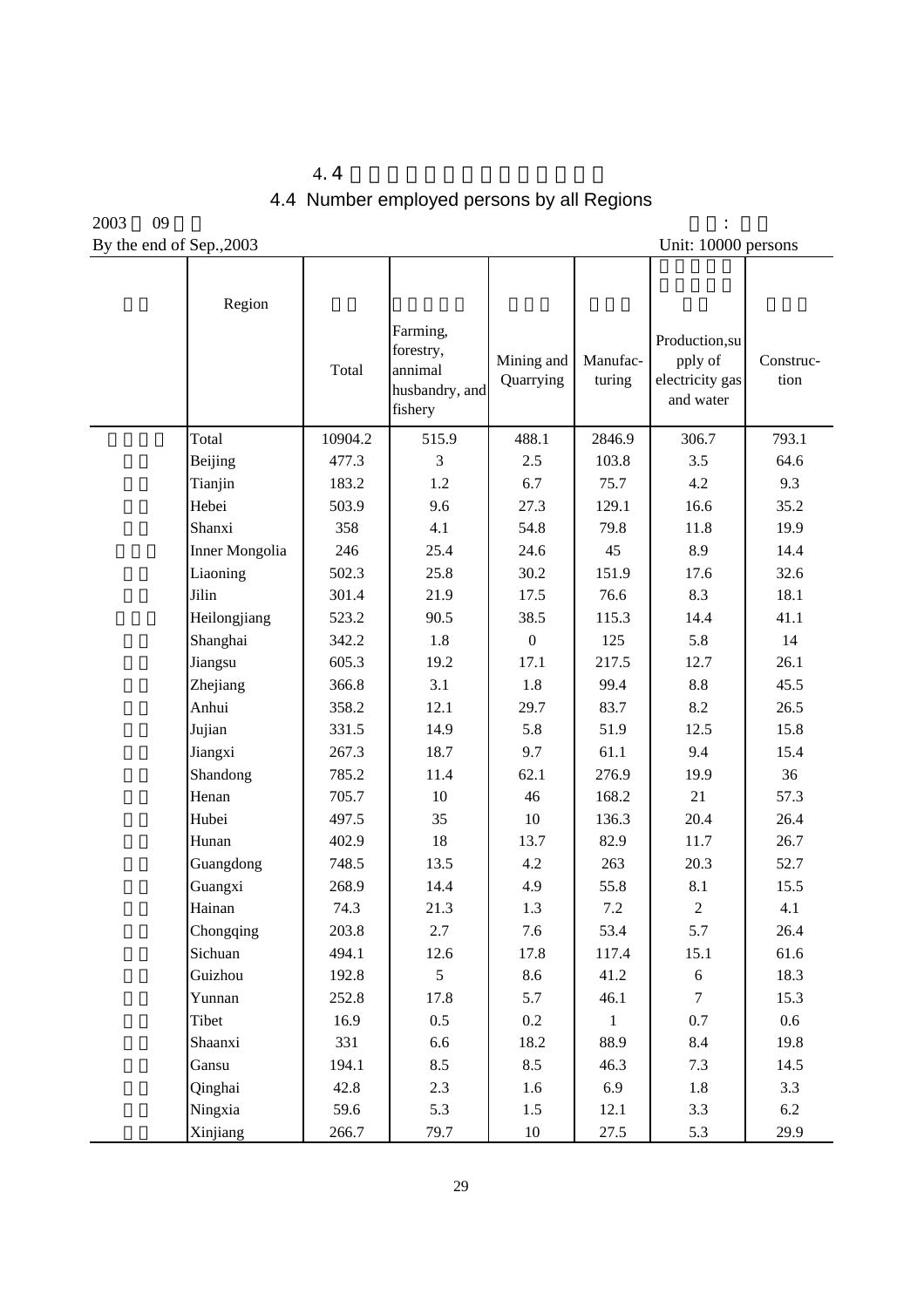# 4.4 Number employed persons by all Regions

2003 09

By the end of Sep.,2003

Unit: 10000 persons

| Region | Total | Farming, forestry, annimal husbandry, and fishery | Mining and Quarrying | Manufac-turing | Production,supply of electricity gas and water | Construc-tion |
|---|---|---|---|---|---|---|
| Total | 10904.2 | 515.9 | 488.1 | 2846.9 | 306.7 | 793.1 |
| Beijing | 477.3 | 3 | 2.5 | 103.8 | 3.5 | 64.6 |
| Tianjin | 183.2 | 1.2 | 6.7 | 75.7 | 4.2 | 9.3 |
| Hebei | 503.9 | 9.6 | 27.3 | 129.1 | 16.6 | 35.2 |
| Shanxi | 358 | 4.1 | 54.8 | 79.8 | 11.8 | 19.9 |
| Inner Mongolia | 246 | 25.4 | 24.6 | 45 | 8.9 | 14.4 |
| Liaoning | 502.3 | 25.8 | 30.2 | 151.9 | 17.6 | 32.6 |
| Jilin | 301.4 | 21.9 | 17.5 | 76.6 | 8.3 | 18.1 |
| Heilongjiang | 523.2 | 90.5 | 38.5 | 115.3 | 14.4 | 41.1 |
| Shanghai | 342.2 | 1.8 | 0 | 125 | 5.8 | 14 |
| Jiangsu | 605.3 | 19.2 | 17.1 | 217.5 | 12.7 | 26.1 |
| Zhejiang | 366.8 | 3.1 | 1.8 | 99.4 | 8.8 | 45.5 |
| Anhui | 358.2 | 12.1 | 29.7 | 83.7 | 8.2 | 26.5 |
| Jujian | 331.5 | 14.9 | 5.8 | 51.9 | 12.5 | 15.8 |
| Jiangxi | 267.3 | 18.7 | 9.7 | 61.1 | 9.4 | 15.4 |
| Shandong | 785.2 | 11.4 | 62.1 | 276.9 | 19.9 | 36 |
| Henan | 705.7 | 10 | 46 | 168.2 | 21 | 57.3 |
| Hubei | 497.5 | 35 | 10 | 136.3 | 20.4 | 26.4 |
| Hunan | 402.9 | 18 | 13.7 | 82.9 | 11.7 | 26.7 |
| Guangdong | 748.5 | 13.5 | 4.2 | 263 | 20.3 | 52.7 |
| Guangxi | 268.9 | 14.4 | 4.9 | 55.8 | 8.1 | 15.5 |
| Hainan | 74.3 | 21.3 | 1.3 | 7.2 | 2 | 4.1 |
| Chongqing | 203.8 | 2.7 | 7.6 | 53.4 | 5.7 | 26.4 |
| Sichuan | 494.1 | 12.6 | 17.8 | 117.4 | 15.1 | 61.6 |
| Guizhou | 192.8 | 5 | 8.6 | 41.2 | 6 | 18.3 |
| Yunnan | 252.8 | 17.8 | 5.7 | 46.1 | 7 | 15.3 |
| Tibet | 16.9 | 0.5 | 0.2 | 1 | 0.7 | 0.6 |
| Shaanxi | 331 | 6.6 | 18.2 | 88.9 | 8.4 | 19.8 |
| Gansu | 194.1 | 8.5 | 8.5 | 46.3 | 7.3 | 14.5 |
| Qinghai | 42.8 | 2.3 | 1.6 | 6.9 | 1.8 | 3.3 |
| Ningxia | 59.6 | 5.3 | 1.5 | 12.1 | 3.3 | 6.2 |
| Xinjiang | 266.7 | 79.7 | 10 | 27.5 | 5.3 | 29.9 |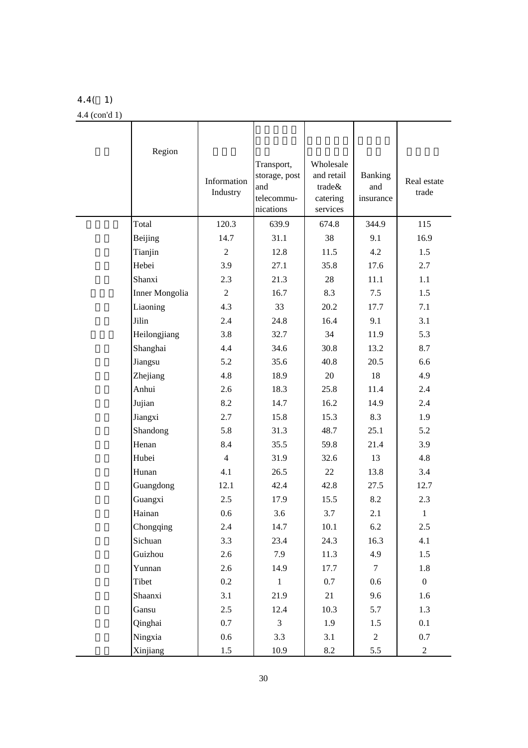4.4(续 1)

4.4 (con'd 1)

| | Region | Information Industry | Transport, storage, post and telecommu-nications | Wholesale and retail trade& catering services | Banking and insurance | Real estate trade |
|---|---|---|---|---|---|---|
| | Total | 120.3 | 639.9 | 674.8 | 344.9 | 115 |
| | Beijing | 14.7 | 31.1 | 38 | 9.1 | 16.9 |
| | Tianjin | 2 | 12.8 | 11.5 | 4.2 | 1.5 |
| | Hebei | 3.9 | 27.1 | 35.8 | 17.6 | 2.7 |
| | Shanxi | 2.3 | 21.3 | 28 | 11.1 | 1.1 |
| | Inner Mongolia | 2 | 16.7 | 8.3 | 7.5 | 1.5 |
| | Liaoning | 4.3 | 33 | 20.2 | 17.7 | 7.1 |
| | Jilin | 2.4 | 24.8 | 16.4 | 9.1 | 3.1 |
| | Heilongjiang | 3.8 | 32.7 | 34 | 11.9 | 5.3 |
| | Shanghai | 4.4 | 34.6 | 30.8 | 13.2 | 8.7 |
| | Jiangsu | 5.2 | 35.6 | 40.8 | 20.5 | 6.6 |
| | Zhejiang | 4.8 | 18.9 | 20 | 18 | 4.9 |
| | Anhui | 2.6 | 18.3 | 25.8 | 11.4 | 2.4 |
| | Jujian | 8.2 | 14.7 | 16.2 | 14.9 | 2.4 |
| | Jiangxi | 2.7 | 15.8 | 15.3 | 8.3 | 1.9 |
| | Shandong | 5.8 | 31.3 | 48.7 | 25.1 | 5.2 |
| | Henan | 8.4 | 35.5 | 59.8 | 21.4 | 3.9 |
| | Hubei | 4 | 31.9 | 32.6 | 13 | 4.8 |
| | Hunan | 4.1 | 26.5 | 22 | 13.8 | 3.4 |
| | Guangdong | 12.1 | 42.4 | 42.8 | 27.5 | 12.7 |
| | Guangxi | 2.5 | 17.9 | 15.5 | 8.2 | 2.3 |
| | Hainan | 0.6 | 3.6 | 3.7 | 2.1 | 1 |
| | Chongqing | 2.4 | 14.7 | 10.1 | 6.2 | 2.5 |
| | Sichuan | 3.3 | 23.4 | 24.3 | 16.3 | 4.1 |
| | Guizhou | 2.6 | 7.9 | 11.3 | 4.9 | 1.5 |
| | Yunnan | 2.6 | 14.9 | 17.7 | 7 | 1.8 |
| | Tibet | 0.2 | 1 | 0.7 | 0.6 | 0 |
| | Shaanxi | 3.1 | 21.9 | 21 | 9.6 | 1.6 |
| | Gansu | 2.5 | 12.4 | 10.3 | 5.7 | 1.3 |
| | Qinghai | 0.7 | 3 | 1.9 | 1.5 | 0.1 |
| | Ningxia | 0.6 | 3.3 | 3.1 | 2 | 0.7 |
| | Xinjiang | 1.5 | 10.9 | 8.2 | 5.5 | 2 |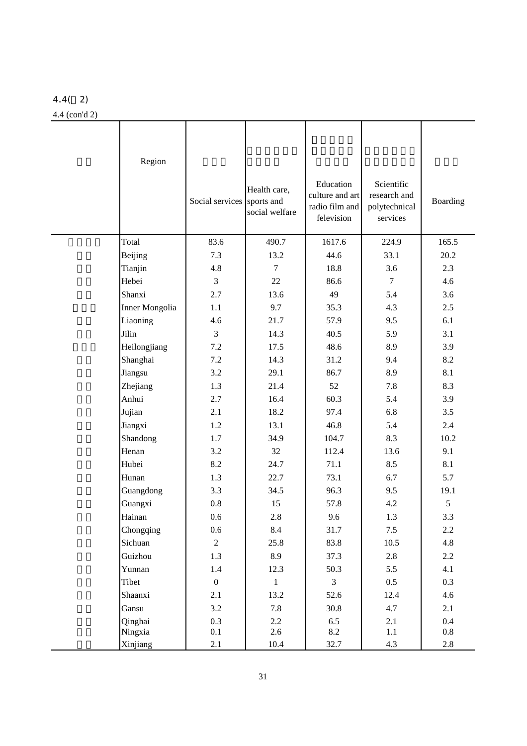4.4(续2)

4.4 (con'd 2)

| | Region | Social services | Health care, sports and social welfare | Education culture and art radio film and felevision | Scientific research and polytechnical services | Boarding |
|---|---|---|---|---|---|---|
| | Total | 83.6 | 490.7 | 1617.6 | 224.9 | 165.5 |
| | Beijing | 7.3 | 13.2 | 44.6 | 33.1 | 20.2 |
| | Tianjin | 4.8 | 7 | 18.8 | 3.6 | 2.3 |
| | Hebei | 3 | 22 | 86.6 | 7 | 4.6 |
| | Shanxi | 2.7 | 13.6 | 49 | 5.4 | 3.6 |
| | Inner Mongolia | 1.1 | 9.7 | 35.3 | 4.3 | 2.5 |
| | Liaoning | 4.6 | 21.7 | 57.9 | 9.5 | 6.1 |
| | Jilin | 3 | 14.3 | 40.5 | 5.9 | 3.1 |
| | Heilongjiang | 7.2 | 17.5 | 48.6 | 8.9 | 3.9 |
| | Shanghai | 7.2 | 14.3 | 31.2 | 9.4 | 8.2 |
| | Jiangsu | 3.2 | 29.1 | 86.7 | 8.9 | 8.1 |
| | Zhejiang | 1.3 | 21.4 | 52 | 7.8 | 8.3 |
| | Anhui | 2.7 | 16.4 | 60.3 | 5.4 | 3.9 |
| | Jujian | 2.1 | 18.2 | 97.4 | 6.8 | 3.5 |
| | Jiangxi | 1.2 | 13.1 | 46.8 | 5.4 | 2.4 |
| | Shandong | 1.7 | 34.9 | 104.7 | 8.3 | 10.2 |
| | Henan | 3.2 | 32 | 112.4 | 13.6 | 9.1 |
| | Hubei | 8.2 | 24.7 | 71.1 | 8.5 | 8.1 |
| | Hunan | 1.3 | 22.7 | 73.1 | 6.7 | 5.7 |
| | Guangdong | 3.3 | 34.5 | 96.3 | 9.5 | 19.1 |
| | Guangxi | 0.8 | 15 | 57.8 | 4.2 | 5 |
| | Hainan | 0.6 | 2.8 | 9.6 | 1.3 | 3.3 |
| | Chongqing | 0.6 | 8.4 | 31.7 | 7.5 | 2.2 |
| | Sichuan | 2 | 25.8 | 83.8 | 10.5 | 4.8 |
| | Guizhou | 1.3 | 8.9 | 37.3 | 2.8 | 2.2 |
| | Yunnan | 1.4 | 12.3 | 50.3 | 5.5 | 4.1 |
| | Tibet | 0 | 1 | 3 | 0.5 | 0.3 |
| | Shaanxi | 2.1 | 13.2 | 52.6 | 12.4 | 4.6 |
| | Gansu | 3.2 | 7.8 | 30.8 | 4.7 | 2.1 |
| | Qinghai | 0.3 | 2.2 | 6.5 | 2.1 | 0.4 |
| | Ningxia | 0.1 | 2.6 | 8.2 | 1.1 | 0.8 |
| | Xinjiang | 2.1 | 10.4 | 32.7 | 4.3 | 2.8 |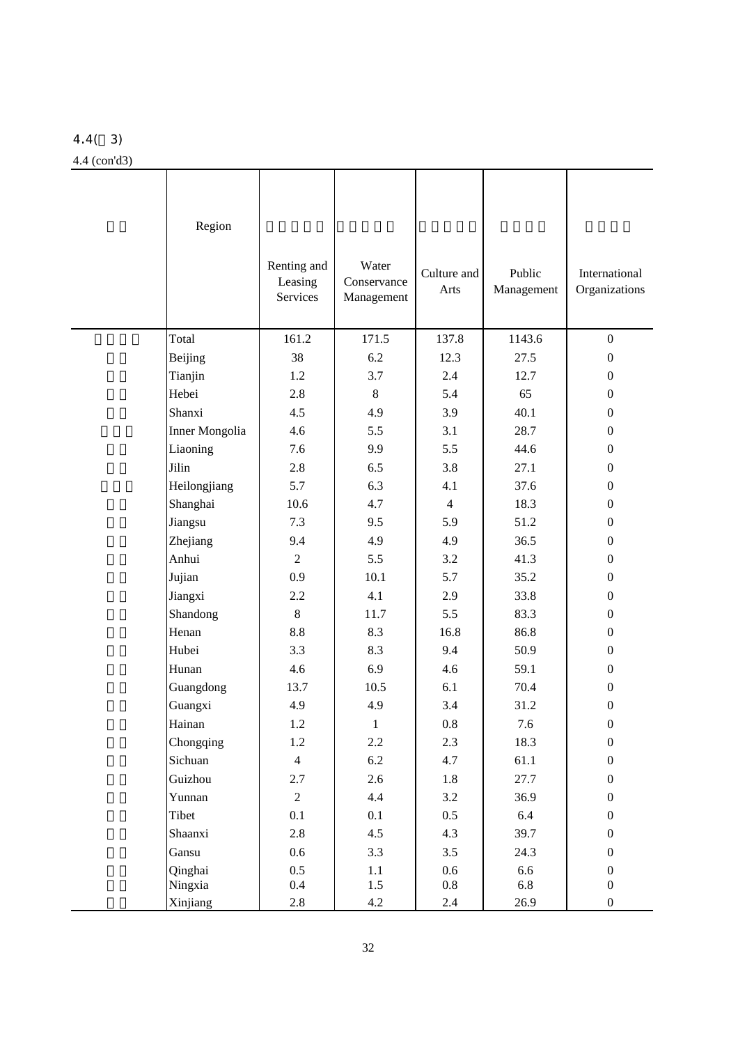4.4(续3)

4.4 (con'd3)

| | Region | | | | | |
|---|---|---|---|---|---|---|
| | | Renting and Leasing Services | Water Conservance Management | Culture and Arts | Public Management | International Organizations |
| | Total | 161.2 | 171.5 | 137.8 | 1143.6 | 0 |
| | Beijing | 38 | 6.2 | 12.3 | 27.5 | 0 |
| | Tianjin | 1.2 | 3.7 | 2.4 | 12.7 | 0 |
| | Hebei | 2.8 | 8 | 5.4 | 65 | 0 |
| | Shanxi | 4.5 | 4.9 | 3.9 | 40.1 | 0 |
| | Inner Mongolia | 4.6 | 5.5 | 3.1 | 28.7 | 0 |
| | Liaoning | 7.6 | 9.9 | 5.5 | 44.6 | 0 |
| | Jilin | 2.8 | 6.5 | 3.8 | 27.1 | 0 |
| | Heilongjiang | 5.7 | 6.3 | 4.1 | 37.6 | 0 |
| | Shanghai | 10.6 | 4.7 | 4 | 18.3 | 0 |
| | Jiangsu | 7.3 | 9.5 | 5.9 | 51.2 | 0 |
| | Zhejiang | 9.4 | 4.9 | 4.9 | 36.5 | 0 |
| | Anhui | 2 | 5.5 | 3.2 | 41.3 | 0 |
| | Jujian | 0.9 | 10.1 | 5.7 | 35.2 | 0 |
| | Jiangxi | 2.2 | 4.1 | 2.9 | 33.8 | 0 |
| | Shandong | 8 | 11.7 | 5.5 | 83.3 | 0 |
| | Henan | 8.8 | 8.3 | 16.8 | 86.8 | 0 |
| | Hubei | 3.3 | 8.3 | 9.4 | 50.9 | 0 |
| | Hunan | 4.6 | 6.9 | 4.6 | 59.1 | 0 |
| | Guangdong | 13.7 | 10.5 | 6.1 | 70.4 | 0 |
| | Guangxi | 4.9 | 4.9 | 3.4 | 31.2 | 0 |
| | Hainan | 1.2 | 1 | 0.8 | 7.6 | 0 |
| | Chongqing | 1.2 | 2.2 | 2.3 | 18.3 | 0 |
| | Sichuan | 4 | 6.2 | 4.7 | 61.1 | 0 |
| | Guizhou | 2.7 | 2.6 | 1.8 | 27.7 | 0 |
| | Yunnan | 2 | 4.4 | 3.2 | 36.9 | 0 |
| | Tibet | 0.1 | 0.1 | 0.5 | 6.4 | 0 |
| | Shaanxi | 2.8 | 4.5 | 4.3 | 39.7 | 0 |
| | Gansu | 0.6 | 3.3 | 3.5 | 24.3 | 0 |
| | Qinghai | 0.5 | 1.1 | 0.6 | 6.6 | 0 |
| | Ningxia | 0.4 | 1.5 | 0.8 | 6.8 | 0 |
| | Xinjiang | 2.8 | 4.2 | 2.4 | 26.9 | 0 |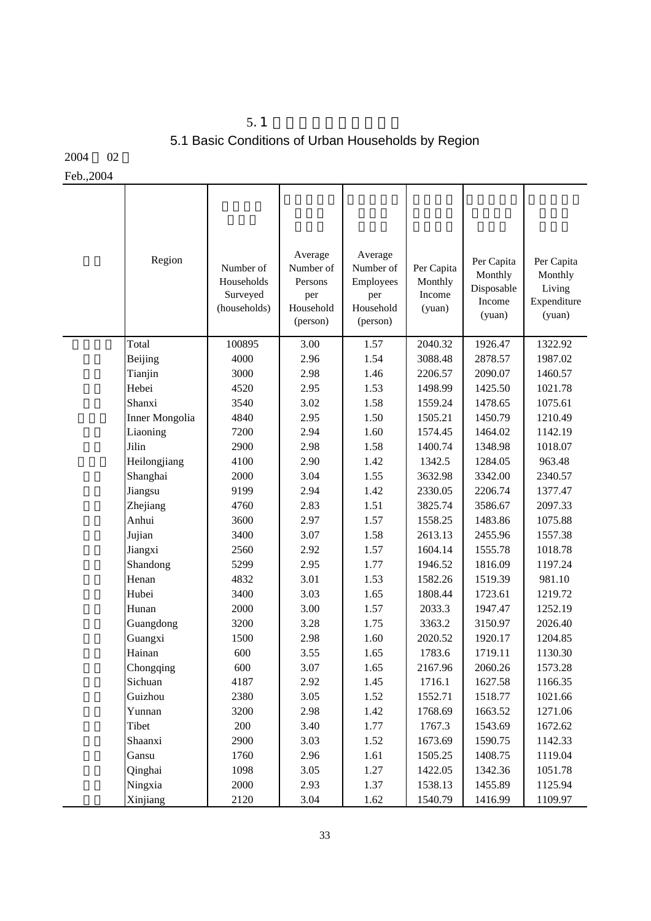# 5.1

## 5.1 Basic Conditions of Urban Households by Region

2004 02

Feb.,2004

| | Region | Number of Households Surveyed (households) | Average Number of Persons per Household (person) | Average Number of Employees per Household (person) | Per Capita Monthly Income (yuan) | Per Capita Monthly Disposable Income (yuan) | Per Capita Monthly Living Expenditure (yuan) |
|---|---|---|---|---|---|---|---|
| | Total | 100895 | 3.00 | 1.57 | 2040.32 | 1926.47 | 1322.92 |
| | Beijing | 4000 | 2.96 | 1.54 | 3088.48 | 2878.57 | 1987.02 |
| | Tianjin | 3000 | 2.98 | 1.46 | 2206.57 | 2090.07 | 1460.57 |
| | Hebei | 4520 | 2.95 | 1.53 | 1498.99 | 1425.50 | 1021.78 |
| | Shanxi | 3540 | 3.02 | 1.58 | 1559.24 | 1478.65 | 1075.61 |
| | Inner Mongolia | 4840 | 2.95 | 1.50 | 1505.21 | 1450.79 | 1210.49 |
| | Liaoning | 7200 | 2.94 | 1.60 | 1574.45 | 1464.02 | 1142.19 |
| | Jilin | 2900 | 2.98 | 1.58 | 1400.74 | 1348.98 | 1018.07 |
| | Heilongjiang | 4100 | 2.90 | 1.42 | 1342.5 | 1284.05 | 963.48 |
| | Shanghai | 2000 | 3.04 | 1.55 | 3632.98 | 3342.00 | 2340.57 |
| | Jiangsu | 9199 | 2.94 | 1.42 | 2330.05 | 2206.74 | 1377.47 |
| | Zhejiang | 4760 | 2.83 | 1.51 | 3825.74 | 3586.67 | 2097.33 |
| | Anhui | 3600 | 2.97 | 1.57 | 1558.25 | 1483.86 | 1075.88 |
| | Jujian | 3400 | 3.07 | 1.58 | 2613.13 | 2455.96 | 1557.38 |
| | Jiangxi | 2560 | 2.92 | 1.57 | 1604.14 | 1555.78 | 1018.78 |
| | Shandong | 5299 | 2.95 | 1.77 | 1946.52 | 1816.09 | 1197.24 |
| | Henan | 4832 | 3.01 | 1.53 | 1582.26 | 1519.39 | 981.10 |
| | Hubei | 3400 | 3.03 | 1.65 | 1808.44 | 1723.61 | 1219.72 |
| | Hunan | 2000 | 3.00 | 1.57 | 2033.3 | 1947.47 | 1252.19 |
| | Guangdong | 3200 | 3.28 | 1.75 | 3363.2 | 3150.97 | 2026.40 |
| | Guangxi | 1500 | 2.98 | 1.60 | 2020.52 | 1920.17 | 1204.85 |
| | Hainan | 600 | 3.55 | 1.65 | 1783.6 | 1719.11 | 1130.30 |
| | Chongqing | 600 | 3.07 | 1.65 | 2167.96 | 2060.26 | 1573.28 |
| | Sichuan | 4187 | 2.92 | 1.45 | 1716.1 | 1627.58 | 1166.35 |
| | Guizhou | 2380 | 3.05 | 1.52 | 1552.71 | 1518.77 | 1021.66 |
| | Yunnan | 3200 | 2.98 | 1.42 | 1768.69 | 1663.52 | 1271.06 |
| | Tibet | 200 | 3.40 | 1.77 | 1767.3 | 1543.69 | 1672.62 |
| | Shaanxi | 2900 | 3.03 | 1.52 | 1673.69 | 1590.75 | 1142.33 |
| | Gansu | 1760 | 2.96 | 1.61 | 1505.25 | 1408.75 | 1119.04 |
| | Qinghai | 1098 | 3.05 | 1.27 | 1422.05 | 1342.36 | 1051.78 |
| | Ningxia | 2000 | 2.93 | 1.37 | 1538.13 | 1455.89 | 1125.94 |
| | Xinjiang | 2120 | 3.04 | 1.62 | 1540.79 | 1416.99 | 1109.97 |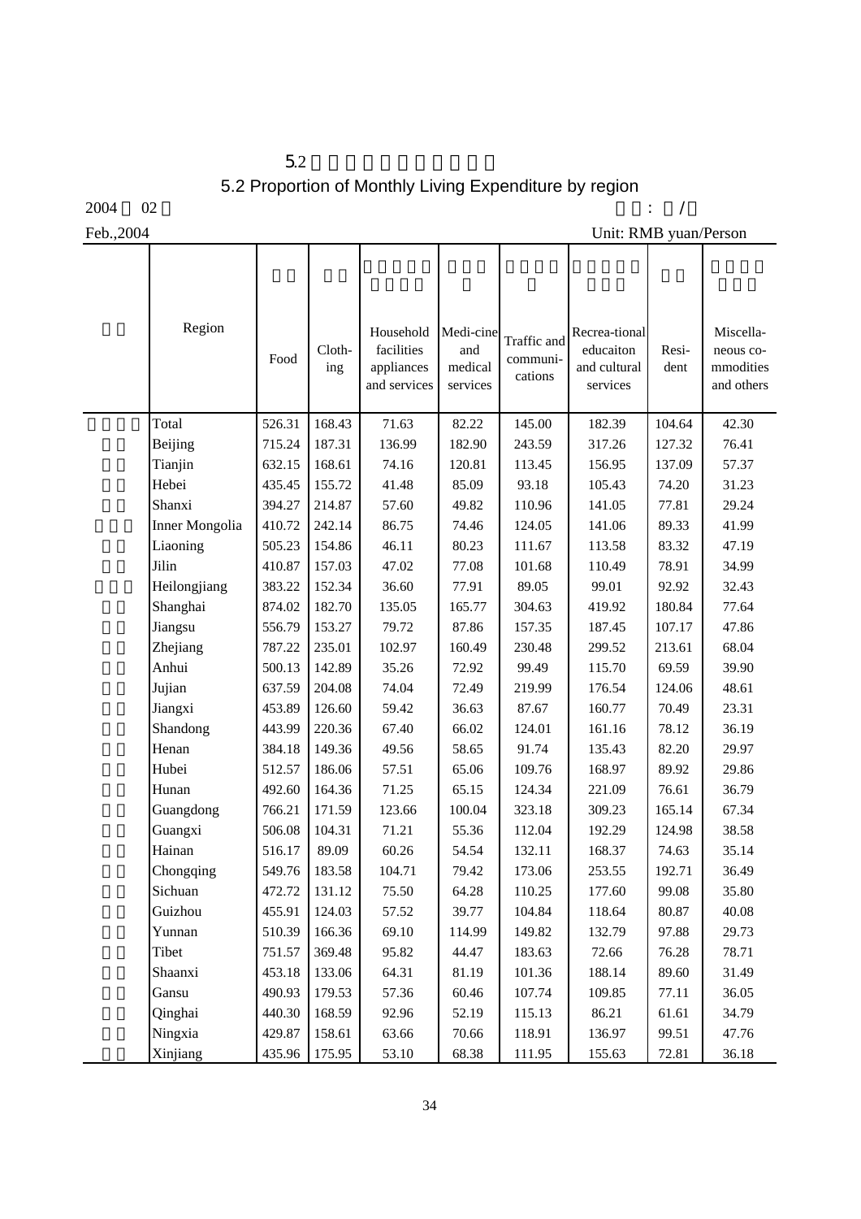# 5.2 Proportion of Monthly Living Expenditure by region

Feb.,2004 Unit: RMB yuan/Person

| Region | Food | Cloth-ing | Household facilities appliances and services | Medi-cine and medical services | Traffic and communi-cations | Recrea-tional educaiton and cultural services | Resi-dent | Miscella-neous co-mmodities and others |
|---|---|---|---|---|---|---|---|---|
| Total | 526.31 | 168.43 | 71.63 | 82.22 | 145.00 | 182.39 | 104.64 | 42.30 |
| Beijing | 715.24 | 187.31 | 136.99 | 182.90 | 243.59 | 317.26 | 127.32 | 76.41 |
| Tianjin | 632.15 | 168.61 | 74.16 | 120.81 | 113.45 | 156.95 | 137.09 | 57.37 |
| Hebei | 435.45 | 155.72 | 41.48 | 85.09 | 93.18 | 105.43 | 74.20 | 31.23 |
| Shanxi | 394.27 | 214.87 | 57.60 | 49.82 | 110.96 | 141.05 | 77.81 | 29.24 |
| Inner Mongolia | 410.72 | 242.14 | 86.75 | 74.46 | 124.05 | 141.06 | 89.33 | 41.99 |
| Liaoning | 505.23 | 154.86 | 46.11 | 80.23 | 111.67 | 113.58 | 83.32 | 47.19 |
| Jilin | 410.87 | 157.03 | 47.02 | 77.08 | 101.68 | 110.49 | 78.91 | 34.99 |
| Heilongjiang | 383.22 | 152.34 | 36.60 | 77.91 | 89.05 | 99.01 | 92.92 | 32.43 |
| Shanghai | 874.02 | 182.70 | 135.05 | 165.77 | 304.63 | 419.92 | 180.84 | 77.64 |
| Jiangsu | 556.79 | 153.27 | 79.72 | 87.86 | 157.35 | 187.45 | 107.17 | 47.86 |
| Zhejiang | 787.22 | 235.01 | 102.97 | 160.49 | 230.48 | 299.52 | 213.61 | 68.04 |
| Anhui | 500.13 | 142.89 | 35.26 | 72.92 | 99.49 | 115.70 | 69.59 | 39.90 |
| Jujian | 637.59 | 204.08 | 74.04 | 72.49 | 219.99 | 176.54 | 124.06 | 48.61 |
| Jiangxi | 453.89 | 126.60 | 59.42 | 36.63 | 87.67 | 160.77 | 70.49 | 23.31 |
| Shandong | 443.99 | 220.36 | 67.40 | 66.02 | 124.01 | 161.16 | 78.12 | 36.19 |
| Henan | 384.18 | 149.36 | 49.56 | 58.65 | 91.74 | 135.43 | 82.20 | 29.97 |
| Hubei | 512.57 | 186.06 | 57.51 | 65.06 | 109.76 | 168.97 | 89.92 | 29.86 |
| Hunan | 492.60 | 164.36 | 71.25 | 65.15 | 124.34 | 221.09 | 76.61 | 36.79 |
| Guangdong | 766.21 | 171.59 | 123.66 | 100.04 | 323.18 | 309.23 | 165.14 | 67.34 |
| Guangxi | 506.08 | 104.31 | 71.21 | 55.36 | 112.04 | 192.29 | 124.98 | 38.58 |
| Hainan | 516.17 | 89.09 | 60.26 | 54.54 | 132.11 | 168.37 | 74.63 | 35.14 |
| Chongqing | 549.76 | 183.58 | 104.71 | 79.42 | 173.06 | 253.55 | 192.71 | 36.49 |
| Sichuan | 472.72 | 131.12 | 75.50 | 64.28 | 110.25 | 177.60 | 99.08 | 35.80 |
| Guizhou | 455.91 | 124.03 | 57.52 | 39.77 | 104.84 | 118.64 | 80.87 | 40.08 |
| Yunnan | 510.39 | 166.36 | 69.10 | 114.99 | 149.82 | 132.79 | 97.88 | 29.73 |
| Tibet | 751.57 | 369.48 | 95.82 | 44.47 | 183.63 | 72.66 | 76.28 | 78.71 |
| Shaanxi | 453.18 | 133.06 | 64.31 | 81.19 | 101.36 | 188.14 | 89.60 | 31.49 |
| Gansu | 490.93 | 179.53 | 57.36 | 60.46 | 107.74 | 109.85 | 77.11 | 36.05 |
| Qinghai | 440.30 | 168.59 | 92.96 | 52.19 | 115.13 | 86.21 | 61.61 | 34.79 |
| Ningxia | 429.87 | 158.61 | 63.66 | 70.66 | 118.91 | 136.97 | 99.51 | 47.76 |
| Xinjiang | 435.96 | 175.95 | 53.10 | 68.38 | 111.95 | 155.63 | 72.81 | 36.18 |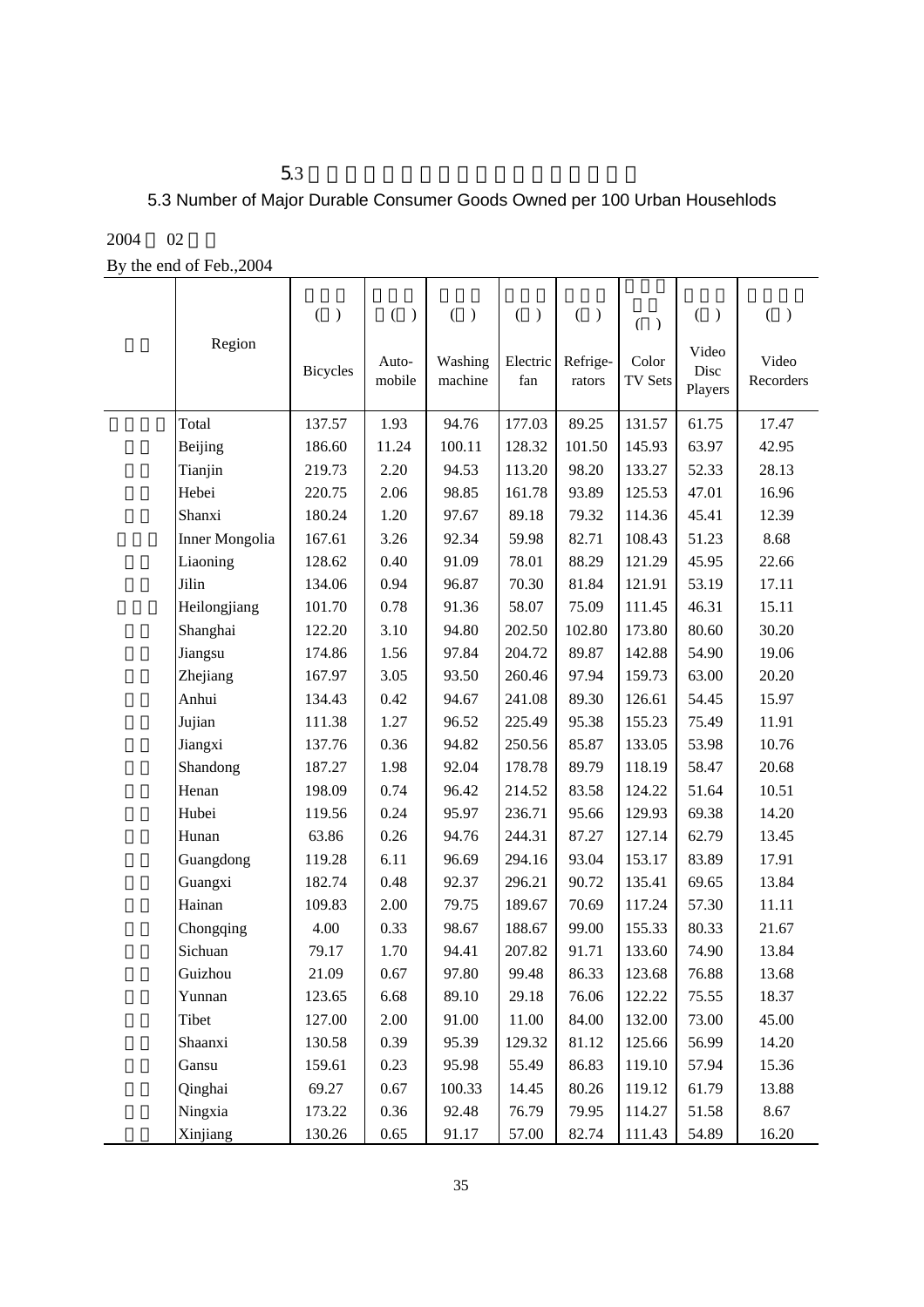# 5.3

## 5.3 Number of Major Durable Consumer Goods Owned per 100 Urban Househlods

2004 02

By the end of Feb.,2004

| | Region | ( )<br>Bicycles | ( )<br>Auto-mobile | ( )<br>Washing machine | ( )<br>Electric fan | ( )<br>Refrige-rators | ( )<br>Color TV Sets | ( )<br>Video Disc Players | ( )<br>Video Recorders |
|---|---|---|---|---|---|---|---|---|---|
| | Total | 137.57 | 1.93 | 94.76 | 177.03 | 89.25 | 131.57 | 61.75 | 17.47 |
| | Beijing | 186.60 | 11.24 | 100.11 | 128.32 | 101.50 | 145.93 | 63.97 | 42.95 |
| | Tianjin | 219.73 | 2.20 | 94.53 | 113.20 | 98.20 | 133.27 | 52.33 | 28.13 |
| | Hebei | 220.75 | 2.06 | 98.85 | 161.78 | 93.89 | 125.53 | 47.01 | 16.96 |
| | Shanxi | 180.24 | 1.20 | 97.67 | 89.18 | 79.32 | 114.36 | 45.41 | 12.39 |
| | Inner Mongolia | 167.61 | 3.26 | 92.34 | 59.98 | 82.71 | 108.43 | 51.23 | 8.68 |
| | Liaoning | 128.62 | 0.40 | 91.09 | 78.01 | 88.29 | 121.29 | 45.95 | 22.66 |
| | Jilin | 134.06 | 0.94 | 96.87 | 70.30 | 81.84 | 121.91 | 53.19 | 17.11 |
| | Heilongjiang | 101.70 | 0.78 | 91.36 | 58.07 | 75.09 | 111.45 | 46.31 | 15.11 |
| | Shanghai | 122.20 | 3.10 | 94.80 | 202.50 | 102.80 | 173.80 | 80.60 | 30.20 |
| | Jiangsu | 174.86 | 1.56 | 97.84 | 204.72 | 89.87 | 142.88 | 54.90 | 19.06 |
| | Zhejiang | 167.97 | 3.05 | 93.50 | 260.46 | 97.94 | 159.73 | 63.00 | 20.20 |
| | Anhui | 134.43 | 0.42 | 94.67 | 241.08 | 89.30 | 126.61 | 54.45 | 15.97 |
| | Jujian | 111.38 | 1.27 | 96.52 | 225.49 | 95.38 | 155.23 | 75.49 | 11.91 |
| | Jiangxi | 137.76 | 0.36 | 94.82 | 250.56 | 85.87 | 133.05 | 53.98 | 10.76 |
| | Shandong | 187.27 | 1.98 | 92.04 | 178.78 | 89.79 | 118.19 | 58.47 | 20.68 |
| | Henan | 198.09 | 0.74 | 96.42 | 214.52 | 83.58 | 124.22 | 51.64 | 10.51 |
| | Hubei | 119.56 | 0.24 | 95.97 | 236.71 | 95.66 | 129.93 | 69.38 | 14.20 |
| | Hunan | 63.86 | 0.26 | 94.76 | 244.31 | 87.27 | 127.14 | 62.79 | 13.45 |
| | Guangdong | 119.28 | 6.11 | 96.69 | 294.16 | 93.04 | 153.17 | 83.89 | 17.91 |
| | Guangxi | 182.74 | 0.48 | 92.37 | 296.21 | 90.72 | 135.41 | 69.65 | 13.84 |
| | Hainan | 109.83 | 2.00 | 79.75 | 189.67 | 70.69 | 117.24 | 57.30 | 11.11 |
| | Chongqing | 4.00 | 0.33 | 98.67 | 188.67 | 99.00 | 155.33 | 80.33 | 21.67 |
| | Sichuan | 79.17 | 1.70 | 94.41 | 207.82 | 91.71 | 133.60 | 74.90 | 13.84 |
| | Guizhou | 21.09 | 0.67 | 97.80 | 99.48 | 86.33 | 123.68 | 76.88 | 13.68 |
| | Yunnan | 123.65 | 6.68 | 89.10 | 29.18 | 76.06 | 122.22 | 75.55 | 18.37 |
| | Tibet | 127.00 | 2.00 | 91.00 | 11.00 | 84.00 | 132.00 | 73.00 | 45.00 |
| | Shaanxi | 130.58 | 0.39 | 95.39 | 129.32 | 81.12 | 125.66 | 56.99 | 14.20 |
| | Gansu | 159.61 | 0.23 | 95.98 | 55.49 | 86.83 | 119.10 | 57.94 | 15.36 |
| | Qinghai | 69.27 | 0.67 | 100.33 | 14.45 | 80.26 | 119.12 | 61.79 | 13.88 |
| | Ningxia | 173.22 | 0.36 | 92.48 | 76.79 | 79.95 | 114.27 | 51.58 | 8.67 |
| | Xinjiang | 130.26 | 0.65 | 91.17 | 57.00 | 82.74 | 111.43 | 54.89 | 16.20 |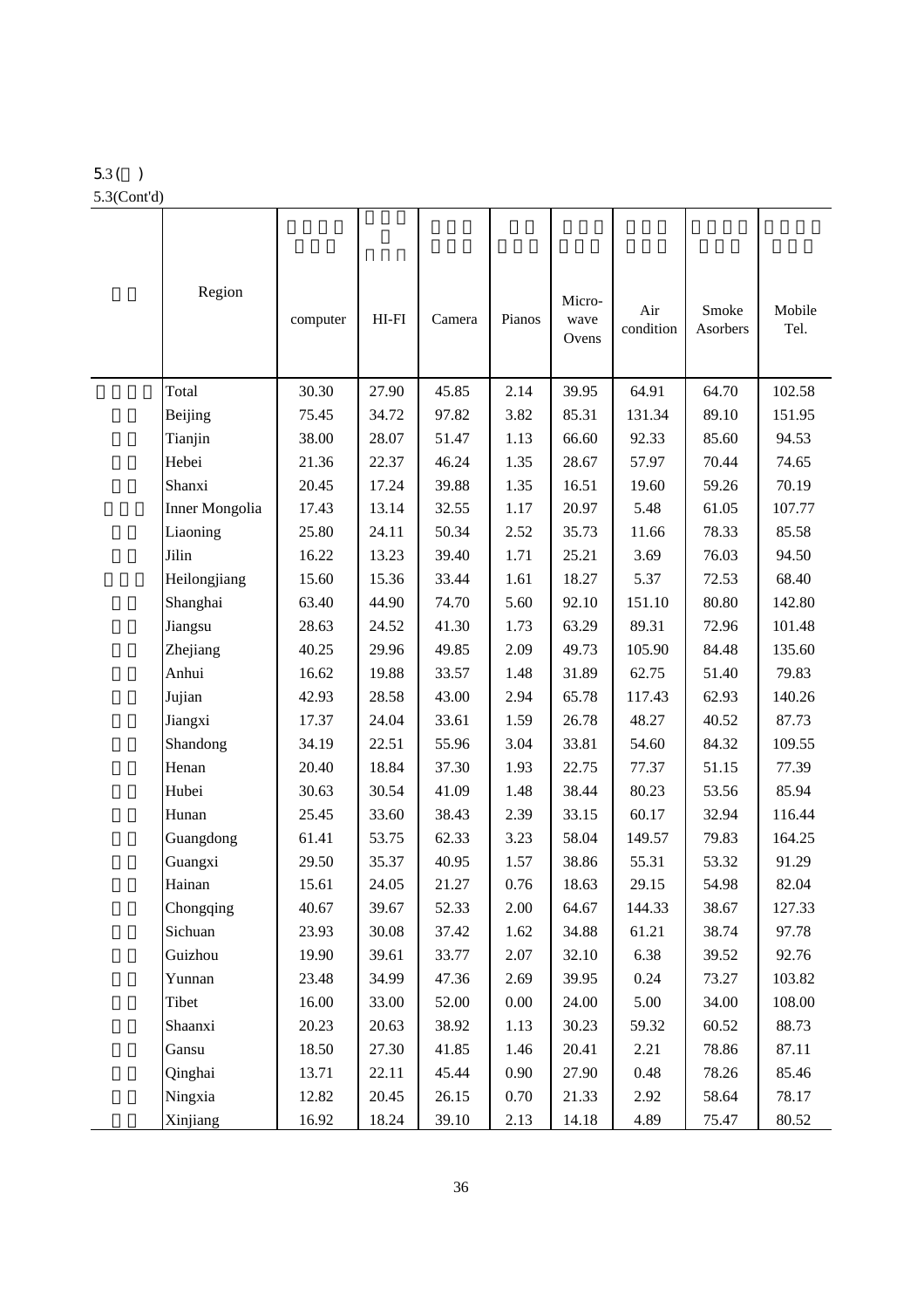5.3 ( )

5.3(Cont'd)

| | Region | computer | HI-FI | Camera | Pianos | Micro-wave Ovens | Air condition | Smoke Asorbers | Mobile Tel. |
|---|---|---|---|---|---|---|---|---|---|
| | Total | 30.30 | 27.90 | 45.85 | 2.14 | 39.95 | 64.91 | 64.70 | 102.58 |
| | Beijing | 75.45 | 34.72 | 97.82 | 3.82 | 85.31 | 131.34 | 89.10 | 151.95 |
| | Tianjin | 38.00 | 28.07 | 51.47 | 1.13 | 66.60 | 92.33 | 85.60 | 94.53 |
| | Hebei | 21.36 | 22.37 | 46.24 | 1.35 | 28.67 | 57.97 | 70.44 | 74.65 |
| | Shanxi | 20.45 | 17.24 | 39.88 | 1.35 | 16.51 | 19.60 | 59.26 | 70.19 |
| | Inner Mongolia | 17.43 | 13.14 | 32.55 | 1.17 | 20.97 | 5.48 | 61.05 | 107.77 |
| | Liaoning | 25.80 | 24.11 | 50.34 | 2.52 | 35.73 | 11.66 | 78.33 | 85.58 |
| | Jilin | 16.22 | 13.23 | 39.40 | 1.71 | 25.21 | 3.69 | 76.03 | 94.50 |
| | Heilongjiang | 15.60 | 15.36 | 33.44 | 1.61 | 18.27 | 5.37 | 72.53 | 68.40 |
| | Shanghai | 63.40 | 44.90 | 74.70 | 5.60 | 92.10 | 151.10 | 80.80 | 142.80 |
| | Jiangsu | 28.63 | 24.52 | 41.30 | 1.73 | 63.29 | 89.31 | 72.96 | 101.48 |
| | Zhejiang | 40.25 | 29.96 | 49.85 | 2.09 | 49.73 | 105.90 | 84.48 | 135.60 |
| | Anhui | 16.62 | 19.88 | 33.57 | 1.48 | 31.89 | 62.75 | 51.40 | 79.83 |
| | Jujian | 42.93 | 28.58 | 43.00 | 2.94 | 65.78 | 117.43 | 62.93 | 140.26 |
| | Jiangxi | 17.37 | 24.04 | 33.61 | 1.59 | 26.78 | 48.27 | 40.52 | 87.73 |
| | Shandong | 34.19 | 22.51 | 55.96 | 3.04 | 33.81 | 54.60 | 84.32 | 109.55 |
| | Henan | 20.40 | 18.84 | 37.30 | 1.93 | 22.75 | 77.37 | 51.15 | 77.39 |
| | Hubei | 30.63 | 30.54 | 41.09 | 1.48 | 38.44 | 80.23 | 53.56 | 85.94 |
| | Hunan | 25.45 | 33.60 | 38.43 | 2.39 | 33.15 | 60.17 | 32.94 | 116.44 |
| | Guangdong | 61.41 | 53.75 | 62.33 | 3.23 | 58.04 | 149.57 | 79.83 | 164.25 |
| | Guangxi | 29.50 | 35.37 | 40.95 | 1.57 | 38.86 | 55.31 | 53.32 | 91.29 |
| | Hainan | 15.61 | 24.05 | 21.27 | 0.76 | 18.63 | 29.15 | 54.98 | 82.04 |
| | Chongqing | 40.67 | 39.67 | 52.33 | 2.00 | 64.67 | 144.33 | 38.67 | 127.33 |
| | Sichuan | 23.93 | 30.08 | 37.42 | 1.62 | 34.88 | 61.21 | 38.74 | 97.78 |
| | Guizhou | 19.90 | 39.61 | 33.77 | 2.07 | 32.10 | 6.38 | 39.52 | 92.76 |
| | Yunnan | 23.48 | 34.99 | 47.36 | 2.69 | 39.95 | 0.24 | 73.27 | 103.82 |
| | Tibet | 16.00 | 33.00 | 52.00 | 0.00 | 24.00 | 5.00 | 34.00 | 108.00 |
| | Shaanxi | 20.23 | 20.63 | 38.92 | 1.13 | 30.23 | 59.32 | 60.52 | 88.73 |
| | Gansu | 18.50 | 27.30 | 41.85 | 1.46 | 20.41 | 2.21 | 78.86 | 87.11 |
| | Qinghai | 13.71 | 22.11 | 45.44 | 0.90 | 27.90 | 0.48 | 78.26 | 85.46 |
| | Ningxia | 12.82 | 20.45 | 26.15 | 0.70 | 21.33 | 2.92 | 58.64 | 78.17 |
| | Xinjiang | 16.92 | 18.24 | 39.10 | 2.13 | 14.18 | 4.89 | 75.47 | 80.52 |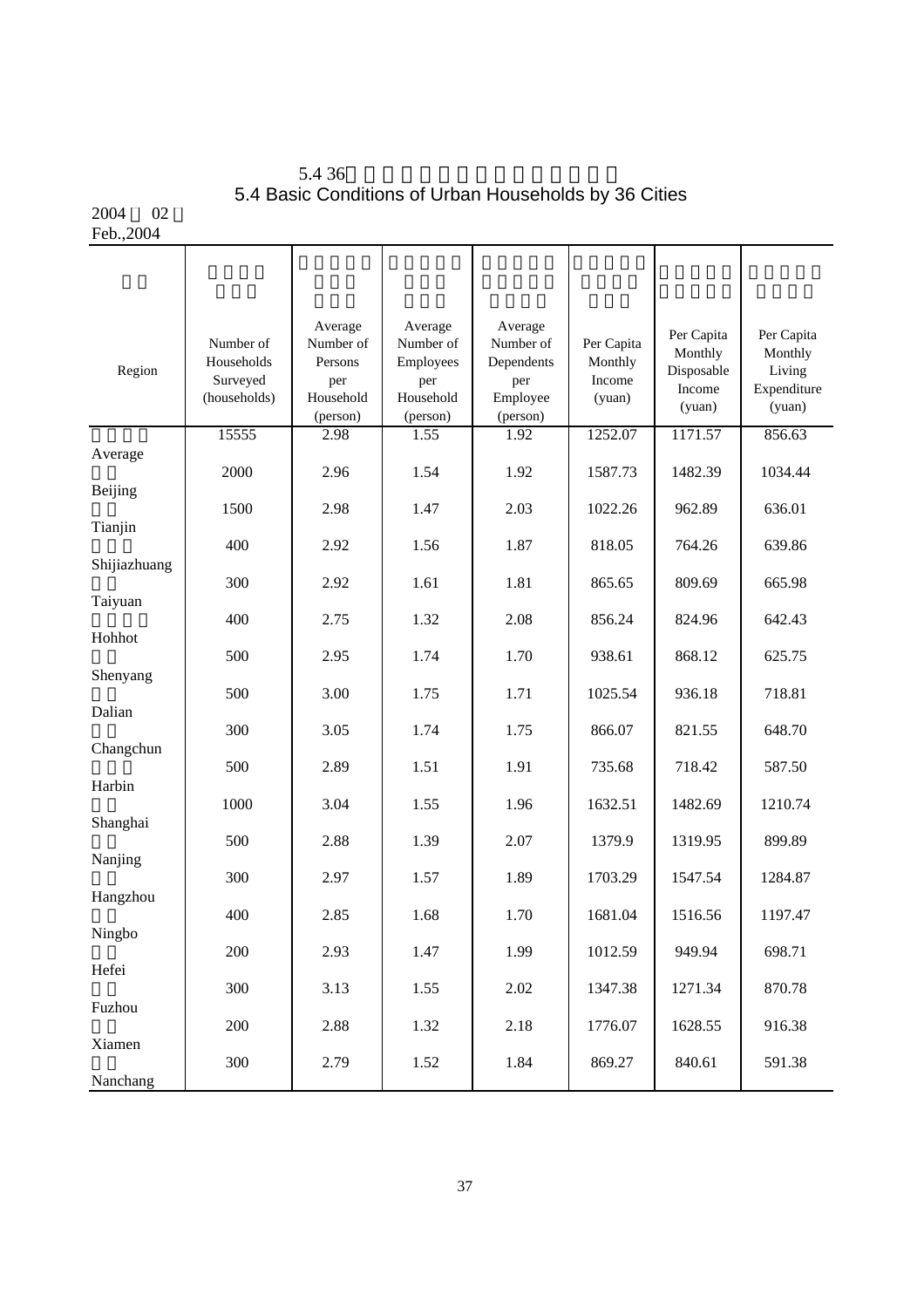# 5.4 36

# 5.4 Basic Conditions of Urban Households by 36 Cities

2004 02

Feb.,2004

| Region | Number of Households Surveyed (households) | Average Number of Persons per Household (person) | Average Number of Employees per Household (person) | Average Number of Dependents per Employee (person) | Per Capita Monthly Income (yuan) | Per Capita Monthly Disposable Income (yuan) | Per Capita Monthly Living Expenditure (yuan) |
|---|---|---|---|---|---|---|---|
| Average | 15555 | 2.98 | 1.55 | 1.92 | 1252.07 | 1171.57 | 856.63 |
| Beijing | 2000 | 2.96 | 1.54 | 1.92 | 1587.73 | 1482.39 | 1034.44 |
| Tianjin | 1500 | 2.98 | 1.47 | 2.03 | 1022.26 | 962.89 | 636.01 |
| Shijiazhuang | 400 | 2.92 | 1.56 | 1.87 | 818.05 | 764.26 | 639.86 |
| Taiyuan | 300 | 2.92 | 1.61 | 1.81 | 865.65 | 809.69 | 665.98 |
| Hohhot | 400 | 2.75 | 1.32 | 2.08 | 856.24 | 824.96 | 642.43 |
| Shenyang | 500 | 2.95 | 1.74 | 1.70 | 938.61 | 868.12 | 625.75 |
| Dalian | 500 | 3.00 | 1.75 | 1.71 | 1025.54 | 936.18 | 718.81 |
| Changchun | 300 | 3.05 | 1.74 | 1.75 | 866.07 | 821.55 | 648.70 |
| Harbin | 500 | 2.89 | 1.51 | 1.91 | 735.68 | 718.42 | 587.50 |
| Shanghai | 1000 | 3.04 | 1.55 | 1.96 | 1632.51 | 1482.69 | 1210.74 |
| Nanjing | 500 | 2.88 | 1.39 | 2.07 | 1379.9 | 1319.95 | 899.89 |
| Hangzhou | 300 | 2.97 | 1.57 | 1.89 | 1703.29 | 1547.54 | 1284.87 |
| Ningbo | 400 | 2.85 | 1.68 | 1.70 | 1681.04 | 1516.56 | 1197.47 |
| Hefei | 200 | 2.93 | 1.47 | 1.99 | 1012.59 | 949.94 | 698.71 |
| Fuzhou | 300 | 3.13 | 1.55 | 2.02 | 1347.38 | 1271.34 | 870.78 |
| Xiamen | 200 | 2.88 | 1.32 | 2.18 | 1776.07 | 1628.55 | 916.38 |
| Nanchang | 300 | 2.79 | 1.52 | 1.84 | 869.27 | 840.61 | 591.38 |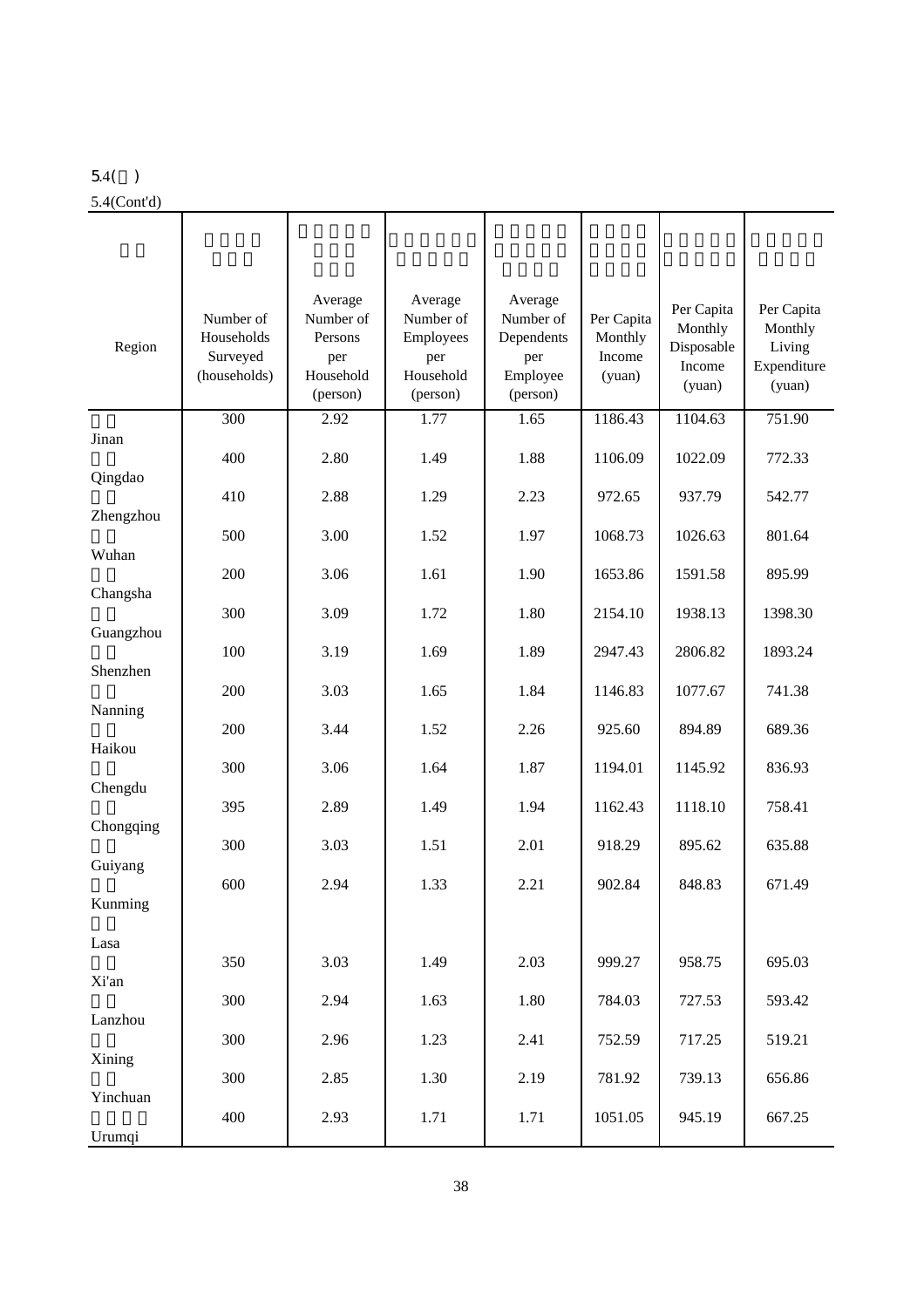5.4(Cont'd)

| Region | Number of Households Surveyed (households) | Average Number of Persons per Household (person) | Average Number of Employees per Household (person) | Average Number of Dependents per Employee (person) | Per Capita Monthly Income (yuan) | Per Capita Monthly Disposable Income (yuan) | Per Capita Monthly Living Expenditure (yuan) |
|---|---|---|---|---|---|---|---|
| Jinan | 300 | 2.92 | 1.77 | 1.65 | 1186.43 | 1104.63 | 751.90 |
| Qingdao | 400 | 2.80 | 1.49 | 1.88 | 1106.09 | 1022.09 | 772.33 |
| Zhengzhou | 410 | 2.88 | 1.29 | 2.23 | 972.65 | 937.79 | 542.77 |
| Wuhan | 500 | 3.00 | 1.52 | 1.97 | 1068.73 | 1026.63 | 801.64 |
| Changsha | 200 | 3.06 | 1.61 | 1.90 | 1653.86 | 1591.58 | 895.99 |
| Guangzhou | 300 | 3.09 | 1.72 | 1.80 | 2154.10 | 1938.13 | 1398.30 |
| Shenzhen | 100 | 3.19 | 1.69 | 1.89 | 2947.43 | 2806.82 | 1893.24 |
| Nanning | 200 | 3.03 | 1.65 | 1.84 | 1146.83 | 1077.67 | 741.38 |
| Haikou | 200 | 3.44 | 1.52 | 2.26 | 925.60 | 894.89 | 689.36 |
| Chengdu | 300 | 3.06 | 1.64 | 1.87 | 1194.01 | 1145.92 | 836.93 |
| Chongqing | 395 | 2.89 | 1.49 | 1.94 | 1162.43 | 1118.10 | 758.41 |
| Guiyang | 300 | 3.03 | 1.51 | 2.01 | 918.29 | 895.62 | 635.88 |
| Kunming | 600 | 2.94 | 1.33 | 2.21 | 902.84 | 848.83 | 671.49 |
| Lasa | | | | | | | |
| Xi'an | 350 | 3.03 | 1.49 | 2.03 | 999.27 | 958.75 | 695.03 |
| Lanzhou | 300 | 2.94 | 1.63 | 1.80 | 784.03 | 727.53 | 593.42 |
| Xining | 300 | 2.96 | 1.23 | 2.41 | 752.59 | 717.25 | 519.21 |
| Yinchuan | 300 | 2.85 | 1.30 | 2.19 | 781.92 | 739.13 | 656.86 |
| Urumqi | 400 | 2.93 | 1.71 | 1.71 | 1051.05 | 945.19 | 667.25 |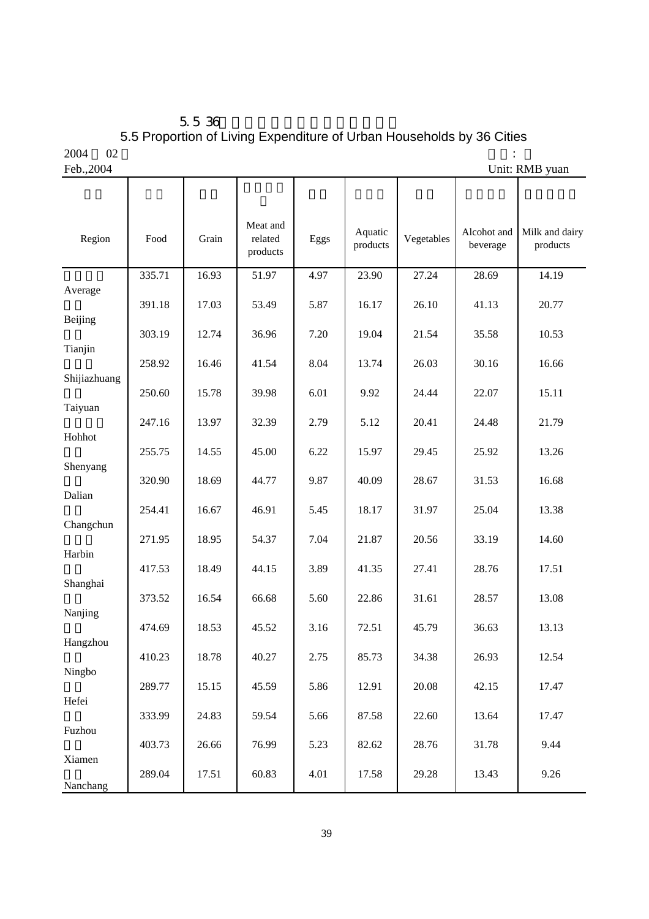# 5.5 36

## 5.5 Proportion of Living Expenditure of Urban Households by 36 Cities

2004 02
Feb.,2004

Unit: RMB yuan

| Region | Food | Grain | Meat and related products | Eggs | Aquatic products | Vegetables | Alcohot and beverage | Milk and dairy products |
|---|---|---|---|---|---|---|---|---|
| Average | 335.71 | 16.93 | 51.97 | 4.97 | 23.90 | 27.24 | 28.69 | 14.19 |
| Beijing | 391.18 | 17.03 | 53.49 | 5.87 | 16.17 | 26.10 | 41.13 | 20.77 |
| Tianjin | 303.19 | 12.74 | 36.96 | 7.20 | 19.04 | 21.54 | 35.58 | 10.53 |
| Shijiazhuang | 258.92 | 16.46 | 41.54 | 8.04 | 13.74 | 26.03 | 30.16 | 16.66 |
| Taiyuan | 250.60 | 15.78 | 39.98 | 6.01 | 9.92 | 24.44 | 22.07 | 15.11 |
| Hohhot | 247.16 | 13.97 | 32.39 | 2.79 | 5.12 | 20.41 | 24.48 | 21.79 |
| Shenyang | 255.75 | 14.55 | 45.00 | 6.22 | 15.97 | 29.45 | 25.92 | 13.26 |
| Dalian | 320.90 | 18.69 | 44.77 | 9.87 | 40.09 | 28.67 | 31.53 | 16.68 |
| Changchun | 254.41 | 16.67 | 46.91 | 5.45 | 18.17 | 31.97 | 25.04 | 13.38 |
| Harbin | 271.95 | 18.95 | 54.37 | 7.04 | 21.87 | 20.56 | 33.19 | 14.60 |
| Shanghai | 417.53 | 18.49 | 44.15 | 3.89 | 41.35 | 27.41 | 28.76 | 17.51 |
| Nanjing | 373.52 | 16.54 | 66.68 | 5.60 | 22.86 | 31.61 | 28.57 | 13.08 |
| Hangzhou | 474.69 | 18.53 | 45.52 | 3.16 | 72.51 | 45.79 | 36.63 | 13.13 |
| Ningbo | 410.23 | 18.78 | 40.27 | 2.75 | 85.73 | 34.38 | 26.93 | 12.54 |
| Hefei | 289.77 | 15.15 | 45.59 | 5.86 | 12.91 | 20.08 | 42.15 | 17.47 |
| Fuzhou | 333.99 | 24.83 | 59.54 | 5.66 | 87.58 | 22.60 | 13.64 | 17.47 |
| Xiamen | 403.73 | 26.66 | 76.99 | 5.23 | 82.62 | 28.76 | 31.78 | 9.44 |
| Nanchang | 289.04 | 17.51 | 60.83 | 4.01 | 17.58 | 29.28 | 13.43 | 9.26 |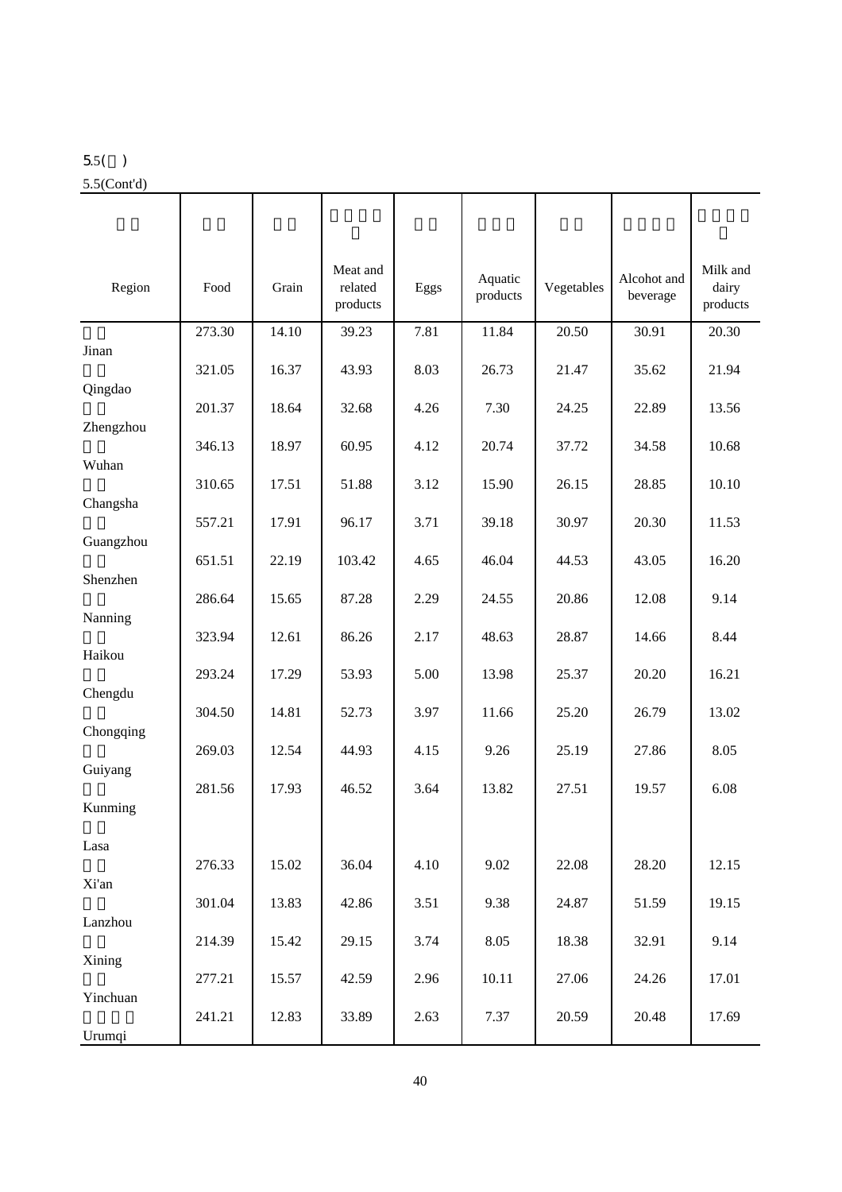5.5(续)

5.5(Cont'd)

| Region | Food | Grain | Meat and related products | Eggs | Aquatic products | Vegetables | Alcohol and beverage | Milk and dairy products |
|---|---|---|---|---|---|---|---|---|
| Jinan | 273.30 | 14.10 | 39.23 | 7.81 | 11.84 | 20.50 | 30.91 | 20.30 |
| Qingdao | 321.05 | 16.37 | 43.93 | 8.03 | 26.73 | 21.47 | 35.62 | 21.94 |
| Zhengzhou | 201.37 | 18.64 | 32.68 | 4.26 | 7.30 | 24.25 | 22.89 | 13.56 |
| Wuhan | 346.13 | 18.97 | 60.95 | 4.12 | 20.74 | 37.72 | 34.58 | 10.68 |
| Changsha | 310.65 | 17.51 | 51.88 | 3.12 | 15.90 | 26.15 | 28.85 | 10.10 |
| Guangzhou | 557.21 | 17.91 | 96.17 | 3.71 | 39.18 | 30.97 | 20.30 | 11.53 |
| Shenzhen | 651.51 | 22.19 | 103.42 | 4.65 | 46.04 | 44.53 | 43.05 | 16.20 |
| Nanning | 286.64 | 15.65 | 87.28 | 2.29 | 24.55 | 20.86 | 12.08 | 9.14 |
| Haikou | 323.94 | 12.61 | 86.26 | 2.17 | 48.63 | 28.87 | 14.66 | 8.44 |
| Chengdu | 293.24 | 17.29 | 53.93 | 5.00 | 13.98 | 25.37 | 20.20 | 16.21 |
| Chongqing | 304.50 | 14.81 | 52.73 | 3.97 | 11.66 | 25.20 | 26.79 | 13.02 |
| Guiyang | 269.03 | 12.54 | 44.93 | 4.15 | 9.26 | 25.19 | 27.86 | 8.05 |
| Kunming | 281.56 | 17.93 | 46.52 | 3.64 | 13.82 | 27.51 | 19.57 | 6.08 |
| Lasa | | | | | | | | |
| Xi'an | 276.33 | 15.02 | 36.04 | 4.10 | 9.02 | 22.08 | 28.20 | 12.15 |
| Lanzhou | 301.04 | 13.83 | 42.86 | 3.51 | 9.38 | 24.87 | 51.59 | 19.15 |
| Xining | 214.39 | 15.42 | 29.15 | 3.74 | 8.05 | 18.38 | 32.91 | 9.14 |
| Yinchuan | 277.21 | 15.57 | 42.59 | 2.96 | 10.11 | 27.06 | 24.26 | 17.01 |
| Urumqi | 241.21 | 12.83 | 33.89 | 2.63 | 7.37 | 20.59 | 20.48 | 17.69 |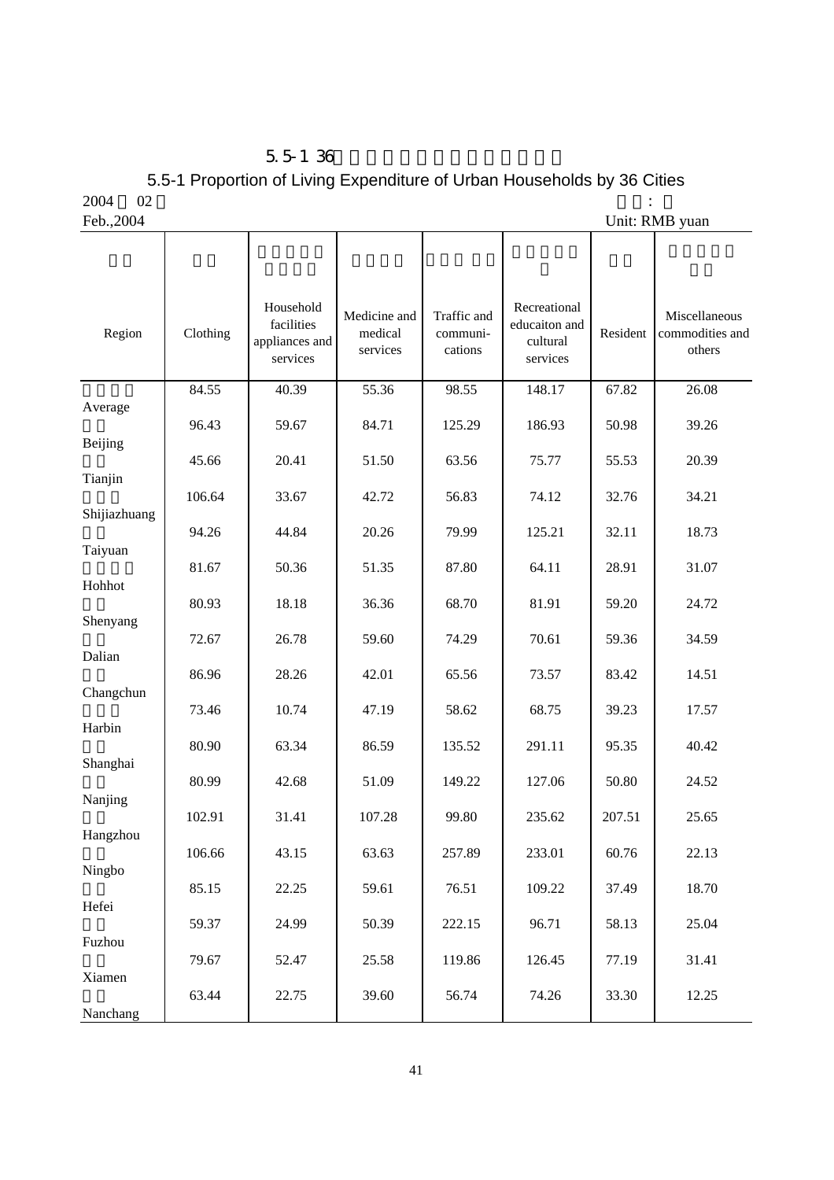# 5.5-1 36

## 5.5-1 Proportion of Living Expenditure of Urban Households by 36 Cities

2004 02 :
Feb.,2004 Unit: RMB yuan

| Region | Clothing | Household facilities appliances and services | Medicine and medical services | Traffic and communi-cations | Recreational educaiton and cultural services | Resident | Miscellaneous commodities and others |
|---|---|---|---|---|---|---|---|
| Average | 84.55 | 40.39 | 55.36 | 98.55 | 148.17 | 67.82 | 26.08 |
| Beijing | 96.43 | 59.67 | 84.71 | 125.29 | 186.93 | 50.98 | 39.26 |
| Tianjin | 45.66 | 20.41 | 51.50 | 63.56 | 75.77 | 55.53 | 20.39 |
| Shijiazhuang | 106.64 | 33.67 | 42.72 | 56.83 | 74.12 | 32.76 | 34.21 |
| Taiyuan | 94.26 | 44.84 | 20.26 | 79.99 | 125.21 | 32.11 | 18.73 |
| Hohhot | 81.67 | 50.36 | 51.35 | 87.80 | 64.11 | 28.91 | 31.07 |
| Shenyang | 80.93 | 18.18 | 36.36 | 68.70 | 81.91 | 59.20 | 24.72 |
| Dalian | 72.67 | 26.78 | 59.60 | 74.29 | 70.61 | 59.36 | 34.59 |
| Changchun | 86.96 | 28.26 | 42.01 | 65.56 | 73.57 | 83.42 | 14.51 |
| Harbin | 73.46 | 10.74 | 47.19 | 58.62 | 68.75 | 39.23 | 17.57 |
| Shanghai | 80.90 | 63.34 | 86.59 | 135.52 | 291.11 | 95.35 | 40.42 |
| Nanjing | 80.99 | 42.68 | 51.09 | 149.22 | 127.06 | 50.80 | 24.52 |
| Hangzhou | 102.91 | 31.41 | 107.28 | 99.80 | 235.62 | 207.51 | 25.65 |
| Ningbo | 106.66 | 43.15 | 63.63 | 257.89 | 233.01 | 60.76 | 22.13 |
| Hefei | 85.15 | 22.25 | 59.61 | 76.51 | 109.22 | 37.49 | 18.70 |
| Fuzhou | 59.37 | 24.99 | 50.39 | 222.15 | 96.71 | 58.13 | 25.04 |
| Xiamen | 79.67 | 52.47 | 25.58 | 119.86 | 126.45 | 77.19 | 31.41 |
| Nanchang | 63.44 | 22.75 | 39.60 | 56.74 | 74.26 | 33.30 | 12.25 |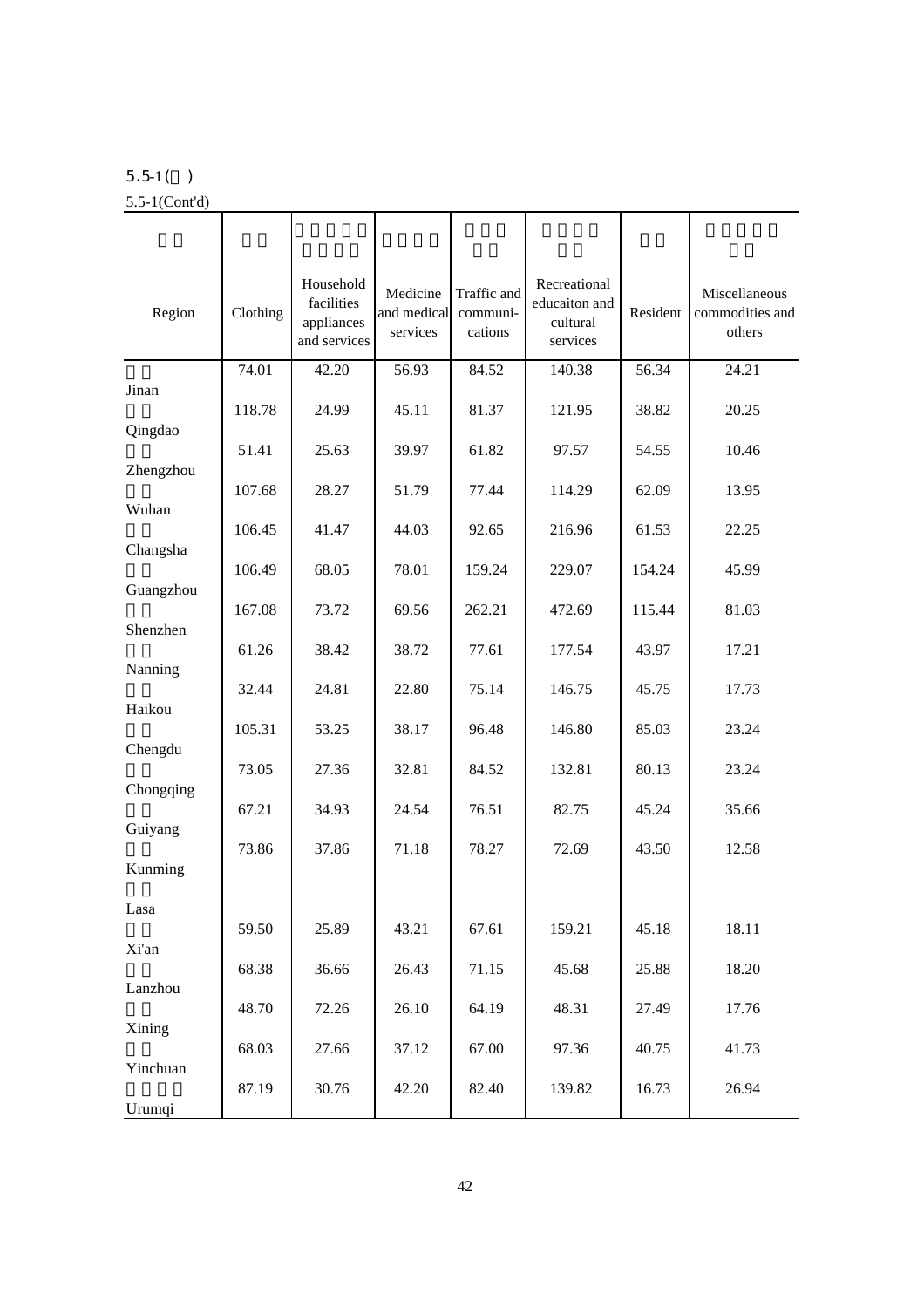5.5-1(续)

5.5-1(Cont'd)

| Region | Clothing | Household facilities appliances and services | Medicine and medical services | Traffic and communi-cations | Recreational educaiton and cultural services | Resident | Miscellaneous commodities and others |
|---|---|---|---|---|---|---|---|
| Jinan | 74.01 | 42.20 | 56.93 | 84.52 | 140.38 | 56.34 | 24.21 |
| Qingdao | 118.78 | 24.99 | 45.11 | 81.37 | 121.95 | 38.82 | 20.25 |
| Zhengzhou | 51.41 | 25.63 | 39.97 | 61.82 | 97.57 | 54.55 | 10.46 |
| Wuhan | 107.68 | 28.27 | 51.79 | 77.44 | 114.29 | 62.09 | 13.95 |
| Changsha | 106.45 | 41.47 | 44.03 | 92.65 | 216.96 | 61.53 | 22.25 |
| Guangzhou | 106.49 | 68.05 | 78.01 | 159.24 | 229.07 | 154.24 | 45.99 |
| Shenzhen | 167.08 | 73.72 | 69.56 | 262.21 | 472.69 | 115.44 | 81.03 |
| Nanning | 61.26 | 38.42 | 38.72 | 77.61 | 177.54 | 43.97 | 17.21 |
| Haikou | 32.44 | 24.81 | 22.80 | 75.14 | 146.75 | 45.75 | 17.73 |
| Chengdu | 105.31 | 53.25 | 38.17 | 96.48 | 146.80 | 85.03 | 23.24 |
| Chongqing | 73.05 | 27.36 | 32.81 | 84.52 | 132.81 | 80.13 | 23.24 |
| Guiyang | 67.21 | 34.93 | 24.54 | 76.51 | 82.75 | 45.24 | 35.66 |
| Kunming | 73.86 | 37.86 | 71.18 | 78.27 | 72.69 | 43.50 | 12.58 |
| Lasa | | | | | | | |
| Xi'an | 59.50 | 25.89 | 43.21 | 67.61 | 159.21 | 45.18 | 18.11 |
| Lanzhou | 68.38 | 36.66 | 26.43 | 71.15 | 45.68 | 25.88 | 18.20 |
| Xining | 48.70 | 72.26 | 26.10 | 64.19 | 48.31 | 27.49 | 17.76 |
| Yinchuan | 68.03 | 27.66 | 37.12 | 67.00 | 97.36 | 40.75 | 41.73 |
| Urumqi | 87.19 | 30.76 | 42.20 | 82.40 | 139.82 | 16.73 | 26.94 |